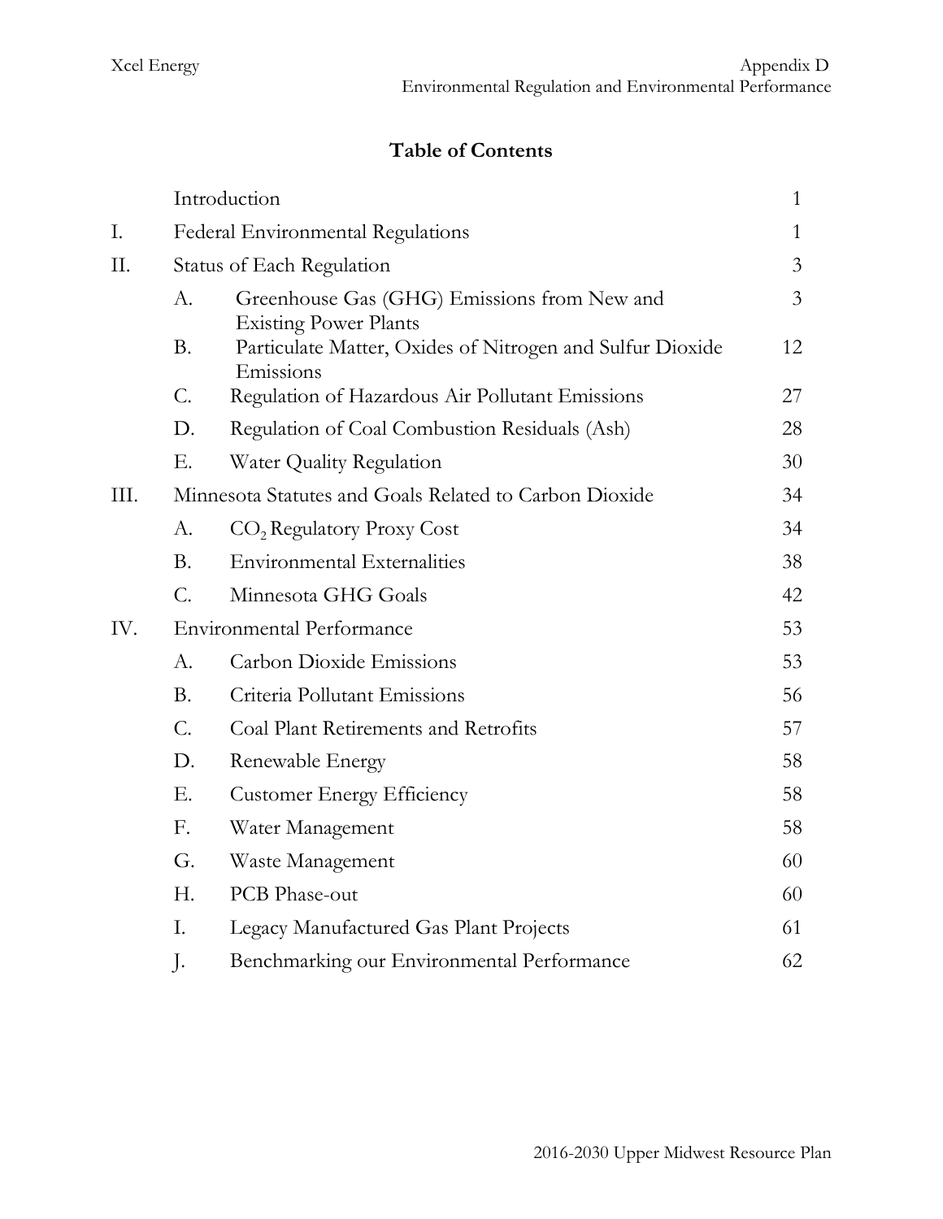# Table of Contents

| | | | Page |
|---|---|---|---|
| | Introduction | | 1 |
| I. | Federal Environmental Regulations | | 1 |
| II. | Status of Each Regulation | | 3 |
| | A. | Greenhouse Gas (GHG) Emissions from New and Existing Power Plants | 3 |
| | B. | Particulate Matter, Oxides of Nitrogen and Sulfur Dioxide Emissions | 12 |
| | C. | Regulation of Hazardous Air Pollutant Emissions | 27 |
| | D. | Regulation of Coal Combustion Residuals (Ash) | 28 |
| | E. | Water Quality Regulation | 30 |
| III. | Minnesota Statutes and Goals Related to Carbon Dioxide | | 34 |
| | A. | $CO_2$ Regulatory Proxy Cost | 34 |
| | B. | Environmental Externalities | 38 |
| | C. | Minnesota GHG Goals | 42 |
| IV. | Environmental Performance | | 53 |
| | A. | Carbon Dioxide Emissions | 53 |
| | B. | Criteria Pollutant Emissions | 56 |
| | C. | Coal Plant Retirements and Retrofits | 57 |
| | D. | Renewable Energy | 58 |
| | E. | Customer Energy Efficiency | 58 |
| | F. | Water Management | 58 |
| | G. | Waste Management | 60 |
| | H. | PCB Phase-out | 60 |
| | I. | Legacy Manufactured Gas Plant Projects | 61 |
| | J. | Benchmarking our Environmental Performance | 62 |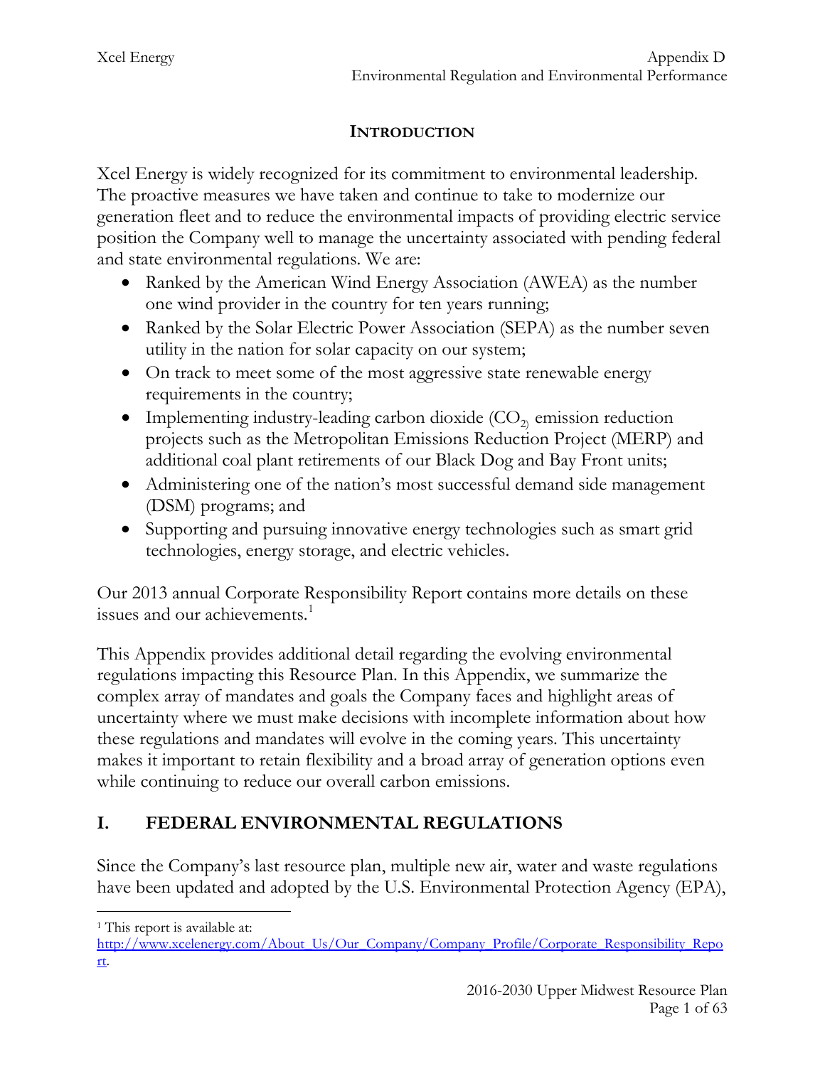## INTRODUCTION

Xcel Energy is widely recognized for its commitment to environmental leadership. The proactive measures we have taken and continue to take to modernize our generation fleet and to reduce the environmental impacts of providing electric service position the Company well to manage the uncertainty associated with pending federal and state environmental regulations. We are:

- Ranked by the American Wind Energy Association (AWEA) as the number one wind provider in the country for ten years running;
- Ranked by the Solar Electric Power Association (SEPA) as the number seven utility in the nation for solar capacity on our system;
- On track to meet some of the most aggressive state renewable energy requirements in the country;
- Implementing industry-leading carbon dioxide ($CO_2$) emission reduction projects such as the Metropolitan Emissions Reduction Project (MERP) and additional coal plant retirements of our Black Dog and Bay Front units;
- Administering one of the nation's most successful demand side management (DSM) programs; and
- Supporting and pursuing innovative energy technologies such as smart grid technologies, energy storage, and electric vehicles.

Our 2013 annual Corporate Responsibility Report contains more details on these issues and our achievements.[1]

This Appendix provides additional detail regarding the evolving environmental regulations impacting this Resource Plan. In this Appendix, we summarize the complex array of mandates and goals the Company faces and highlight areas of uncertainty where we must make decisions with incomplete information about how these regulations and mandates will evolve in the coming years. This uncertainty makes it important to retain flexibility and a broad array of generation options even while continuing to reduce our overall carbon emissions.

## I. FEDERAL ENVIRONMENTAL REGULATIONS

Since the Company's last resource plan, multiple new air, water and waste regulations have been updated and adopted by the U.S. Environmental Protection Agency (EPA),

---

[1] This report is available at: http://www.xcelenergy.com/About_Us/Our_Company/Company_Profile/Corporate_Responsibility_Report.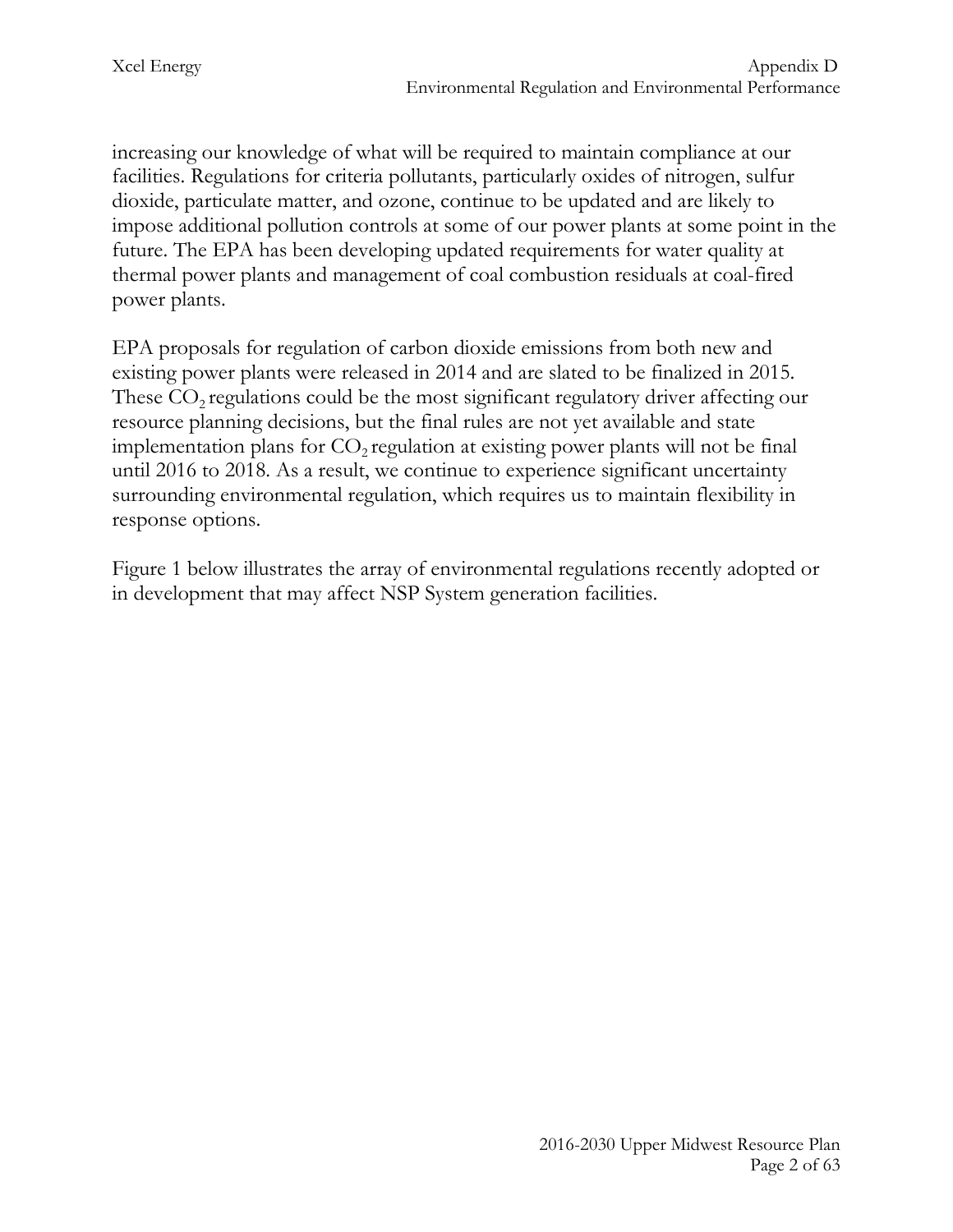increasing our knowledge of what will be required to maintain compliance at our facilities. Regulations for criteria pollutants, particularly oxides of nitrogen, sulfur dioxide, particulate matter, and ozone, continue to be updated and are likely to impose additional pollution controls at some of our power plants at some point in the future. The EPA has been developing updated requirements for water quality at thermal power plants and management of coal combustion residuals at coal-fired power plants.

EPA proposals for regulation of carbon dioxide emissions from both new and existing power plants were released in 2014 and are slated to be finalized in 2015. These $CO_2$ regulations could be the most significant regulatory driver affecting our resource planning decisions, but the final rules are not yet available and state implementation plans for $CO_2$ regulation at existing power plants will not be final until 2016 to 2018. As a result, we continue to experience significant uncertainty surrounding environmental regulation, which requires us to maintain flexibility in response options.

Figure 1 below illustrates the array of environmental regulations recently adopted or in development that may affect NSP System generation facilities.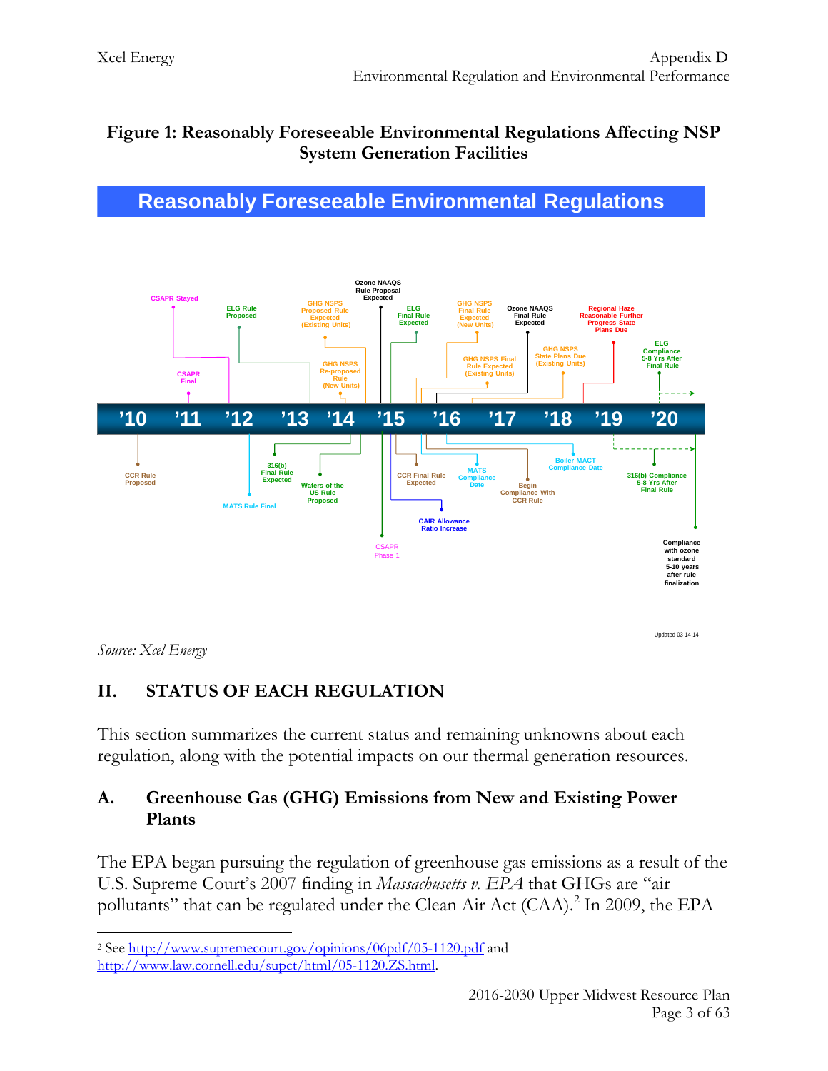**Figure 1: Reasonably Foreseeable Environmental Regulations Affecting NSP System Generation Facilities**

**Reasonably Foreseeable Environmental Regulations**

'10 '11 '12 '13 '14 '15 '16 '17 '18 '19 '20

CSAPR Stayed; CSAPR Final; ELG Rule Proposed; GHG NSPS Proposed Rule Expected (Existing Units); GHG NSPS Re-proposed Rule (New Units); Ozone NAAQS Rule Proposal Expected; ELG Final Rule Expected; GHG NSPS Final Rule Expected (New Units); GHG NSPS Final Rule Expected (Existing Units); Ozone NAAQS Final Rule Expected; GHG NSPS State Plans Due (Existing Units); Regional Haze Reasonable Further Progress State Plans Due; ELG Compliance 5-8 Yrs After Final Rule

CCR Rule Proposed; MATS Rule Final; 316(b) Final Rule Expected; Waters of the US Rule Proposed; CSAPR Phase 1; CCR Final Rule Expected; CAIR Allowance Ratio Increase; MATS Compliance Date; Begin Compliance With CCR Rule; Boiler MACT Compliance Date; 316(b) Compliance 5-8 Yrs After Final Rule; Compliance with ozone standard 5-10 years after rule finalization

Updated 03-14-14

*Source: Xcel Energy*

## II. STATUS OF EACH REGULATION

This section summarizes the current status and remaining unknowns about each regulation, along with the potential impacts on our thermal generation resources.

### A. Greenhouse Gas (GHG) Emissions from New and Existing Power Plants

The EPA began pursuing the regulation of greenhouse gas emissions as a result of the U.S. Supreme Court's 2007 finding in *Massachusetts v. EPA* that GHGs are "air pollutants" that can be regulated under the Clean Air Act (CAA).[2] In 2009, the EPA

[2] See http://www.supremecourt.gov/opinions/06pdf/05-1120.pdf and http://www.law.cornell.edu/supct/html/05-1120.ZS.html.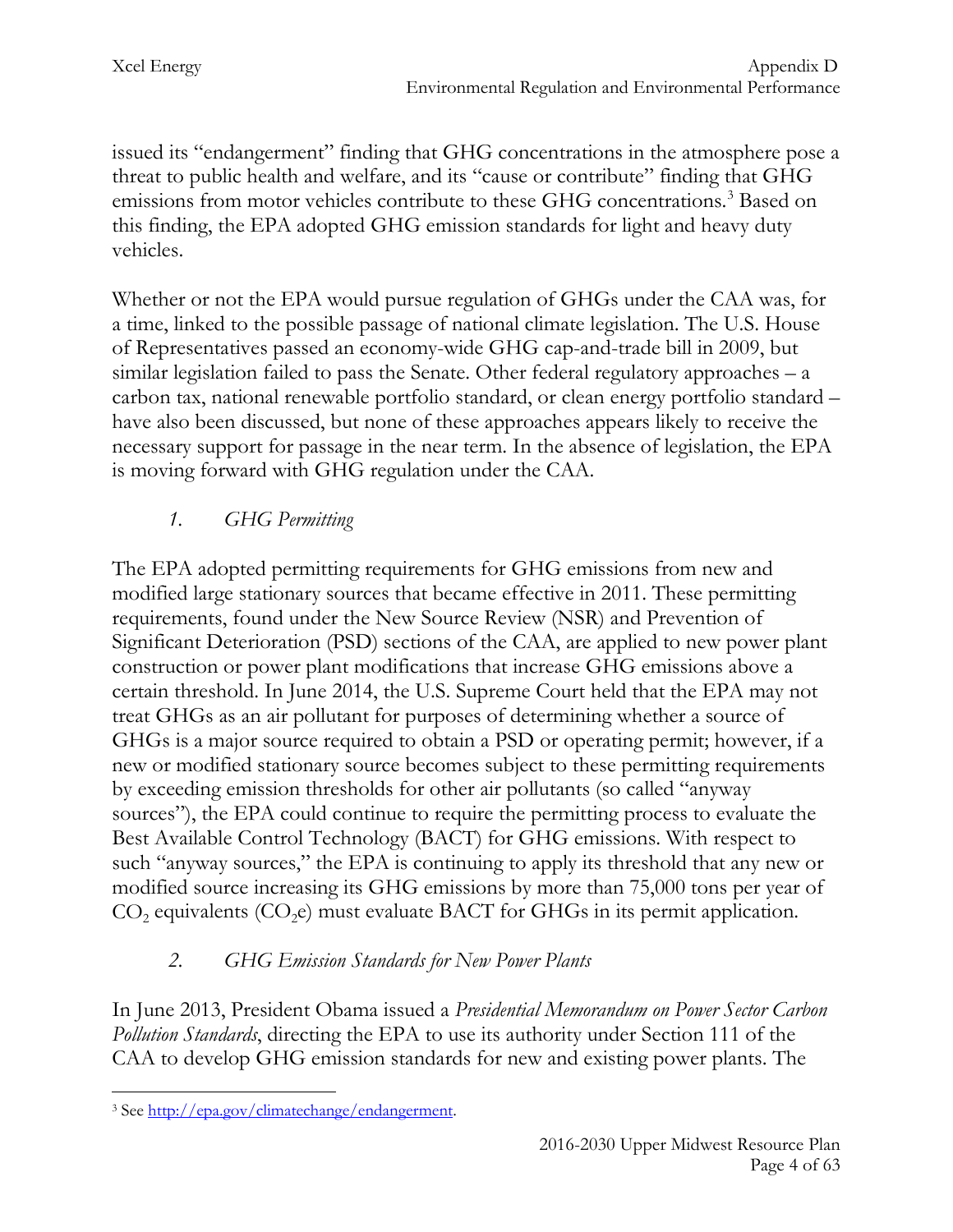issued its "endangerment" finding that GHG concentrations in the atmosphere pose a threat to public health and welfare, and its "cause or contribute" finding that GHG emissions from motor vehicles contribute to these GHG concentrations.[3] Based on this finding, the EPA adopted GHG emission standards for light and heavy duty vehicles.

Whether or not the EPA would pursue regulation of GHGs under the CAA was, for a time, linked to the possible passage of national climate legislation. The U.S. House of Representatives passed an economy-wide GHG cap-and-trade bill in 2009, but similar legislation failed to pass the Senate. Other federal regulatory approaches – a carbon tax, national renewable portfolio standard, or clean energy portfolio standard – have also been discussed, but none of these approaches appears likely to receive the necessary support for passage in the near term. In the absence of legislation, the EPA is moving forward with GHG regulation under the CAA.

### *1. GHG Permitting*

The EPA adopted permitting requirements for GHG emissions from new and modified large stationary sources that became effective in 2011. These permitting requirements, found under the New Source Review (NSR) and Prevention of Significant Deterioration (PSD) sections of the CAA, are applied to new power plant construction or power plant modifications that increase GHG emissions above a certain threshold. In June 2014, the U.S. Supreme Court held that the EPA may not treat GHGs as an air pollutant for purposes of determining whether a source of GHGs is a major source required to obtain a PSD or operating permit; however, if a new or modified stationary source becomes subject to these permitting requirements by exceeding emission thresholds for other air pollutants (so called "anyway sources"), the EPA could continue to require the permitting process to evaluate the Best Available Control Technology (BACT) for GHG emissions. With respect to such "anyway sources," the EPA is continuing to apply its threshold that any new or modified source increasing its GHG emissions by more than 75,000 tons per year of $CO_2$ equivalents ($CO_2e$) must evaluate BACT for GHGs in its permit application.

### *2. GHG Emission Standards for New Power Plants*

In June 2013, President Obama issued a *Presidential Memorandum on Power Sector Carbon Pollution Standards*, directing the EPA to use its authority under Section 111 of the CAA to develop GHG emission standards for new and existing power plants. The

[3] See http://epa.gov/climatechange/endangerment.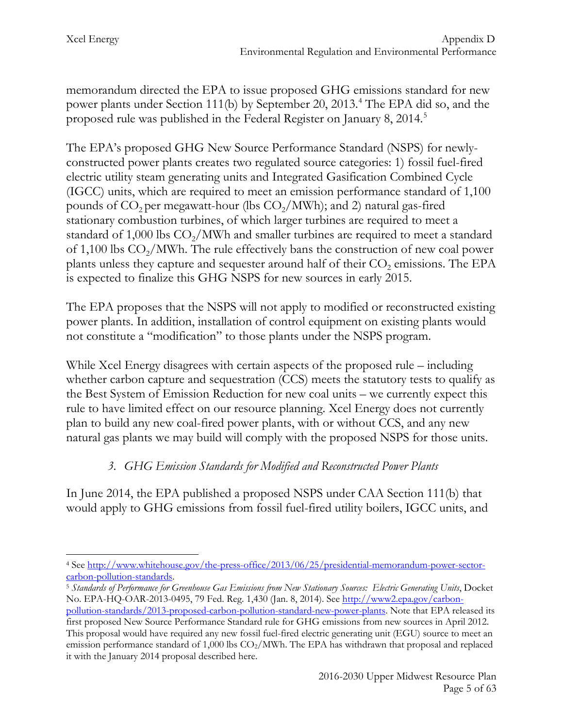memorandum directed the EPA to issue proposed GHG emissions standard for new power plants under Section 111(b) by September 20, 2013.[4] The EPA did so, and the proposed rule was published in the Federal Register on January 8, 2014.[5]

The EPA's proposed GHG New Source Performance Standard (NSPS) for newly-constructed power plants creates two regulated source categories: 1) fossil fuel-fired electric utility steam generating units and Integrated Gasification Combined Cycle (IGCC) units, which are required to meet an emission performance standard of 1,100 pounds of $CO_2$ per megawatt-hour (lbs $CO_2$/MWh); and 2) natural gas-fired stationary combustion turbines, of which larger turbines are required to meet a standard of 1,000 lbs $CO_2$/MWh and smaller turbines are required to meet a standard of 1,100 lbs $CO_2$/MWh. The rule effectively bans the construction of new coal power plants unless they capture and sequester around half of their $CO_2$ emissions. The EPA is expected to finalize this GHG NSPS for new sources in early 2015.

The EPA proposes that the NSPS will not apply to modified or reconstructed existing power plants. In addition, installation of control equipment on existing plants would not constitute a "modification" to those plants under the NSPS program.

While Xcel Energy disagrees with certain aspects of the proposed rule – including whether carbon capture and sequestration (CCS) meets the statutory tests to qualify as the Best System of Emission Reduction for new coal units – we currently expect this rule to have limited effect on our resource planning. Xcel Energy does not currently plan to build any new coal-fired power plants, with or without CCS, and any new natural gas plants we may build will comply with the proposed NSPS for those units.

### *3. GHG Emission Standards for Modified and Reconstructed Power Plants*

In June 2014, the EPA published a proposed NSPS under CAA Section 111(b) that would apply to GHG emissions from fossil fuel-fired utility boilers, IGCC units, and

---

[4] See http://www.whitehouse.gov/the-press-office/2013/06/25/presidential-memorandum-power-sector-carbon-pollution-standards.

[5] *Standards of Performance for Greenhouse Gas Emissions from New Stationary Sources: Electric Generating Units*, Docket No. EPA-HQ-OAR-2013-0495, 79 Fed. Reg. 1,430 (Jan. 8, 2014). See http://www2.epa.gov/carbon-pollution-standards/2013-proposed-carbon-pollution-standard-new-power-plants. Note that EPA released its first proposed New Source Performance Standard rule for GHG emissions from new sources in April 2012. This proposal would have required any new fossil fuel-fired electric generating unit (EGU) source to meet an emission performance standard of 1,000 lbs $CO_2$/MWh. The EPA has withdrawn that proposal and replaced it with the January 2014 proposal described here.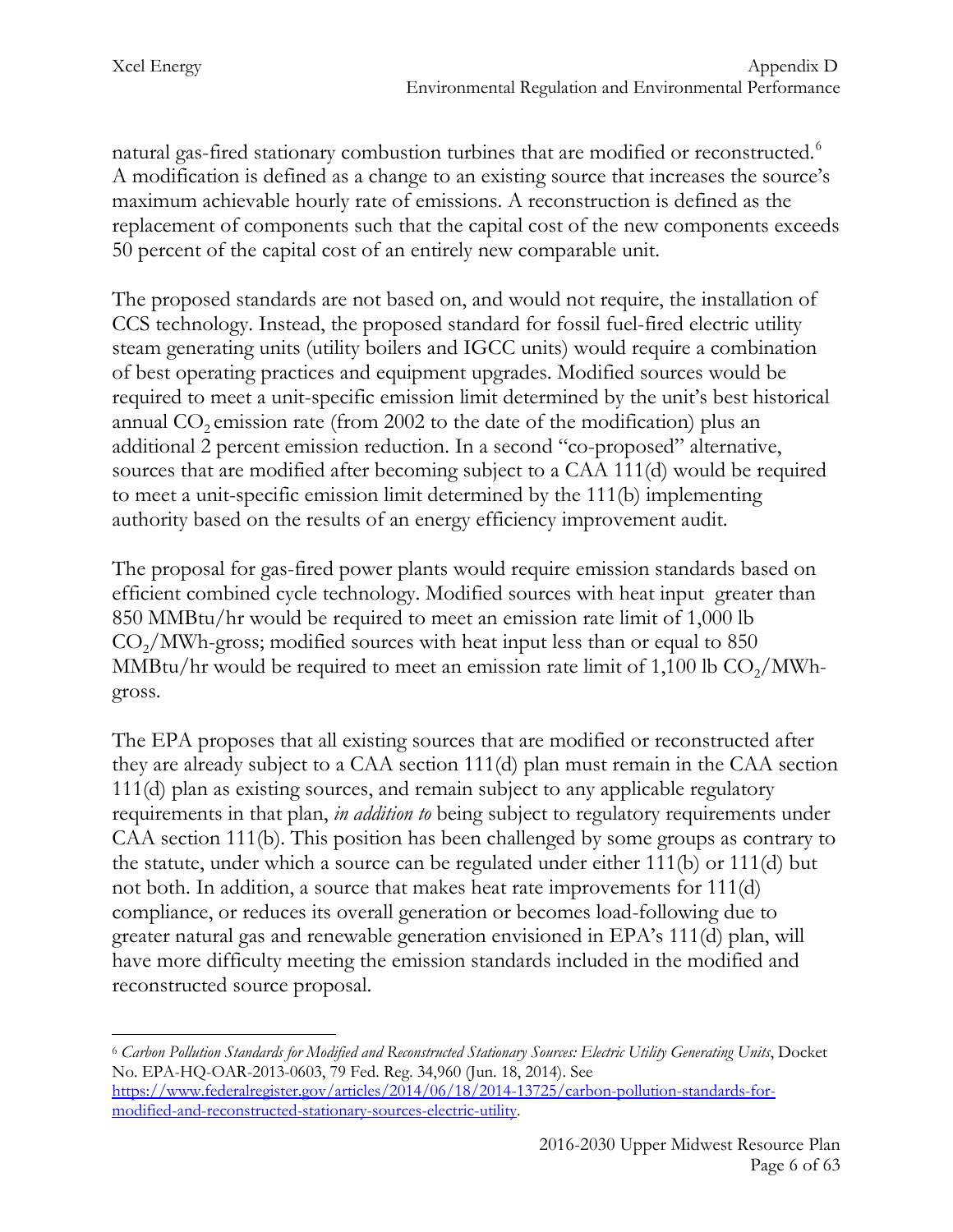natural gas-fired stationary combustion turbines that are modified or reconstructed.[6] A modification is defined as a change to an existing source that increases the source's maximum achievable hourly rate of emissions. A reconstruction is defined as the replacement of components such that the capital cost of the new components exceeds 50 percent of the capital cost of an entirely new comparable unit.

The proposed standards are not based on, and would not require, the installation of CCS technology. Instead, the proposed standard for fossil fuel-fired electric utility steam generating units (utility boilers and IGCC units) would require a combination of best operating practices and equipment upgrades. Modified sources would be required to meet a unit-specific emission limit determined by the unit's best historical annual $CO_2$ emission rate (from 2002 to the date of the modification) plus an additional 2 percent emission reduction. In a second "co-proposed" alternative, sources that are modified after becoming subject to a CAA 111(d) would be required to meet a unit-specific emission limit determined by the 111(b) implementing authority based on the results of an energy efficiency improvement audit.

The proposal for gas-fired power plants would require emission standards based on efficient combined cycle technology. Modified sources with heat input greater than 850 MMBtu/hr would be required to meet an emission rate limit of 1,000 lb $CO_2$/MWh-gross; modified sources with heat input less than or equal to 850 MMBtu/hr would be required to meet an emission rate limit of 1,100 lb $CO_2$/MWh-gross.

The EPA proposes that all existing sources that are modified or reconstructed after they are already subject to a CAA section 111(d) plan must remain in the CAA section 111(d) plan as existing sources, and remain subject to any applicable regulatory requirements in that plan, *in addition to* being subject to regulatory requirements under CAA section 111(b). This position has been challenged by some groups as contrary to the statute, under which a source can be regulated under either 111(b) or 111(d) but not both. In addition, a source that makes heat rate improvements for 111(d) compliance, or reduces its overall generation or becomes load-following due to greater natural gas and renewable generation envisioned in EPA's 111(d) plan, will have more difficulty meeting the emission standards included in the modified and reconstructed source proposal.

---

[6] *Carbon Pollution Standards for Modified and Reconstructed Stationary Sources: Electric Utility Generating Units*, Docket No. EPA-HQ-OAR-2013-0603, 79 Fed. Reg. 34,960 (Jun. 18, 2014). See https://www.federalregister.gov/articles/2014/06/18/2014-13725/carbon-pollution-standards-for-modified-and-reconstructed-stationary-sources-electric-utility.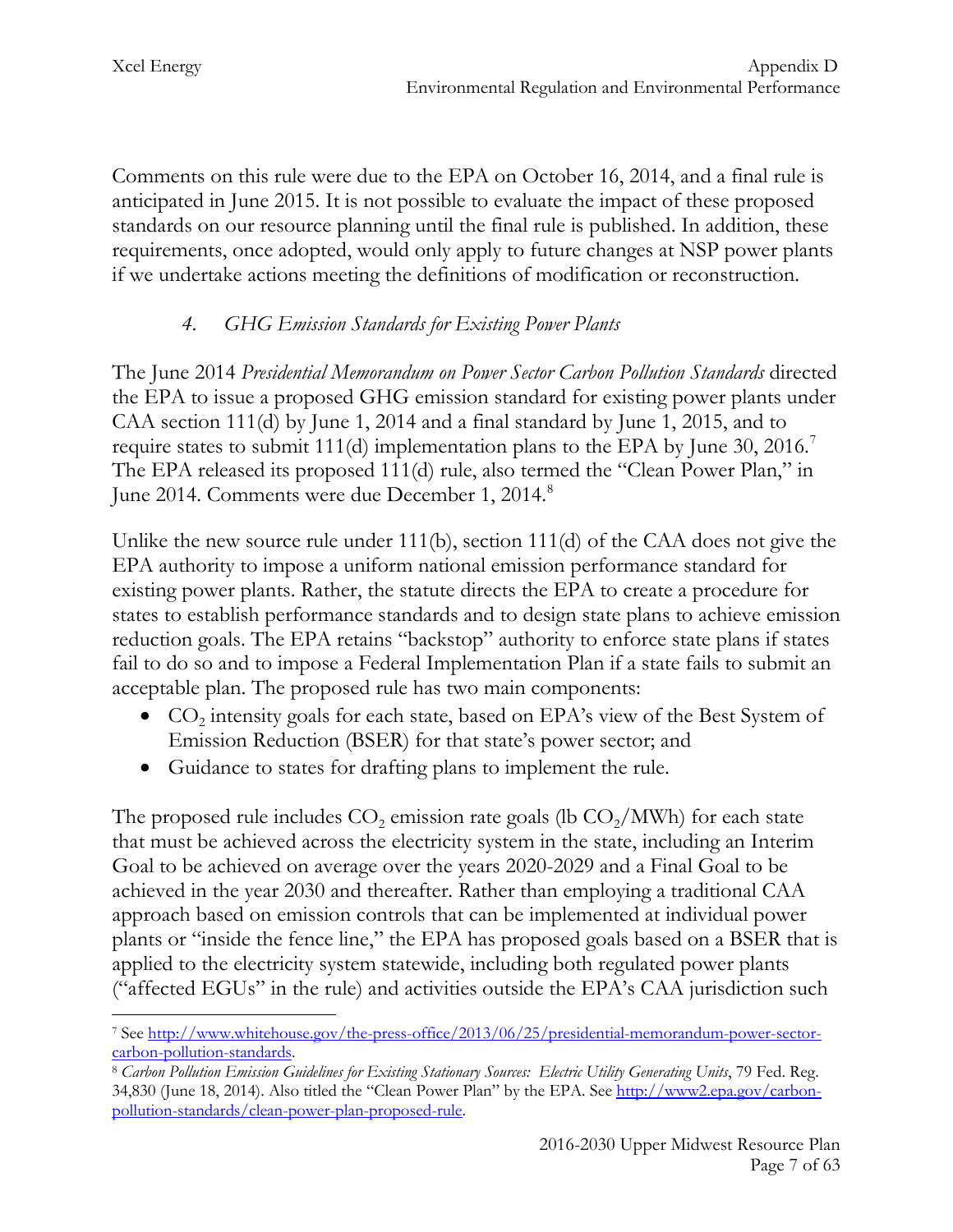Comments on this rule were due to the EPA on October 16, 2014, and a final rule is anticipated in June 2015. It is not possible to evaluate the impact of these proposed standards on our resource planning until the final rule is published. In addition, these requirements, once adopted, would only apply to future changes at NSP power plants if we undertake actions meeting the definitions of modification or reconstruction.

### *4. GHG Emission Standards for Existing Power Plants*

The June 2014 *Presidential Memorandum on Power Sector Carbon Pollution Standards* directed the EPA to issue a proposed GHG emission standard for existing power plants under CAA section 111(d) by June 1, 2014 and a final standard by June 1, 2015, and to require states to submit 111(d) implementation plans to the EPA by June 30, 2016.[7] The EPA released its proposed 111(d) rule, also termed the "Clean Power Plan," in June 2014. Comments were due December 1, 2014.[8]

Unlike the new source rule under 111(b), section 111(d) of the CAA does not give the EPA authority to impose a uniform national emission performance standard for existing power plants. Rather, the statute directs the EPA to create a procedure for states to establish performance standards and to design state plans to achieve emission reduction goals. The EPA retains "backstop" authority to enforce state plans if states fail to do so and to impose a Federal Implementation Plan if a state fails to submit an acceptable plan. The proposed rule has two main components:

- $CO_2$ intensity goals for each state, based on EPA's view of the Best System of Emission Reduction (BSER) for that state's power sector; and
- Guidance to states for drafting plans to implement the rule.

The proposed rule includes $CO_2$ emission rate goals (lb $CO_2$/MWh) for each state that must be achieved across the electricity system in the state, including an Interim Goal to be achieved on average over the years 2020-2029 and a Final Goal to be achieved in the year 2030 and thereafter. Rather than employing a traditional CAA approach based on emission controls that can be implemented at individual power plants or "inside the fence line," the EPA has proposed goals based on a BSER that is applied to the electricity system statewide, including both regulated power plants ("affected EGUs" in the rule) and activities outside the EPA's CAA jurisdiction such

---

[7] See http://www.whitehouse.gov/the-press-office/2013/06/25/presidential-memorandum-power-sector-carbon-pollution-standards.

[8] *Carbon Pollution Emission Guidelines for Existing Stationary Sources: Electric Utility Generating Units*, 79 Fed. Reg. 34,830 (June 18, 2014). Also titled the "Clean Power Plan" by the EPA. See http://www2.epa.gov/carbon-pollution-standards/clean-power-plan-proposed-rule.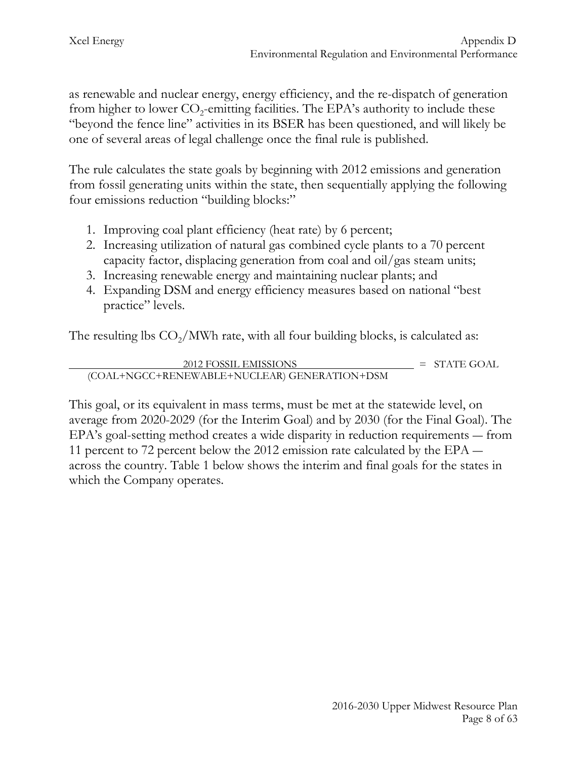as renewable and nuclear energy, energy efficiency, and the re-dispatch of generation from higher to lower $CO_2$-emitting facilities. The EPA's authority to include these "beyond the fence line" activities in its BSER has been questioned, and will likely be one of several areas of legal challenge once the final rule is published.

The rule calculates the state goals by beginning with 2012 emissions and generation from fossil generating units within the state, then sequentially applying the following four emissions reduction "building blocks:"

1. Improving coal plant efficiency (heat rate) by 6 percent;
2. Increasing utilization of natural gas combined cycle plants to a 70 percent capacity factor, displacing generation from coal and oil/gas steam units;
3. Increasing renewable energy and maintaining nuclear plants; and
4. Expanding DSM and energy efficiency measures based on national "best practice" levels.

The resulting lbs $CO_2$/MWh rate, with all four building blocks, is calculated as:

$$\frac{\text{2012 FOSSIL EMISSIONS}}{\text{(COAL+NGCC+RENEWABLE+NUCLEAR) GENERATION+DSM}} = \text{STATE GOAL}$$

This goal, or its equivalent in mass terms, must be met at the statewide level, on average from 2020-2029 (for the Interim Goal) and by 2030 (for the Final Goal). The EPA's goal-setting method creates a wide disparity in reduction requirements — from 11 percent to 72 percent below the 2012 emission rate calculated by the EPA — across the country. Table 1 below shows the interim and final goals for the states in which the Company operates.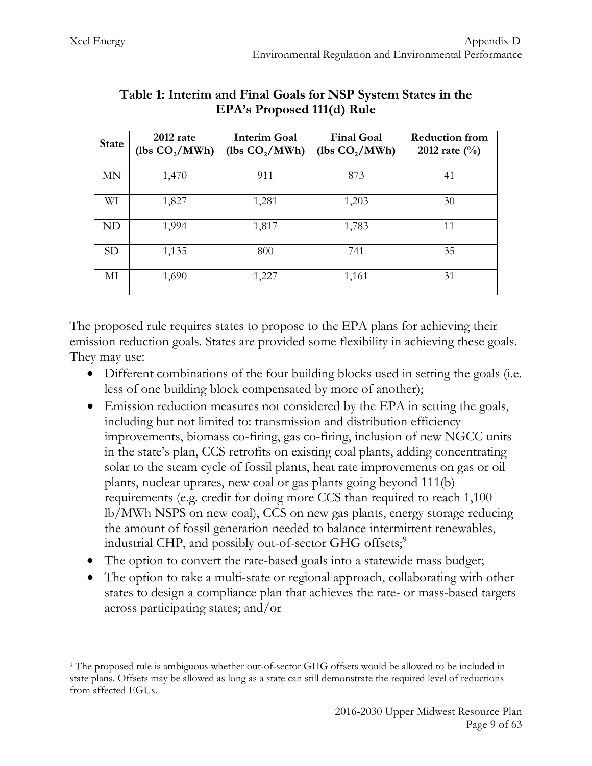**Table 1: Interim and Final Goals for NSP System States in the EPA's Proposed 111(d) Rule**

| State | 2012 rate (lbs $CO_2$/MWh) | Interim Goal (lbs $CO_2$/MWh) | Final Goal (lbs $CO_2$/MWh) | Reduction from 2012 rate (%) |
|---|---|---|---|---|
| MN | 1,470 | 911 | 873 | 41 |
| WI | 1,827 | 1,281 | 1,203 | 30 |
| ND | 1,994 | 1,817 | 1,783 | 11 |
| SD | 1,135 | 800 | 741 | 35 |
| MI | 1,690 | 1,227 | 1,161 | 31 |

The proposed rule requires states to propose to the EPA plans for achieving their emission reduction goals. States are provided some flexibility in achieving these goals. They may use:

- Different combinations of the four building blocks used in setting the goals (i.e. less of one building block compensated by more of another);
- Emission reduction measures not considered by the EPA in setting the goals, including but not limited to: transmission and distribution efficiency improvements, biomass co-firing, gas co-firing, inclusion of new NGCC units in the state's plan, CCS retrofits on existing coal plants, adding concentrating solar to the steam cycle of fossil plants, heat rate improvements on gas or oil plants, nuclear uprates, new coal or gas plants going beyond 111(b) requirements (e.g. credit for doing more CCS than required to reach 1,100 lb/MWh NSPS on new coal), CCS on new gas plants, energy storage reducing the amount of fossil generation needed to balance intermittent renewables, industrial CHP, and possibly out-of-sector GHG offsets;[9]
- The option to convert the rate-based goals into a statewide mass budget;
- The option to take a multi-state or regional approach, collaborating with other states to design a compliance plan that achieves the rate- or mass-based targets across participating states; and/or

[9] The proposed rule is ambiguous whether out-of-sector GHG offsets would be allowed to be included in state plans. Offsets may be allowed as long as a state can still demonstrate the required level of reductions from affected EGUs.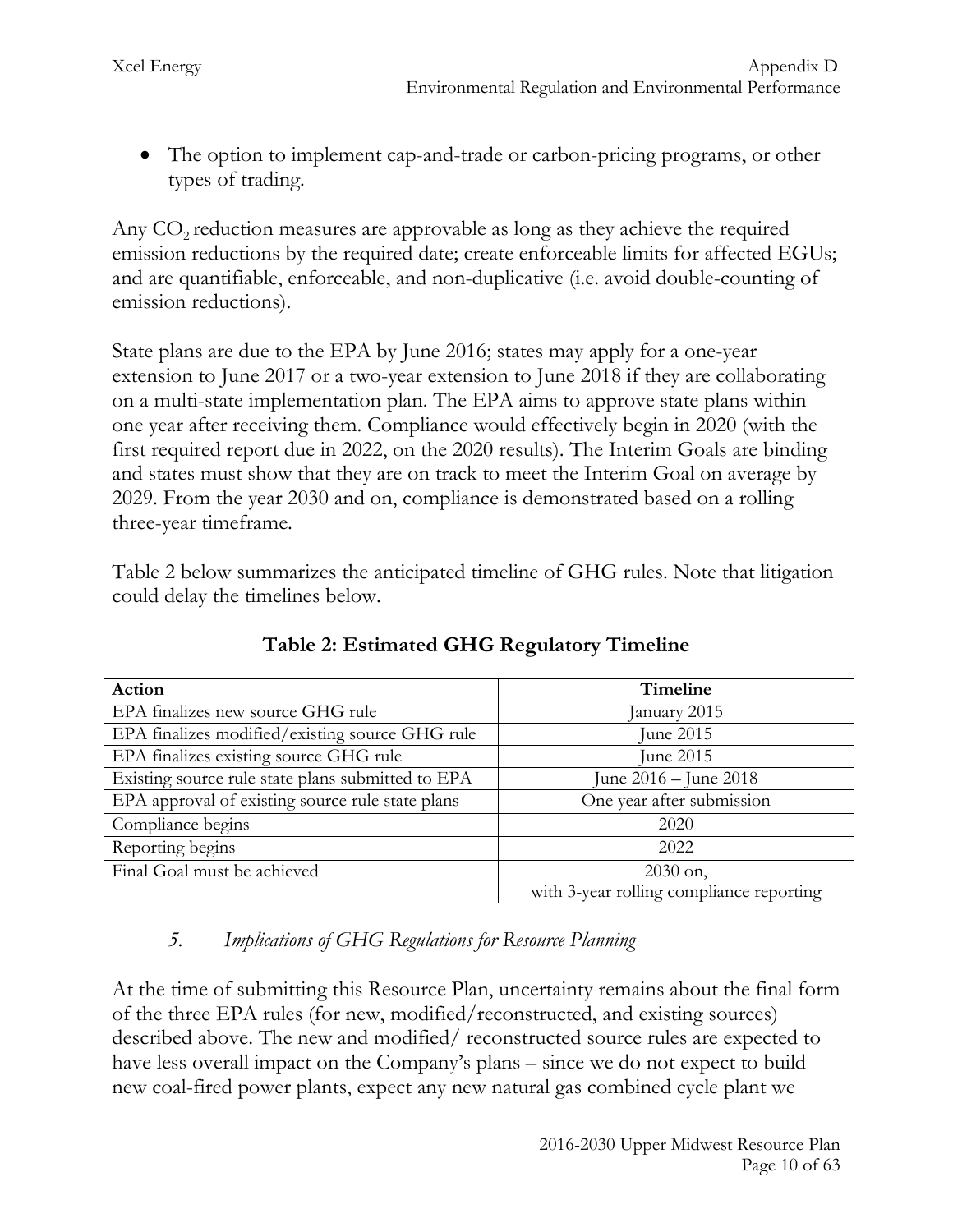- The option to implement cap-and-trade or carbon-pricing programs, or other types of trading.

Any $CO_2$ reduction measures are approvable as long as they achieve the required emission reductions by the required date; create enforceable limits for affected EGUs; and are quantifiable, enforceable, and non-duplicative (i.e. avoid double-counting of emission reductions).

State plans are due to the EPA by June 2016; states may apply for a one-year extension to June 2017 or a two-year extension to June 2018 if they are collaborating on a multi-state implementation plan. The EPA aims to approve state plans within one year after receiving them. Compliance would effectively begin in 2020 (with the first required report due in 2022, on the 2020 results). The Interim Goals are binding and states must show that they are on track to meet the Interim Goal on average by 2029. From the year 2030 and on, compliance is demonstrated based on a rolling three-year timeframe.

Table 2 below summarizes the anticipated timeline of GHG rules. Note that litigation could delay the timelines below.

**Table 2: Estimated GHG Regulatory Timeline**

| Action | Timeline |
|---|---|
| EPA finalizes new source GHG rule | January 2015 |
| EPA finalizes modified/existing source GHG rule | June 2015 |
| EPA finalizes existing source GHG rule | June 2015 |
| Existing source rule state plans submitted to EPA | June 2016 – June 2018 |
| EPA approval of existing source rule state plans | One year after submission |
| Compliance begins | 2020 |
| Reporting begins | 2022 |
| Final Goal must be achieved | 2030 on, with 3-year rolling compliance reporting |

### 5. *Implications of GHG Regulations for Resource Planning*

At the time of submitting this Resource Plan, uncertainty remains about the final form of the three EPA rules (for new, modified/reconstructed, and existing sources) described above. The new and modified/ reconstructed source rules are expected to have less overall impact on the Company's plans – since we do not expect to build new coal-fired power plants, expect any new natural gas combined cycle plant we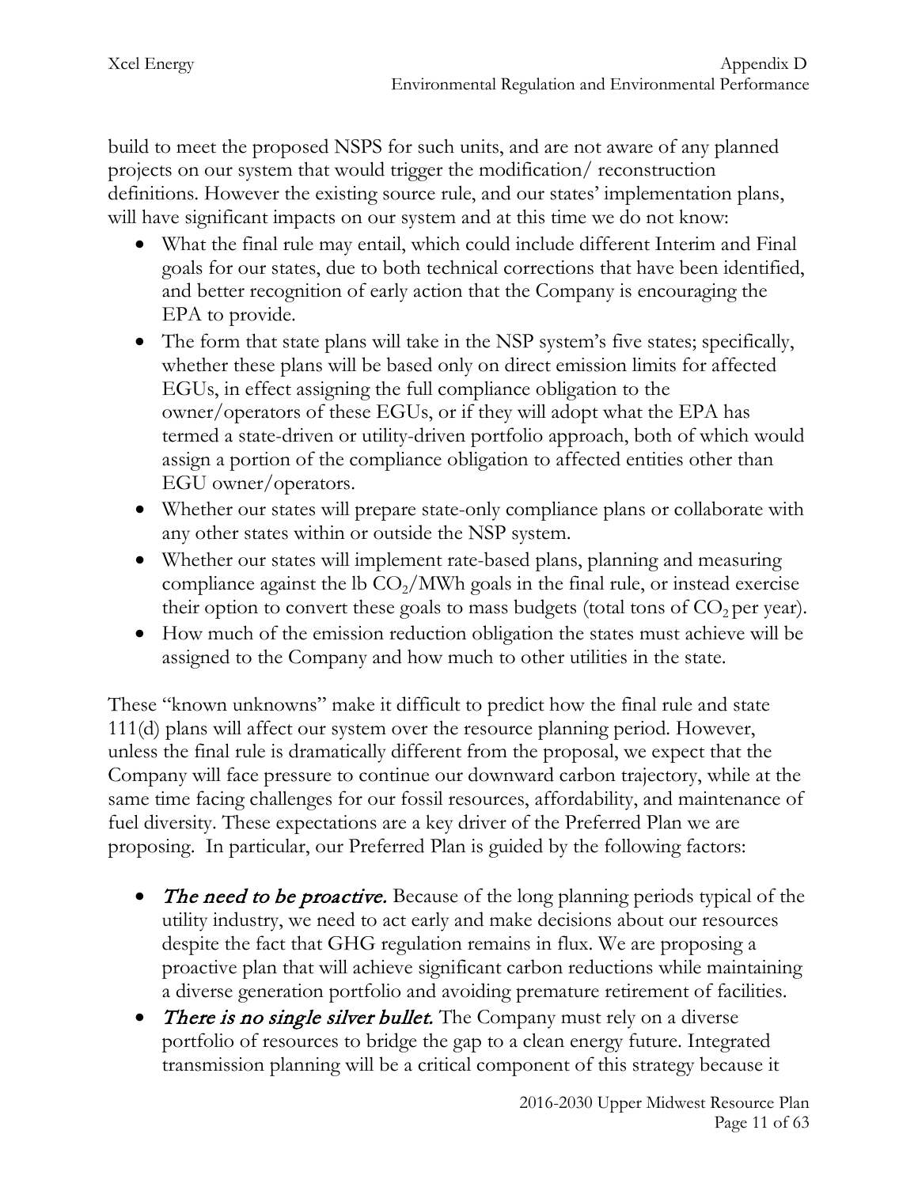build to meet the proposed NSPS for such units, and are not aware of any planned projects on our system that would trigger the modification/ reconstruction definitions. However the existing source rule, and our states' implementation plans, will have significant impacts on our system and at this time we do not know:

- What the final rule may entail, which could include different Interim and Final goals for our states, due to both technical corrections that have been identified, and better recognition of early action that the Company is encouraging the EPA to provide.
- The form that state plans will take in the NSP system's five states; specifically, whether these plans will be based only on direct emission limits for affected EGUs, in effect assigning the full compliance obligation to the owner/operators of these EGUs, or if they will adopt what the EPA has termed a state-driven or utility-driven portfolio approach, both of which would assign a portion of the compliance obligation to affected entities other than EGU owner/operators.
- Whether our states will prepare state-only compliance plans or collaborate with any other states within or outside the NSP system.
- Whether our states will implement rate-based plans, planning and measuring compliance against the lb $CO_2$/MWh goals in the final rule, or instead exercise their option to convert these goals to mass budgets (total tons of $CO_2$ per year).
- How much of the emission reduction obligation the states must achieve will be assigned to the Company and how much to other utilities in the state.

These "known unknowns" make it difficult to predict how the final rule and state 111(d) plans will affect our system over the resource planning period. However, unless the final rule is dramatically different from the proposal, we expect that the Company will face pressure to continue our downward carbon trajectory, while at the same time facing challenges for our fossil resources, affordability, and maintenance of fuel diversity. These expectations are a key driver of the Preferred Plan we are proposing. In particular, our Preferred Plan is guided by the following factors:

- ***The need to be proactive.*** Because of the long planning periods typical of the utility industry, we need to act early and make decisions about our resources despite the fact that GHG regulation remains in flux. We are proposing a proactive plan that will achieve significant carbon reductions while maintaining a diverse generation portfolio and avoiding premature retirement of facilities.
- ***There is no single silver bullet.*** The Company must rely on a diverse portfolio of resources to bridge the gap to a clean energy future. Integrated transmission planning will be a critical component of this strategy because it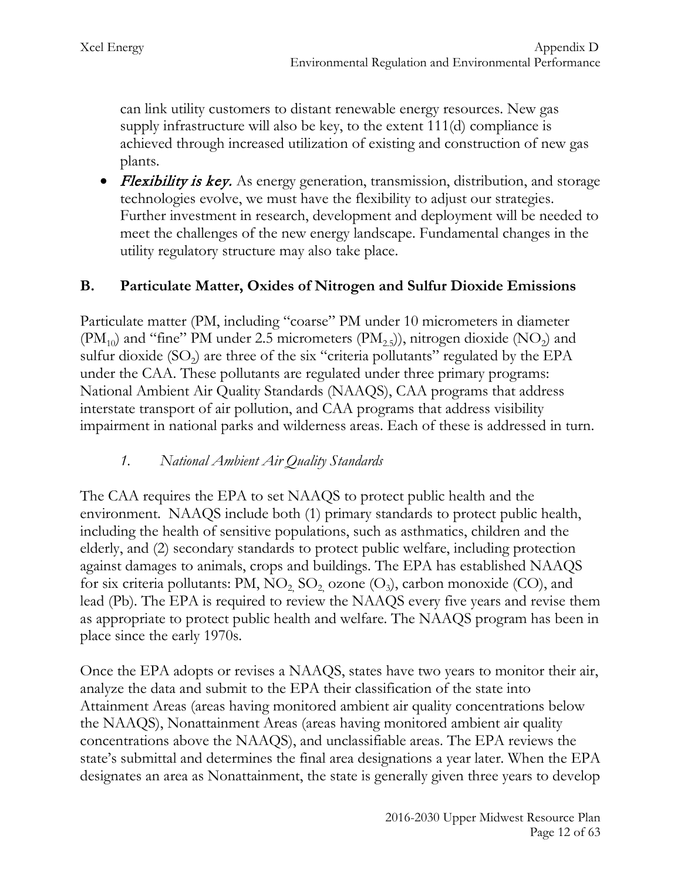can link utility customers to distant renewable energy resources. New gas supply infrastructure will also be key, to the extent 111(d) compliance is achieved through increased utilization of existing and construction of new gas plants.

- ***Flexibility is key.*** As energy generation, transmission, distribution, and storage technologies evolve, we must have the flexibility to adjust our strategies. Further investment in research, development and deployment will be needed to meet the challenges of the new energy landscape. Fundamental changes in the utility regulatory structure may also take place.

## B. Particulate Matter, Oxides of Nitrogen and Sulfur Dioxide Emissions

Particulate matter (PM, including "coarse" PM under 10 micrometers in diameter ($PM_{10}$) and "fine" PM under 2.5 micrometers ($PM_{2.5}$)), nitrogen dioxide ($NO_2$) and sulfur dioxide ($SO_2$) are three of the six "criteria pollutants" regulated by the EPA under the CAA. These pollutants are regulated under three primary programs: National Ambient Air Quality Standards (NAAQS), CAA programs that address interstate transport of air pollution, and CAA programs that address visibility impairment in national parks and wilderness areas. Each of these is addressed in turn.

### *1. National Ambient Air Quality Standards*

The CAA requires the EPA to set NAAQS to protect public health and the environment. NAAQS include both (1) primary standards to protect public health, including the health of sensitive populations, such as asthmatics, children and the elderly, and (2) secondary standards to protect public welfare, including protection against damages to animals, crops and buildings. The EPA has established NAAQS for six criteria pollutants: PM, $NO_2$, $SO_2$, ozone ($O_3$), carbon monoxide (CO), and lead (Pb). The EPA is required to review the NAAQS every five years and revise them as appropriate to protect public health and welfare. The NAAQS program has been in place since the early 1970s.

Once the EPA adopts or revises a NAAQS, states have two years to monitor their air, analyze the data and submit to the EPA their classification of the state into Attainment Areas (areas having monitored ambient air quality concentrations below the NAAQS), Nonattainment Areas (areas having monitored ambient air quality concentrations above the NAAQS), and unclassifiable areas. The EPA reviews the state's submittal and determines the final area designations a year later. When the EPA designates an area as Nonattainment, the state is generally given three years to develop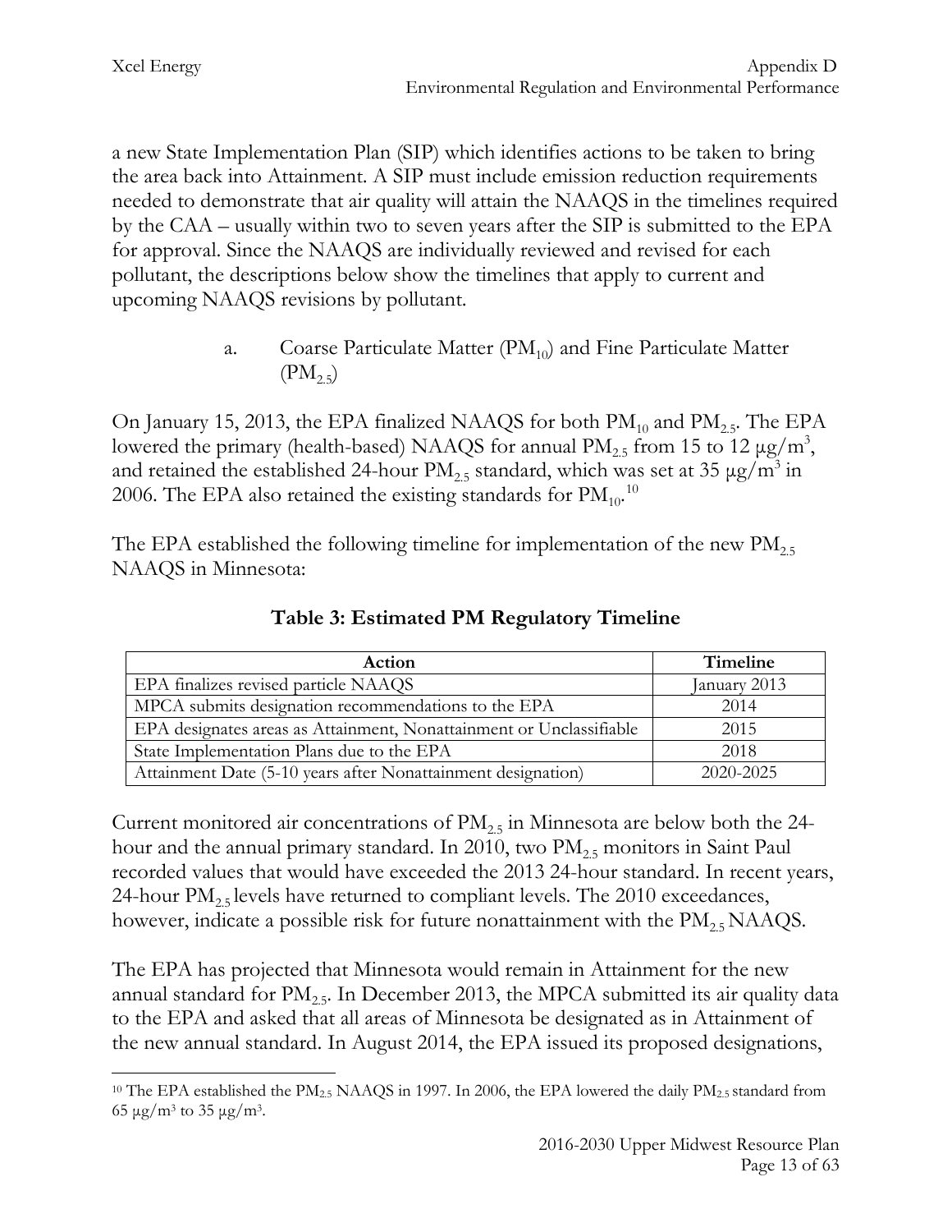a new State Implementation Plan (SIP) which identifies actions to be taken to bring the area back into Attainment. A SIP must include emission reduction requirements needed to demonstrate that air quality will attain the NAAQS in the timelines required by the CAA – usually within two to seven years after the SIP is submitted to the EPA for approval. Since the NAAQS are individually reviewed and revised for each pollutant, the descriptions below show the timelines that apply to current and upcoming NAAQS revisions by pollutant.

### a. Coarse Particulate Matter ($PM_{10}$) and Fine Particulate Matter ($PM_{2.5}$)

On January 15, 2013, the EPA finalized NAAQS for both $PM_{10}$ and $PM_{2.5}$. The EPA lowered the primary (health-based) NAAQS for annual $PM_{2.5}$ from 15 to 12 $\mu g/m^3$, and retained the established 24-hour $PM_{2.5}$ standard, which was set at 35 $\mu g/m^3$ in 2006. The EPA also retained the existing standards for $PM_{10}$.[10]

The EPA established the following timeline for implementation of the new $PM_{2.5}$ NAAQS in Minnesota:

**Table 3: Estimated PM Regulatory Timeline**

| Action | Timeline |
|---|---|
| EPA finalizes revised particle NAAQS | January 2013 |
| MPCA submits designation recommendations to the EPA | 2014 |
| EPA designates areas as Attainment, Nonattainment or Unclassifiable | 2015 |
| State Implementation Plans due to the EPA | 2018 |
| Attainment Date (5-10 years after Nonattainment designation) | 2020-2025 |

Current monitored air concentrations of $PM_{2.5}$ in Minnesota are below both the 24-hour and the annual primary standard. In 2010, two $PM_{2.5}$ monitors in Saint Paul recorded values that would have exceeded the 2013 24-hour standard. In recent years, 24-hour $PM_{2.5}$ levels have returned to compliant levels. The 2010 exceedances, however, indicate a possible risk for future nonattainment with the $PM_{2.5}$ NAAQS.

The EPA has projected that Minnesota would remain in Attainment for the new annual standard for $PM_{2.5}$. In December 2013, the MPCA submitted its air quality data to the EPA and asked that all areas of Minnesota be designated as in Attainment of the new annual standard. In August 2014, the EPA issued its proposed designations,

---

[10] The EPA established the $PM_{2.5}$ NAAQS in 1997. In 2006, the EPA lowered the daily $PM_{2.5}$ standard from 65 $\mu g/m^3$ to 35 $\mu g/m^3$.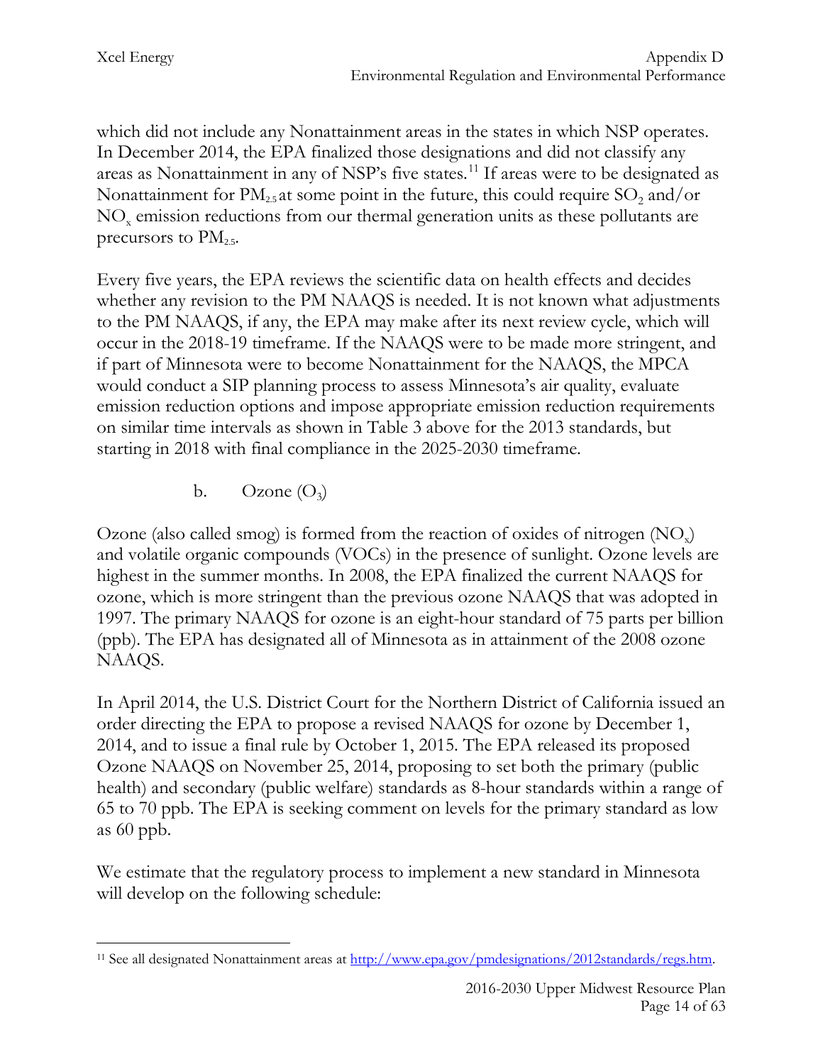which did not include any Nonattainment areas in the states in which NSP operates. In December 2014, the EPA finalized those designations and did not classify any areas as Nonattainment in any of NSP's five states.[11] If areas were to be designated as Nonattainment for $PM_{2.5}$ at some point in the future, this could require $SO_2$ and/or $NO_x$ emission reductions from our thermal generation units as these pollutants are precursors to $PM_{2.5}$.

Every five years, the EPA reviews the scientific data on health effects and decides whether any revision to the PM NAAQS is needed. It is not known what adjustments to the PM NAAQS, if any, the EPA may make after its next review cycle, which will occur in the 2018-19 timeframe. If the NAAQS were to be made more stringent, and if part of Minnesota were to become Nonattainment for the NAAQS, the MPCA would conduct a SIP planning process to assess Minnesota's air quality, evaluate emission reduction options and impose appropriate emission reduction requirements on similar time intervals as shown in Table 3 above for the 2013 standards, but starting in 2018 with final compliance in the 2025-2030 timeframe.

### b. Ozone ($O_3$)

Ozone (also called smog) is formed from the reaction of oxides of nitrogen ($NO_x$) and volatile organic compounds (VOCs) in the presence of sunlight. Ozone levels are highest in the summer months. In 2008, the EPA finalized the current NAAQS for ozone, which is more stringent than the previous ozone NAAQS that was adopted in 1997. The primary NAAQS for ozone is an eight-hour standard of 75 parts per billion (ppb). The EPA has designated all of Minnesota as in attainment of the 2008 ozone NAAQS.

In April 2014, the U.S. District Court for the Northern District of California issued an order directing the EPA to propose a revised NAAQS for ozone by December 1, 2014, and to issue a final rule by October 1, 2015. The EPA released its proposed Ozone NAAQS on November 25, 2014, proposing to set both the primary (public health) and secondary (public welfare) standards as 8-hour standards within a range of 65 to 70 ppb. The EPA is seeking comment on levels for the primary standard as low as 60 ppb.

We estimate that the regulatory process to implement a new standard in Minnesota will develop on the following schedule:

---

[11] See all designated Nonattainment areas at http://www.epa.gov/pmdesignations/2012standards/regs.htm.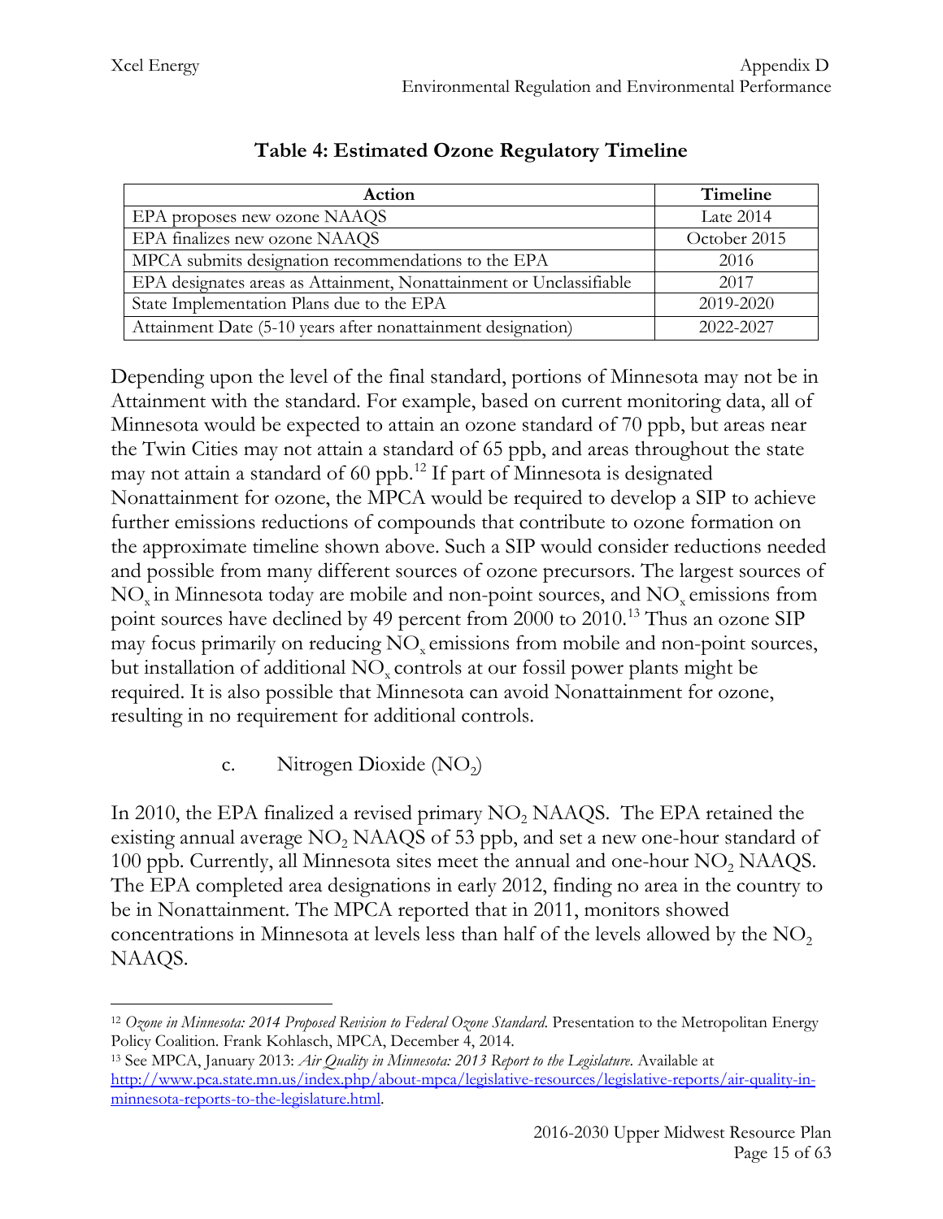**Table 4: Estimated Ozone Regulatory Timeline**

| Action | Timeline |
| --- | --- |
| EPA proposes new ozone NAAQS | Late 2014 |
| EPA finalizes new ozone NAAQS | October 2015 |
| MPCA submits designation recommendations to the EPA | 2016 |
| EPA designates areas as Attainment, Nonattainment or Unclassifiable | 2017 |
| State Implementation Plans due to the EPA | 2019-2020 |
| Attainment Date (5-10 years after nonattainment designation) | 2022-2027 |

Depending upon the level of the final standard, portions of Minnesota may not be in Attainment with the standard. For example, based on current monitoring data, all of Minnesota would be expected to attain an ozone standard of 70 ppb, but areas near the Twin Cities may not attain a standard of 65 ppb, and areas throughout the state may not attain a standard of 60 ppb.[12] If part of Minnesota is designated Nonattainment for ozone, the MPCA would be required to develop a SIP to achieve further emissions reductions of compounds that contribute to ozone formation on the approximate timeline shown above. Such a SIP would consider reductions needed and possible from many different sources of ozone precursors. The largest sources of $NO_x$ in Minnesota today are mobile and non-point sources, and $NO_x$ emissions from point sources have declined by 49 percent from 2000 to 2010.[13] Thus an ozone SIP may focus primarily on reducing $NO_x$ emissions from mobile and non-point sources, but installation of additional $NO_x$ controls at our fossil power plants might be required. It is also possible that Minnesota can avoid Nonattainment for ozone, resulting in no requirement for additional controls.

c. Nitrogen Dioxide ($NO_2$)

In 2010, the EPA finalized a revised primary $NO_2$ NAAQS. The EPA retained the existing annual average $NO_2$ NAAQS of 53 ppb, and set a new one-hour standard of 100 ppb. Currently, all Minnesota sites meet the annual and one-hour $NO_2$ NAAQS. The EPA completed area designations in early 2012, finding no area in the country to be in Nonattainment. The MPCA reported that in 2011, monitors showed concentrations in Minnesota at levels less than half of the levels allowed by the $NO_2$ NAAQS.

[12] *Ozone in Minnesota: 2014 Proposed Revision to Federal Ozone Standard*. Presentation to the Metropolitan Energy Policy Coalition. Frank Kohlasch, MPCA, December 4, 2014.

[13] See MPCA, January 2013: *Air Quality in Minnesota: 2013 Report to the Legislature*. Available at http://www.pca.state.mn.us/index.php/about-mpca/legislative-resources/legislative-reports/air-quality-in-minnesota-reports-to-the-legislature.html.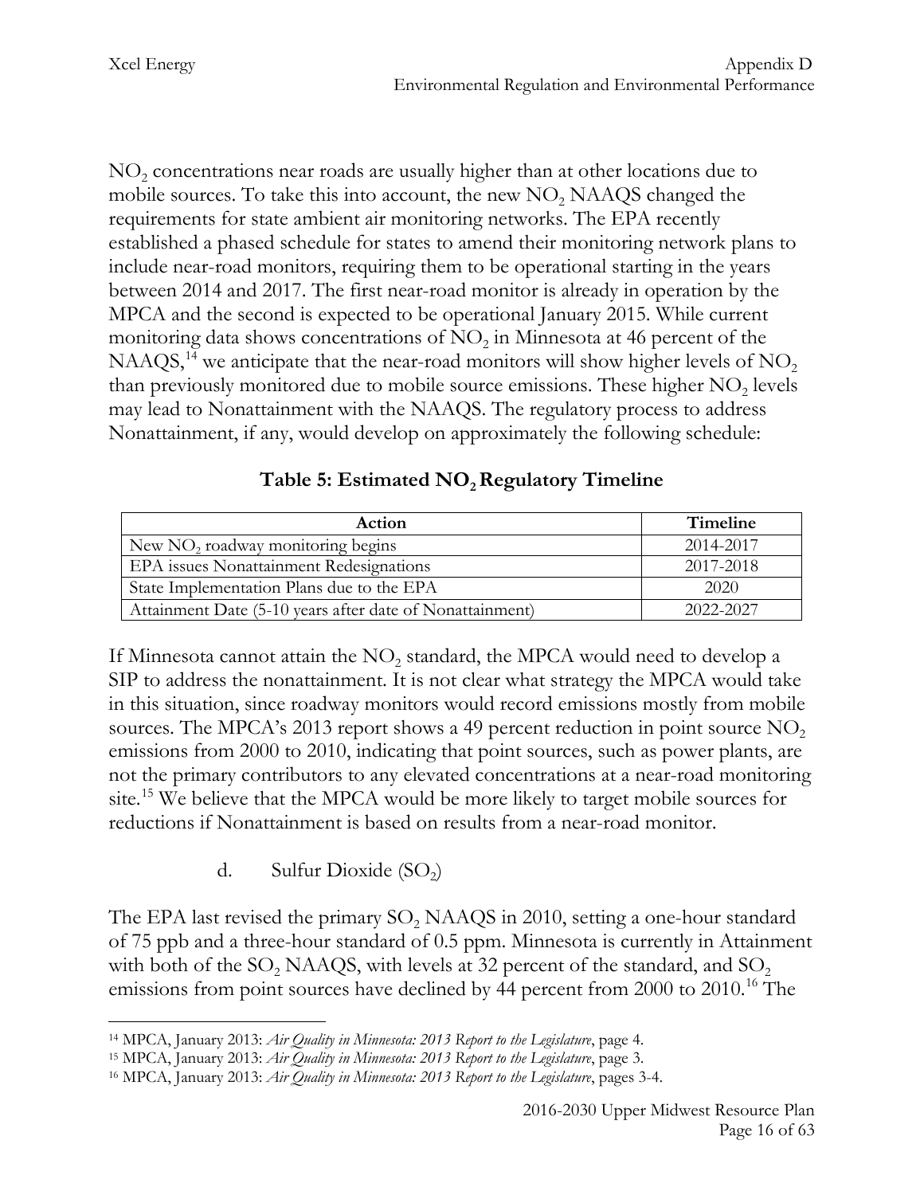$NO_2$ concentrations near roads are usually higher than at other locations due to mobile sources. To take this into account, the new $NO_2$ NAAQS changed the requirements for state ambient air monitoring networks. The EPA recently established a phased schedule for states to amend their monitoring network plans to include near-road monitors, requiring them to be operational starting in the years between 2014 and 2017. The first near-road monitor is already in operation by the MPCA and the second is expected to be operational January 2015. While current monitoring data shows concentrations of $NO_2$ in Minnesota at 46 percent of the NAAQS,[14] we anticipate that the near-road monitors will show higher levels of $NO_2$ than previously monitored due to mobile source emissions. These higher $NO_2$ levels may lead to Nonattainment with the NAAQS. The regulatory process to address Nonattainment, if any, would develop on approximately the following schedule:

**Table 5: Estimated $NO_2$ Regulatory Timeline**

| Action | Timeline |
|---|---|
| New $NO_2$ roadway monitoring begins | 2014-2017 |
| EPA issues Nonattainment Redesignations | 2017-2018 |
| State Implementation Plans due to the EPA | 2020 |
| Attainment Date (5-10 years after date of Nonattainment) | 2022-2027 |

If Minnesota cannot attain the $NO_2$ standard, the MPCA would need to develop a SIP to address the nonattainment. It is not clear what strategy the MPCA would take in this situation, since roadway monitors would record emissions mostly from mobile sources. The MPCA's 2013 report shows a 49 percent reduction in point source $NO_2$ emissions from 2000 to 2010, indicating that point sources, such as power plants, are not the primary contributors to any elevated concentrations at a near-road monitoring site.[15] We believe that the MPCA would be more likely to target mobile sources for reductions if Nonattainment is based on results from a near-road monitor.

d. Sulfur Dioxide ($SO_2$)

The EPA last revised the primary $SO_2$ NAAQS in 2010, setting a one-hour standard of 75 ppb and a three-hour standard of 0.5 ppm. Minnesota is currently in Attainment with both of the $SO_2$ NAAQS, with levels at 32 percent of the standard, and $SO_2$ emissions from point sources have declined by 44 percent from 2000 to 2010.[16] The

[14] MPCA, January 2013: *Air Quality in Minnesota: 2013 Report to the Legislature*, page 4.

[15] MPCA, January 2013: *Air Quality in Minnesota: 2013 Report to the Legislature*, page 3.

[16] MPCA, January 2013: *Air Quality in Minnesota: 2013 Report to the Legislature*, pages 3-4.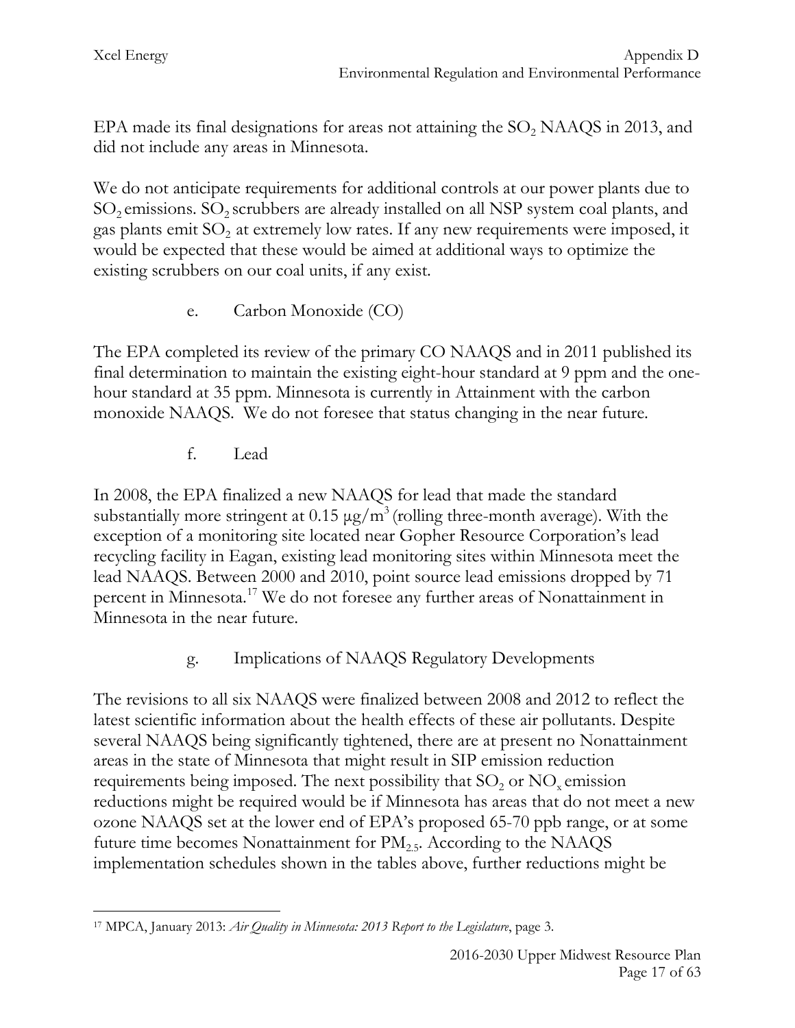EPA made its final designations for areas not attaining the $SO_2$ NAAQS in 2013, and did not include any areas in Minnesota.

We do not anticipate requirements for additional controls at our power plants due to $SO_2$ emissions. $SO_2$ scrubbers are already installed on all NSP system coal plants, and gas plants emit $SO_2$ at extremely low rates. If any new requirements were imposed, it would be expected that these would be aimed at additional ways to optimize the existing scrubbers on our coal units, if any exist.

### e. Carbon Monoxide (CO)

The EPA completed its review of the primary CO NAAQS and in 2011 published its final determination to maintain the existing eight-hour standard at 9 ppm and the one-hour standard at 35 ppm. Minnesota is currently in Attainment with the carbon monoxide NAAQS. We do not foresee that status changing in the near future.

### f. Lead

In 2008, the EPA finalized a new NAAQS for lead that made the standard substantially more stringent at 0.15 $\mu g/m^3$ (rolling three-month average). With the exception of a monitoring site located near Gopher Resource Corporation's lead recycling facility in Eagan, existing lead monitoring sites within Minnesota meet the lead NAAQS. Between 2000 and 2010, point source lead emissions dropped by 71 percent in Minnesota.[17] We do not foresee any further areas of Nonattainment in Minnesota in the near future.

### g. Implications of NAAQS Regulatory Developments

The revisions to all six NAAQS were finalized between 2008 and 2012 to reflect the latest scientific information about the health effects of these air pollutants. Despite several NAAQS being significantly tightened, there are at present no Nonattainment areas in the state of Minnesota that might result in SIP emission reduction requirements being imposed. The next possibility that $SO_2$ or $NO_x$ emission reductions might be required would be if Minnesota has areas that do not meet a new ozone NAAQS set at the lower end of EPA's proposed 65-70 ppb range, or at some future time becomes Nonattainment for $PM_{2.5}$. According to the NAAQS implementation schedules shown in the tables above, further reductions might be

[17] MPCA, January 2013: *Air Quality in Minnesota: 2013 Report to the Legislature*, page 3.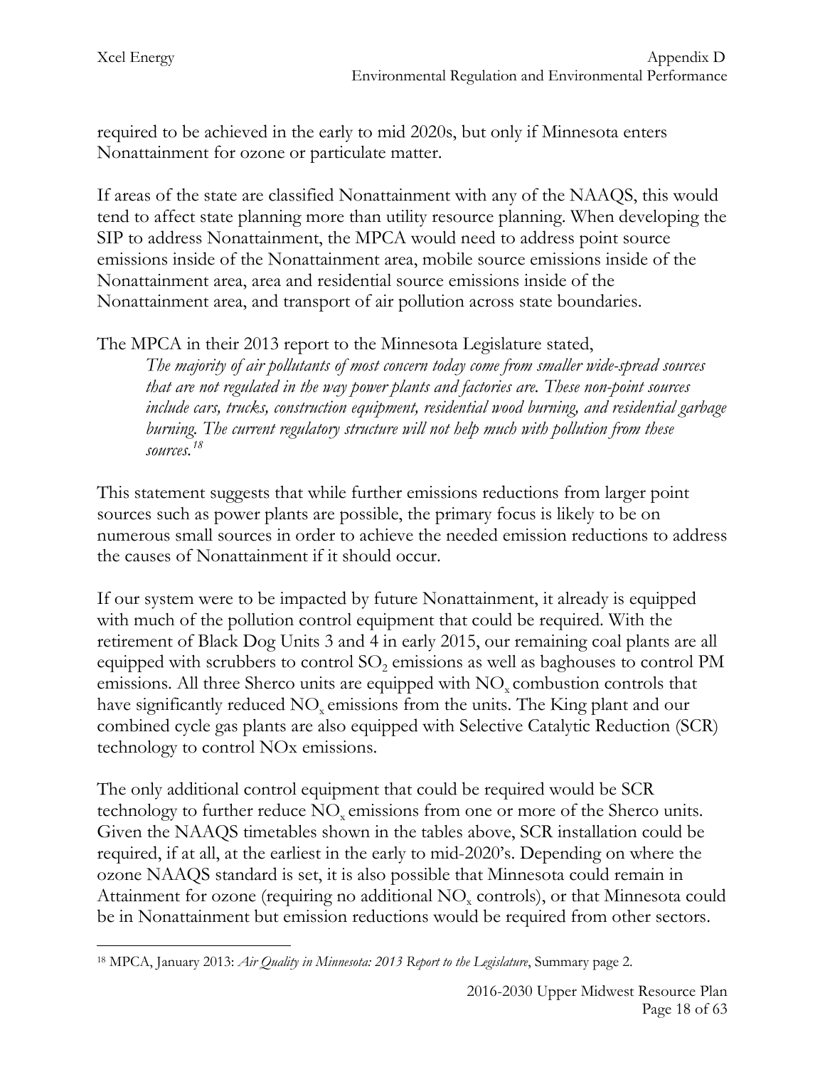required to be achieved in the early to mid 2020s, but only if Minnesota enters Nonattainment for ozone or particulate matter.

If areas of the state are classified Nonattainment with any of the NAAQS, this would tend to affect state planning more than utility resource planning. When developing the SIP to address Nonattainment, the MPCA would need to address point source emissions inside of the Nonattainment area, mobile source emissions inside of the Nonattainment area, area and residential source emissions inside of the Nonattainment area, and transport of air pollution across state boundaries.

The MPCA in their 2013 report to the Minnesota Legislature stated,

> *The majority of air pollutants of most concern today come from smaller wide-spread sources that are not regulated in the way power plants and factories are. These non-point sources include cars, trucks, construction equipment, residential wood burning, and residential garbage burning. The current regulatory structure will not help much with pollution from these sources.*[18]

This statement suggests that while further emissions reductions from larger point sources such as power plants are possible, the primary focus is likely to be on numerous small sources in order to achieve the needed emission reductions to address the causes of Nonattainment if it should occur.

If our system were to be impacted by future Nonattainment, it already is equipped with much of the pollution control equipment that could be required. With the retirement of Black Dog Units 3 and 4 in early 2015, our remaining coal plants are all equipped with scrubbers to control $SO_2$ emissions as well as baghouses to control PM emissions. All three Sherco units are equipped with $NO_x$ combustion controls that have significantly reduced $NO_x$ emissions from the units. The King plant and our combined cycle gas plants are also equipped with Selective Catalytic Reduction (SCR) technology to control NOx emissions.

The only additional control equipment that could be required would be SCR technology to further reduce $NO_x$ emissions from one or more of the Sherco units. Given the NAAQS timetables shown in the tables above, SCR installation could be required, if at all, at the earliest in the early to mid-2020's. Depending on where the ozone NAAQS standard is set, it is also possible that Minnesota could remain in Attainment for ozone (requiring no additional $NO_x$ controls), or that Minnesota could be in Nonattainment but emission reductions would be required from other sectors.

[18] MPCA, January 2013: *Air Quality in Minnesota: 2013 Report to the Legislature*, Summary page 2.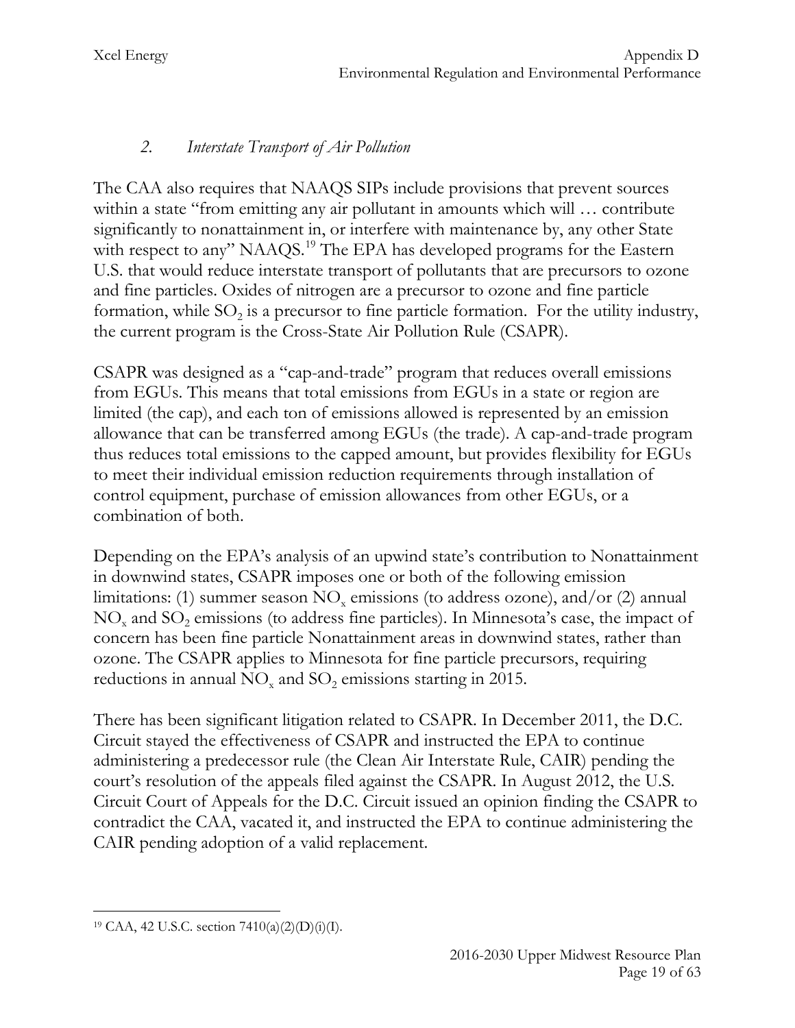### *2. Interstate Transport of Air Pollution*

The CAA also requires that NAAQS SIPs include provisions that prevent sources within a state "from emitting any air pollutant in amounts which will … contribute significantly to nonattainment in, or interfere with maintenance by, any other State with respect to any" NAAQS.[19] The EPA has developed programs for the Eastern U.S. that would reduce interstate transport of pollutants that are precursors to ozone and fine particles. Oxides of nitrogen are a precursor to ozone and fine particle formation, while $SO_2$ is a precursor to fine particle formation. For the utility industry, the current program is the Cross-State Air Pollution Rule (CSAPR).

CSAPR was designed as a "cap-and-trade" program that reduces overall emissions from EGUs. This means that total emissions from EGUs in a state or region are limited (the cap), and each ton of emissions allowed is represented by an emission allowance that can be transferred among EGUs (the trade). A cap-and-trade program thus reduces total emissions to the capped amount, but provides flexibility for EGUs to meet their individual emission reduction requirements through installation of control equipment, purchase of emission allowances from other EGUs, or a combination of both.

Depending on the EPA's analysis of an upwind state's contribution to Nonattainment in downwind states, CSAPR imposes one or both of the following emission limitations: (1) summer season $NO_x$ emissions (to address ozone), and/or (2) annual $NO_x$ and $SO_2$ emissions (to address fine particles). In Minnesota's case, the impact of concern has been fine particle Nonattainment areas in downwind states, rather than ozone. The CSAPR applies to Minnesota for fine particle precursors, requiring reductions in annual $NO_x$ and $SO_2$ emissions starting in 2015.

There has been significant litigation related to CSAPR. In December 2011, the D.C. Circuit stayed the effectiveness of CSAPR and instructed the EPA to continue administering a predecessor rule (the Clean Air Interstate Rule, CAIR) pending the court's resolution of the appeals filed against the CSAPR. In August 2012, the U.S. Circuit Court of Appeals for the D.C. Circuit issued an opinion finding the CSAPR to contradict the CAA, vacated it, and instructed the EPA to continue administering the CAIR pending adoption of a valid replacement.

---

[19] CAA, 42 U.S.C. section 7410(a)(2)(D)(i)(I).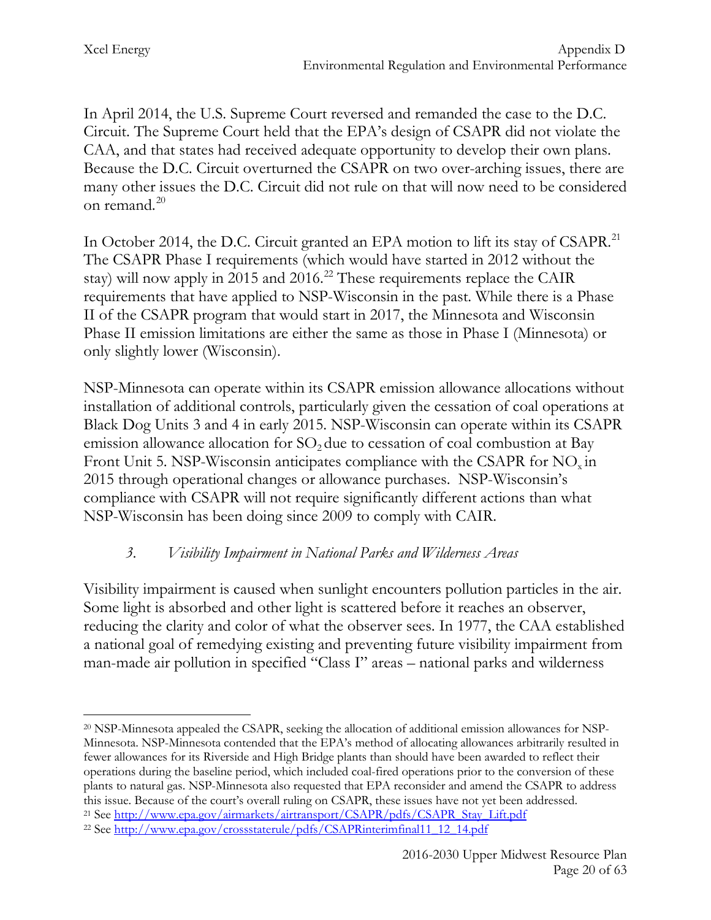In April 2014, the U.S. Supreme Court reversed and remanded the case to the D.C. Circuit. The Supreme Court held that the EPA's design of CSAPR did not violate the CAA, and that states had received adequate opportunity to develop their own plans. Because the D.C. Circuit overturned the CSAPR on two over-arching issues, there are many other issues the D.C. Circuit did not rule on that will now need to be considered on remand.[20]

In October 2014, the D.C. Circuit granted an EPA motion to lift its stay of CSAPR.[21] The CSAPR Phase I requirements (which would have started in 2012 without the stay) will now apply in 2015 and 2016.[22] These requirements replace the CAIR requirements that have applied to NSP-Wisconsin in the past. While there is a Phase II of the CSAPR program that would start in 2017, the Minnesota and Wisconsin Phase II emission limitations are either the same as those in Phase I (Minnesota) or only slightly lower (Wisconsin).

NSP-Minnesota can operate within its CSAPR emission allowance allocations without installation of additional controls, particularly given the cessation of coal operations at Black Dog Units 3 and 4 in early 2015. NSP-Wisconsin can operate within its CSAPR emission allowance allocation for $SO_2$ due to cessation of coal combustion at Bay Front Unit 5. NSP-Wisconsin anticipates compliance with the CSAPR for $NO_x$ in 2015 through operational changes or allowance purchases. NSP-Wisconsin's compliance with CSAPR will not require significantly different actions than what NSP-Wisconsin has been doing since 2009 to comply with CAIR.

### 3. *Visibility Impairment in National Parks and Wilderness Areas*

Visibility impairment is caused when sunlight encounters pollution particles in the air. Some light is absorbed and other light is scattered before it reaches an observer, reducing the clarity and color of what the observer sees. In 1977, the CAA established a national goal of remedying existing and preventing future visibility impairment from man-made air pollution in specified "Class I" areas – national parks and wilderness

---

[20] NSP-Minnesota appealed the CSAPR, seeking the allocation of additional emission allowances for NSP-Minnesota. NSP-Minnesota contended that the EPA's method of allocating allowances arbitrarily resulted in fewer allowances for its Riverside and High Bridge plants than should have been awarded to reflect their operations during the baseline period, which included coal-fired operations prior to the conversion of these plants to natural gas. NSP-Minnesota also requested that EPA reconsider and amend the CSAPR to address this issue. Because of the court's overall ruling on CSAPR, these issues have not yet been addressed.

[21] See http://www.epa.gov/airmarkets/airtransport/CSAPR/pdfs/CSAPR_Stay_Lift.pdf

[22] See http://www.epa.gov/crossstaterule/pdfs/CSAPRinterimfinal11_12_14.pdf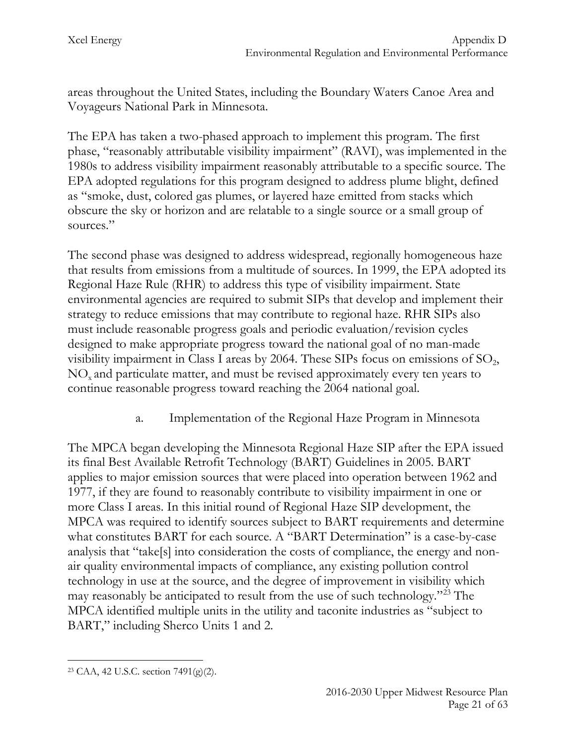areas throughout the United States, including the Boundary Waters Canoe Area and Voyageurs National Park in Minnesota.

The EPA has taken a two-phased approach to implement this program. The first phase, "reasonably attributable visibility impairment" (RAVI), was implemented in the 1980s to address visibility impairment reasonably attributable to a specific source. The EPA adopted regulations for this program designed to address plume blight, defined as "smoke, dust, colored gas plumes, or layered haze emitted from stacks which obscure the sky or horizon and are relatable to a single source or a small group of sources."

The second phase was designed to address widespread, regionally homogeneous haze that results from emissions from a multitude of sources. In 1999, the EPA adopted its Regional Haze Rule (RHR) to address this type of visibility impairment. State environmental agencies are required to submit SIPs that develop and implement their strategy to reduce emissions that may contribute to regional haze. RHR SIPs also must include reasonable progress goals and periodic evaluation/revision cycles designed to make appropriate progress toward the national goal of no man-made visibility impairment in Class I areas by 2064. These SIPs focus on emissions of $SO_2$, $NO_x$ and particulate matter, and must be revised approximately every ten years to continue reasonable progress toward reaching the 2064 national goal.

### a. Implementation of the Regional Haze Program in Minnesota

The MPCA began developing the Minnesota Regional Haze SIP after the EPA issued its final Best Available Retrofit Technology (BART) Guidelines in 2005. BART applies to major emission sources that were placed into operation between 1962 and 1977, if they are found to reasonably contribute to visibility impairment in one or more Class I areas. In this initial round of Regional Haze SIP development, the MPCA was required to identify sources subject to BART requirements and determine what constitutes BART for each source. A "BART Determination" is a case-by-case analysis that "take[s] into consideration the costs of compliance, the energy and non-air quality environmental impacts of compliance, any existing pollution control technology in use at the source, and the degree of improvement in visibility which may reasonably be anticipated to result from the use of such technology."[23] The MPCA identified multiple units in the utility and taconite industries as "subject to BART," including Sherco Units 1 and 2.

[23] CAA, 42 U.S.C. section 7491(g)(2).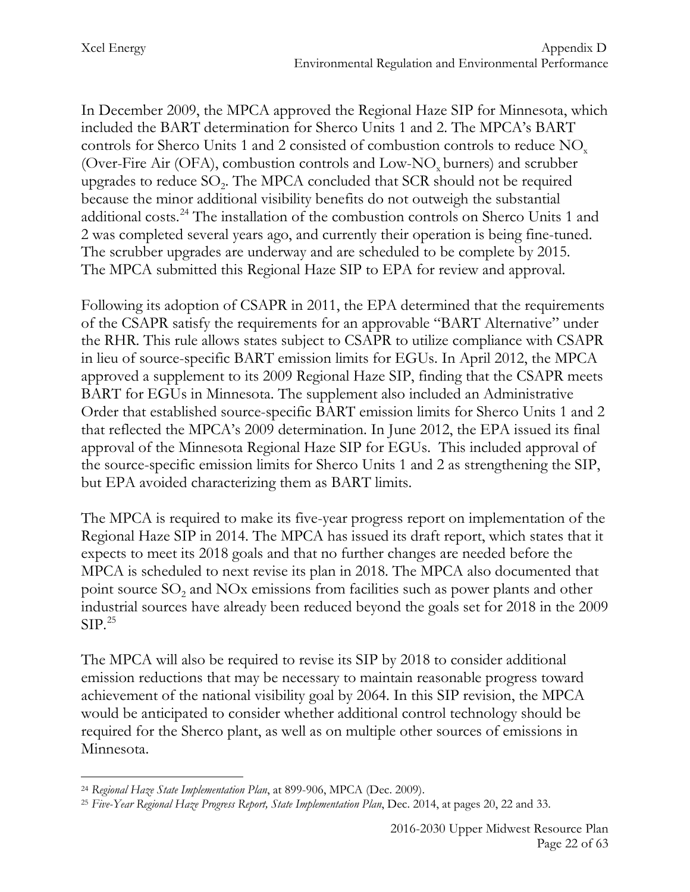In December 2009, the MPCA approved the Regional Haze SIP for Minnesota, which included the BART determination for Sherco Units 1 and 2. The MPCA's BART controls for Sherco Units 1 and 2 consisted of combustion controls to reduce $NO_x$ (Over-Fire Air (OFA), combustion controls and Low-$NO_x$ burners) and scrubber upgrades to reduce $SO_2$. The MPCA concluded that SCR should not be required because the minor additional visibility benefits do not outweigh the substantial additional costs.[24] The installation of the combustion controls on Sherco Units 1 and 2 was completed several years ago, and currently their operation is being fine-tuned. The scrubber upgrades are underway and are scheduled to be complete by 2015. The MPCA submitted this Regional Haze SIP to EPA for review and approval.

Following its adoption of CSAPR in 2011, the EPA determined that the requirements of the CSAPR satisfy the requirements for an approvable "BART Alternative" under the RHR. This rule allows states subject to CSAPR to utilize compliance with CSAPR in lieu of source-specific BART emission limits for EGUs. In April 2012, the MPCA approved a supplement to its 2009 Regional Haze SIP, finding that the CSAPR meets BART for EGUs in Minnesota. The supplement also included an Administrative Order that established source-specific BART emission limits for Sherco Units 1 and 2 that reflected the MPCA's 2009 determination. In June 2012, the EPA issued its final approval of the Minnesota Regional Haze SIP for EGUs. This included approval of the source-specific emission limits for Sherco Units 1 and 2 as strengthening the SIP, but EPA avoided characterizing them as BART limits.

The MPCA is required to make its five-year progress report on implementation of the Regional Haze SIP in 2014. The MPCA has issued its draft report, which states that it expects to meet its 2018 goals and that no further changes are needed before the MPCA is scheduled to next revise its plan in 2018. The MPCA also documented that point source $SO_2$ and NOx emissions from facilities such as power plants and other industrial sources have already been reduced beyond the goals set for 2018 in the 2009 SIP.[25]

The MPCA will also be required to revise its SIP by 2018 to consider additional emission reductions that may be necessary to maintain reasonable progress toward achievement of the national visibility goal by 2064. In this SIP revision, the MPCA would be anticipated to consider whether additional control technology should be required for the Sherco plant, as well as on multiple other sources of emissions in Minnesota.

---

[24] *Regional Haze State Implementation Plan*, at 899-906, MPCA (Dec. 2009).

[25] *Five-Year Regional Haze Progress Report, State Implementation Plan*, Dec. 2014, at pages 20, 22 and 33.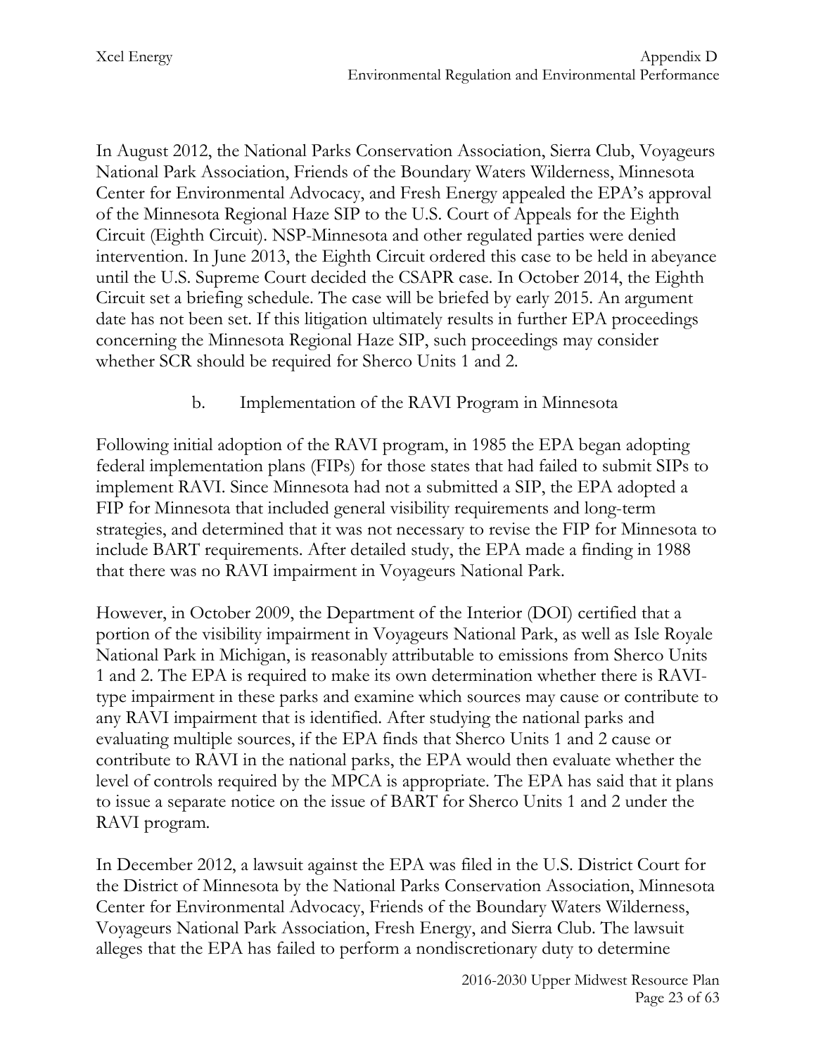In August 2012, the National Parks Conservation Association, Sierra Club, Voyageurs National Park Association, Friends of the Boundary Waters Wilderness, Minnesota Center for Environmental Advocacy, and Fresh Energy appealed the EPA's approval of the Minnesota Regional Haze SIP to the U.S. Court of Appeals for the Eighth Circuit (Eighth Circuit). NSP-Minnesota and other regulated parties were denied intervention. In June 2013, the Eighth Circuit ordered this case to be held in abeyance until the U.S. Supreme Court decided the CSAPR case. In October 2014, the Eighth Circuit set a briefing schedule. The case will be briefed by early 2015. An argument date has not been set. If this litigation ultimately results in further EPA proceedings concerning the Minnesota Regional Haze SIP, such proceedings may consider whether SCR should be required for Sherco Units 1 and 2.

### b. Implementation of the RAVI Program in Minnesota

Following initial adoption of the RAVI program, in 1985 the EPA began adopting federal implementation plans (FIPs) for those states that had failed to submit SIPs to implement RAVI. Since Minnesota had not a submitted a SIP, the EPA adopted a FIP for Minnesota that included general visibility requirements and long-term strategies, and determined that it was not necessary to revise the FIP for Minnesota to include BART requirements. After detailed study, the EPA made a finding in 1988 that there was no RAVI impairment in Voyageurs National Park.

However, in October 2009, the Department of the Interior (DOI) certified that a portion of the visibility impairment in Voyageurs National Park, as well as Isle Royale National Park in Michigan, is reasonably attributable to emissions from Sherco Units 1 and 2. The EPA is required to make its own determination whether there is RAVI-type impairment in these parks and examine which sources may cause or contribute to any RAVI impairment that is identified. After studying the national parks and evaluating multiple sources, if the EPA finds that Sherco Units 1 and 2 cause or contribute to RAVI in the national parks, the EPA would then evaluate whether the level of controls required by the MPCA is appropriate. The EPA has said that it plans to issue a separate notice on the issue of BART for Sherco Units 1 and 2 under the RAVI program.

In December 2012, a lawsuit against the EPA was filed in the U.S. District Court for the District of Minnesota by the National Parks Conservation Association, Minnesota Center for Environmental Advocacy, Friends of the Boundary Waters Wilderness, Voyageurs National Park Association, Fresh Energy, and Sierra Club. The lawsuit alleges that the EPA has failed to perform a nondiscretionary duty to determine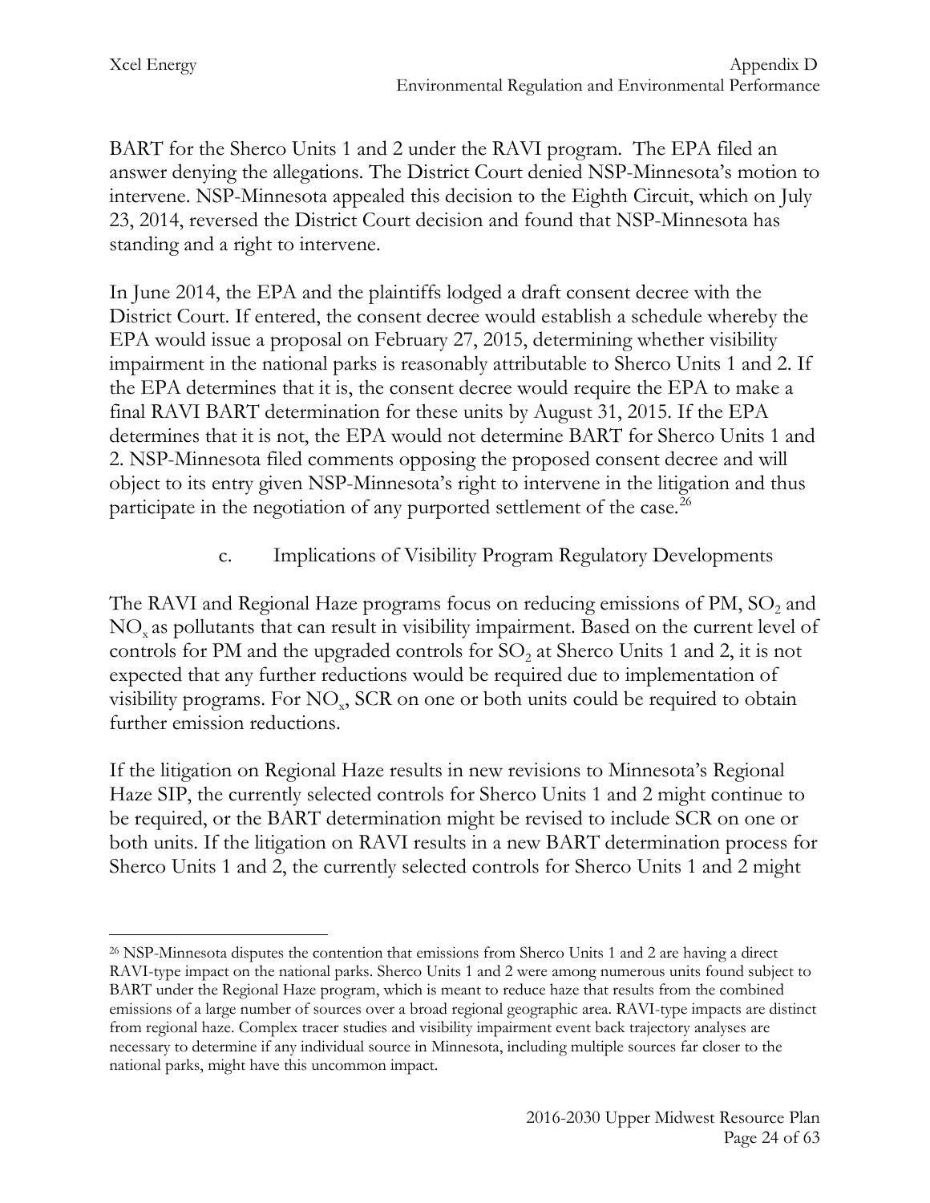BART for the Sherco Units 1 and 2 under the RAVI program. The EPA filed an answer denying the allegations. The District Court denied NSP-Minnesota's motion to intervene. NSP-Minnesota appealed this decision to the Eighth Circuit, which on July 23, 2014, reversed the District Court decision and found that NSP-Minnesota has standing and a right to intervene.

In June 2014, the EPA and the plaintiffs lodged a draft consent decree with the District Court. If entered, the consent decree would establish a schedule whereby the EPA would issue a proposal on February 27, 2015, determining whether visibility impairment in the national parks is reasonably attributable to Sherco Units 1 and 2. If the EPA determines that it is, the consent decree would require the EPA to make a final RAVI BART determination for these units by August 31, 2015. If the EPA determines that it is not, the EPA would not determine BART for Sherco Units 1 and 2. NSP-Minnesota filed comments opposing the proposed consent decree and will object to its entry given NSP-Minnesota's right to intervene in the litigation and thus participate in the negotiation of any purported settlement of the case.[26]

c. Implications of Visibility Program Regulatory Developments

The RAVI and Regional Haze programs focus on reducing emissions of PM, $SO_2$ and $NO_x$ as pollutants that can result in visibility impairment. Based on the current level of controls for PM and the upgraded controls for $SO_2$ at Sherco Units 1 and 2, it is not expected that any further reductions would be required due to implementation of visibility programs. For $NO_x$, SCR on one or both units could be required to obtain further emission reductions.

If the litigation on Regional Haze results in new revisions to Minnesota's Regional Haze SIP, the currently selected controls for Sherco Units 1 and 2 might continue to be required, or the BART determination might be revised to include SCR on one or both units. If the litigation on RAVI results in a new BART determination process for Sherco Units 1 and 2, the currently selected controls for Sherco Units 1 and 2 might

[26] NSP-Minnesota disputes the contention that emissions from Sherco Units 1 and 2 are having a direct RAVI-type impact on the national parks. Sherco Units 1 and 2 were among numerous units found subject to BART under the Regional Haze program, which is meant to reduce haze that results from the combined emissions of a large number of sources over a broad regional geographic area. RAVI-type impacts are distinct from regional haze. Complex tracer studies and visibility impairment event back trajectory analyses are necessary to determine if any individual source in Minnesota, including multiple sources far closer to the national parks, might have this uncommon impact.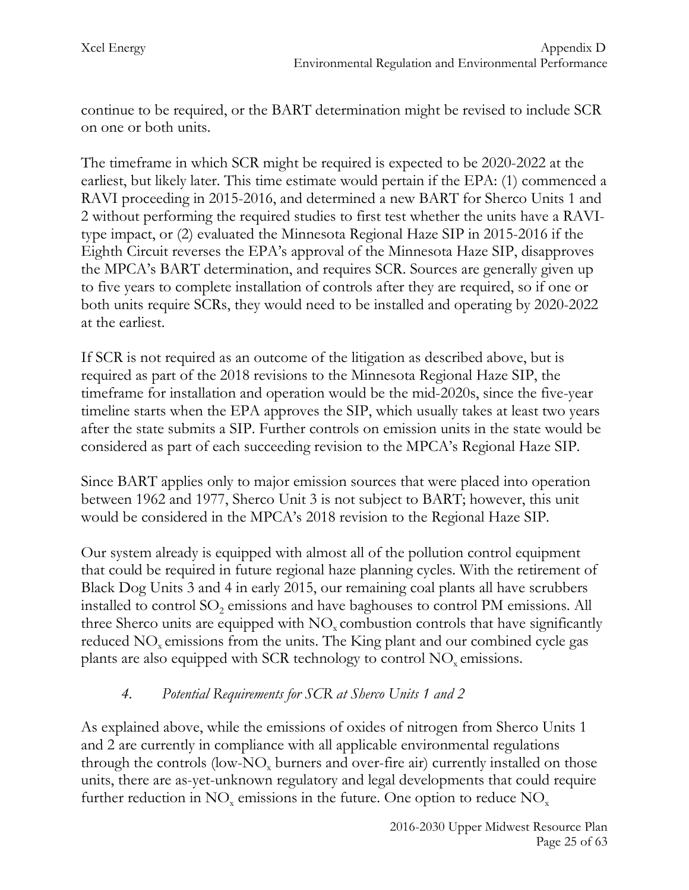continue to be required, or the BART determination might be revised to include SCR on one or both units.

The timeframe in which SCR might be required is expected to be 2020-2022 at the earliest, but likely later. This time estimate would pertain if the EPA: (1) commenced a RAVI proceeding in 2015-2016, and determined a new BART for Sherco Units 1 and 2 without performing the required studies to first test whether the units have a RAVI-type impact, or (2) evaluated the Minnesota Regional Haze SIP in 2015-2016 if the Eighth Circuit reverses the EPA's approval of the Minnesota Haze SIP, disapproves the MPCA's BART determination, and requires SCR. Sources are generally given up to five years to complete installation of controls after they are required, so if one or both units require SCRs, they would need to be installed and operating by 2020-2022 at the earliest.

If SCR is not required as an outcome of the litigation as described above, but is required as part of the 2018 revisions to the Minnesota Regional Haze SIP, the timeframe for installation and operation would be the mid-2020s, since the five-year timeline starts when the EPA approves the SIP, which usually takes at least two years after the state submits a SIP. Further controls on emission units in the state would be considered as part of each succeeding revision to the MPCA's Regional Haze SIP.

Since BART applies only to major emission sources that were placed into operation between 1962 and 1977, Sherco Unit 3 is not subject to BART; however, this unit would be considered in the MPCA's 2018 revision to the Regional Haze SIP.

Our system already is equipped with almost all of the pollution control equipment that could be required in future regional haze planning cycles. With the retirement of Black Dog Units 3 and 4 in early 2015, our remaining coal plants all have scrubbers installed to control $SO_2$ emissions and have baghouses to control PM emissions. All three Sherco units are equipped with $NO_x$ combustion controls that have significantly reduced $NO_x$ emissions from the units. The King plant and our combined cycle gas plants are also equipped with SCR technology to control $NO_x$ emissions.

#### *4. Potential Requirements for SCR at Sherco Units 1 and 2*

As explained above, while the emissions of oxides of nitrogen from Sherco Units 1 and 2 are currently in compliance with all applicable environmental regulations through the controls (low-$NO_x$ burners and over-fire air) currently installed on those units, there are as-yet-unknown regulatory and legal developments that could require further reduction in $NO_x$ emissions in the future. One option to reduce $NO_x$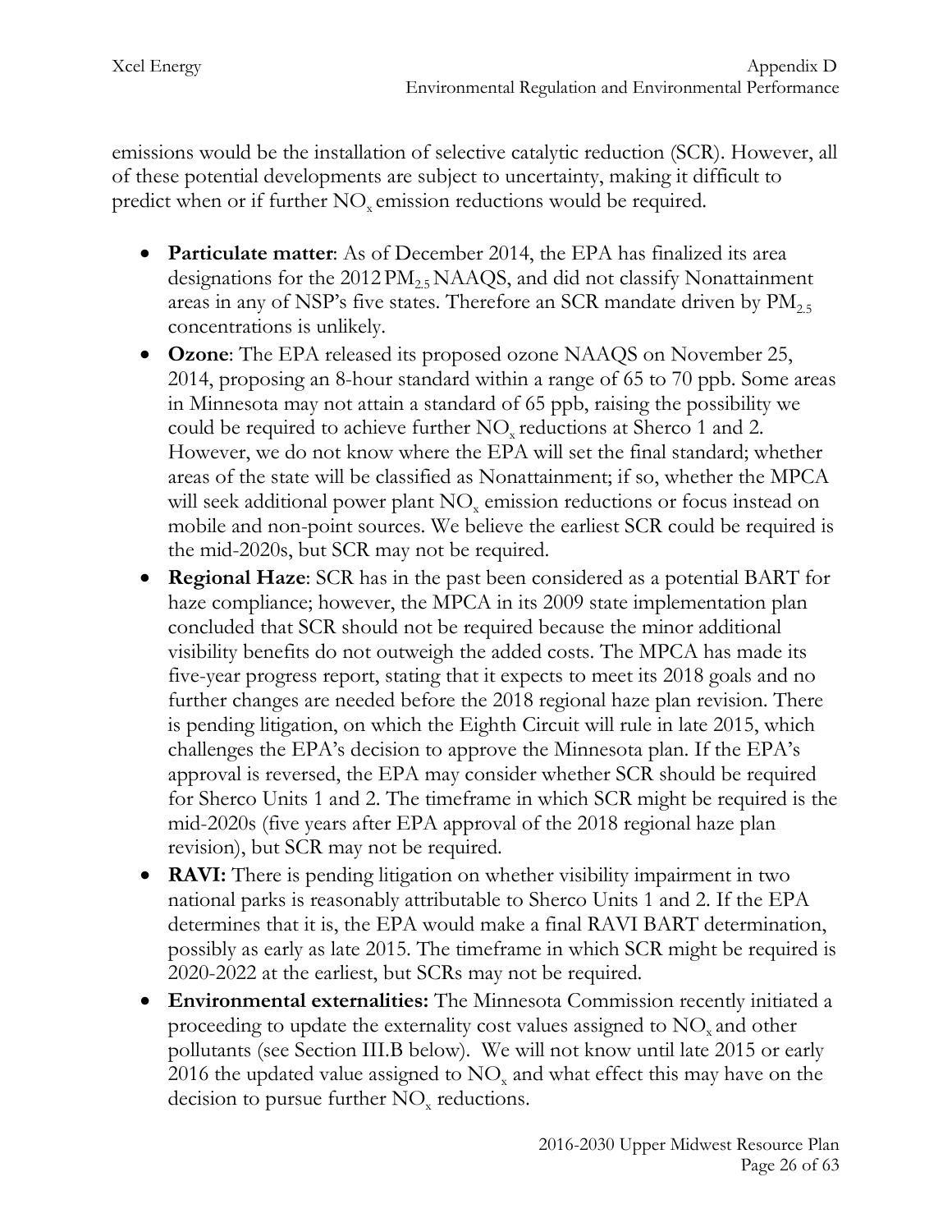emissions would be the installation of selective catalytic reduction (SCR). However, all of these potential developments are subject to uncertainty, making it difficult to predict when or if further $NO_x$ emission reductions would be required.

- **Particulate matter**: As of December 2014, the EPA has finalized its area designations for the 2012 $PM_{2.5}$ NAAQS, and did not classify Nonattainment areas in any of NSP's five states. Therefore an SCR mandate driven by $PM_{2.5}$ concentrations is unlikely.
- **Ozone**: The EPA released its proposed ozone NAAQS on November 25, 2014, proposing an 8-hour standard within a range of 65 to 70 ppb. Some areas in Minnesota may not attain a standard of 65 ppb, raising the possibility we could be required to achieve further $NO_x$ reductions at Sherco 1 and 2. However, we do not know where the EPA will set the final standard; whether areas of the state will be classified as Nonattainment; if so, whether the MPCA will seek additional power plant $NO_x$ emission reductions or focus instead on mobile and non-point sources. We believe the earliest SCR could be required is the mid-2020s, but SCR may not be required.
- **Regional Haze**: SCR has in the past been considered as a potential BART for haze compliance; however, the MPCA in its 2009 state implementation plan concluded that SCR should not be required because the minor additional visibility benefits do not outweigh the added costs. The MPCA has made its five-year progress report, stating that it expects to meet its 2018 goals and no further changes are needed before the 2018 regional haze plan revision. There is pending litigation, on which the Eighth Circuit will rule in late 2015, which challenges the EPA's decision to approve the Minnesota plan. If the EPA's approval is reversed, the EPA may consider whether SCR should be required for Sherco Units 1 and 2. The timeframe in which SCR might be required is the mid-2020s (five years after EPA approval of the 2018 regional haze plan revision), but SCR may not be required.
- **RAVI:** There is pending litigation on whether visibility impairment in two national parks is reasonably attributable to Sherco Units 1 and 2. If the EPA determines that it is, the EPA would make a final RAVI BART determination, possibly as early as late 2015. The timeframe in which SCR might be required is 2020-2022 at the earliest, but SCRs may not be required.
- **Environmental externalities:** The Minnesota Commission recently initiated a proceeding to update the externality cost values assigned to $NO_x$ and other pollutants (see Section III.B below). We will not know until late 2015 or early 2016 the updated value assigned to $NO_x$ and what effect this may have on the decision to pursue further $NO_x$ reductions.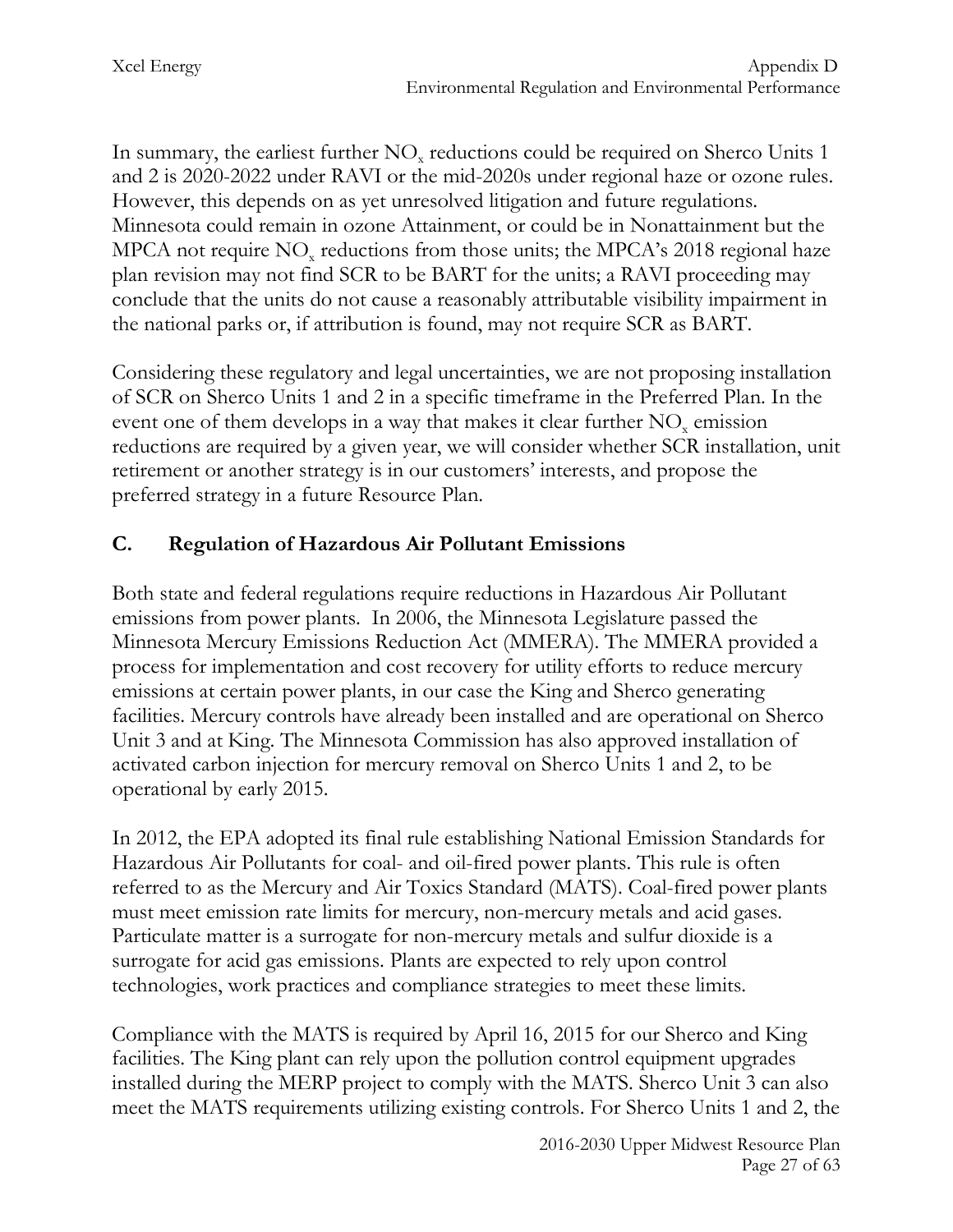In summary, the earliest further $NO_x$ reductions could be required on Sherco Units 1 and 2 is 2020-2022 under RAVI or the mid-2020s under regional haze or ozone rules. However, this depends on as yet unresolved litigation and future regulations. Minnesota could remain in ozone Attainment, or could be in Nonattainment but the MPCA not require $NO_x$ reductions from those units; the MPCA's 2018 regional haze plan revision may not find SCR to be BART for the units; a RAVI proceeding may conclude that the units do not cause a reasonably attributable visibility impairment in the national parks or, if attribution is found, may not require SCR as BART.

Considering these regulatory and legal uncertainties, we are not proposing installation of SCR on Sherco Units 1 and 2 in a specific timeframe in the Preferred Plan. In the event one of them develops in a way that makes it clear further $NO_x$ emission reductions are required by a given year, we will consider whether SCR installation, unit retirement or another strategy is in our customers' interests, and propose the preferred strategy in a future Resource Plan.

## C. Regulation of Hazardous Air Pollutant Emissions

Both state and federal regulations require reductions in Hazardous Air Pollutant emissions from power plants. In 2006, the Minnesota Legislature passed the Minnesota Mercury Emissions Reduction Act (MMERA). The MMERA provided a process for implementation and cost recovery for utility efforts to reduce mercury emissions at certain power plants, in our case the King and Sherco generating facilities. Mercury controls have already been installed and are operational on Sherco Unit 3 and at King. The Minnesota Commission has also approved installation of activated carbon injection for mercury removal on Sherco Units 1 and 2, to be operational by early 2015.

In 2012, the EPA adopted its final rule establishing National Emission Standards for Hazardous Air Pollutants for coal- and oil-fired power plants. This rule is often referred to as the Mercury and Air Toxics Standard (MATS). Coal-fired power plants must meet emission rate limits for mercury, non-mercury metals and acid gases. Particulate matter is a surrogate for non-mercury metals and sulfur dioxide is a surrogate for acid gas emissions. Plants are expected to rely upon control technologies, work practices and compliance strategies to meet these limits.

Compliance with the MATS is required by April 16, 2015 for our Sherco and King facilities. The King plant can rely upon the pollution control equipment upgrades installed during the MERP project to comply with the MATS. Sherco Unit 3 can also meet the MATS requirements utilizing existing controls. For Sherco Units 1 and 2, the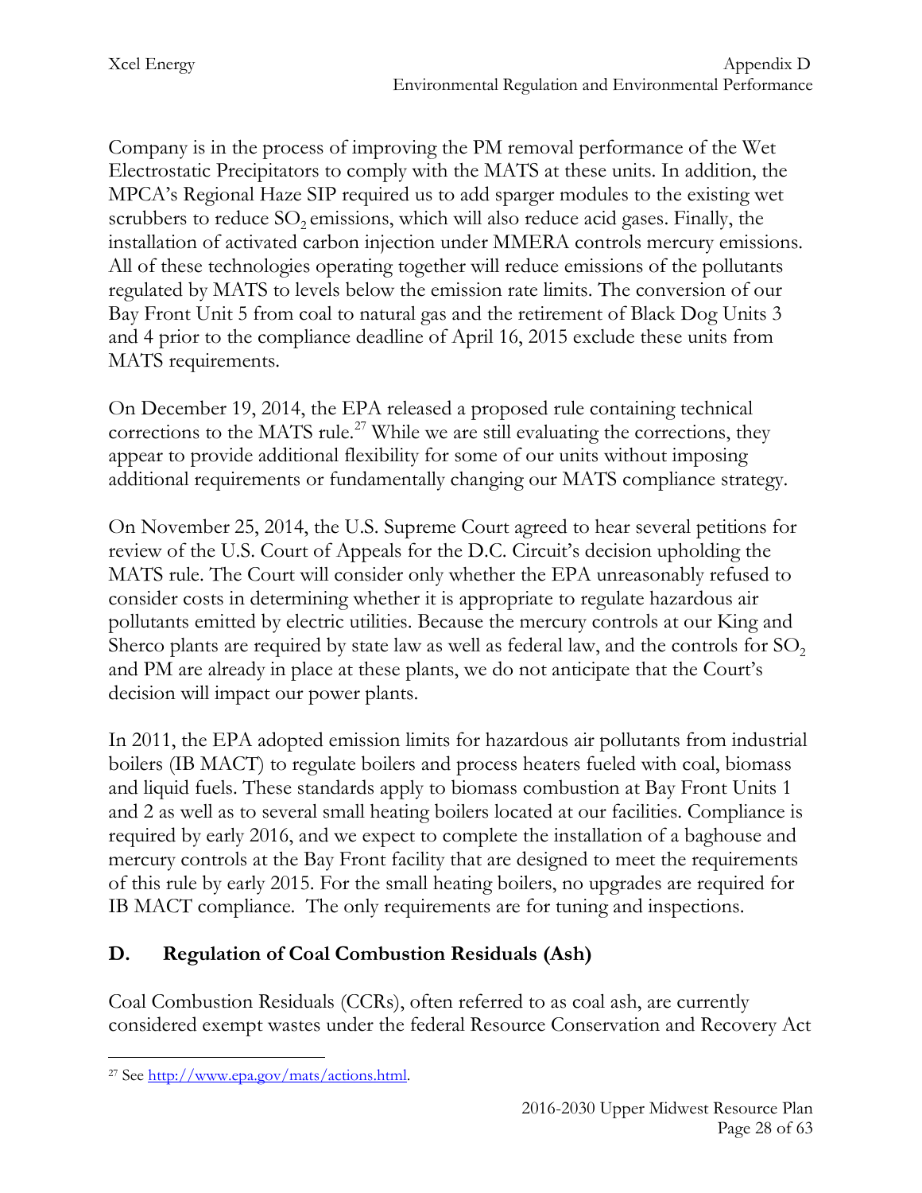Company is in the process of improving the PM removal performance of the Wet Electrostatic Precipitators to comply with the MATS at these units. In addition, the MPCA's Regional Haze SIP required us to add sparger modules to the existing wet scrubbers to reduce $SO_2$ emissions, which will also reduce acid gases. Finally, the installation of activated carbon injection under MMERA controls mercury emissions. All of these technologies operating together will reduce emissions of the pollutants regulated by MATS to levels below the emission rate limits. The conversion of our Bay Front Unit 5 from coal to natural gas and the retirement of Black Dog Units 3 and 4 prior to the compliance deadline of April 16, 2015 exclude these units from MATS requirements.

On December 19, 2014, the EPA released a proposed rule containing technical corrections to the MATS rule.[27] While we are still evaluating the corrections, they appear to provide additional flexibility for some of our units without imposing additional requirements or fundamentally changing our MATS compliance strategy.

On November 25, 2014, the U.S. Supreme Court agreed to hear several petitions for review of the U.S. Court of Appeals for the D.C. Circuit's decision upholding the MATS rule. The Court will consider only whether the EPA unreasonably refused to consider costs in determining whether it is appropriate to regulate hazardous air pollutants emitted by electric utilities. Because the mercury controls at our King and Sherco plants are required by state law as well as federal law, and the controls for $SO_2$ and PM are already in place at these plants, we do not anticipate that the Court's decision will impact our power plants.

In 2011, the EPA adopted emission limits for hazardous air pollutants from industrial boilers (IB MACT) to regulate boilers and process heaters fueled with coal, biomass and liquid fuels. These standards apply to biomass combustion at Bay Front Units 1 and 2 as well as to several small heating boilers located at our facilities. Compliance is required by early 2016, and we expect to complete the installation of a baghouse and mercury controls at the Bay Front facility that are designed to meet the requirements of this rule by early 2015. For the small heating boilers, no upgrades are required for IB MACT compliance. The only requirements are for tuning and inspections.

## D. Regulation of Coal Combustion Residuals (Ash)

Coal Combustion Residuals (CCRs), often referred to as coal ash, are currently considered exempt wastes under the federal Resource Conservation and Recovery Act

[27] See http://www.epa.gov/mats/actions.html.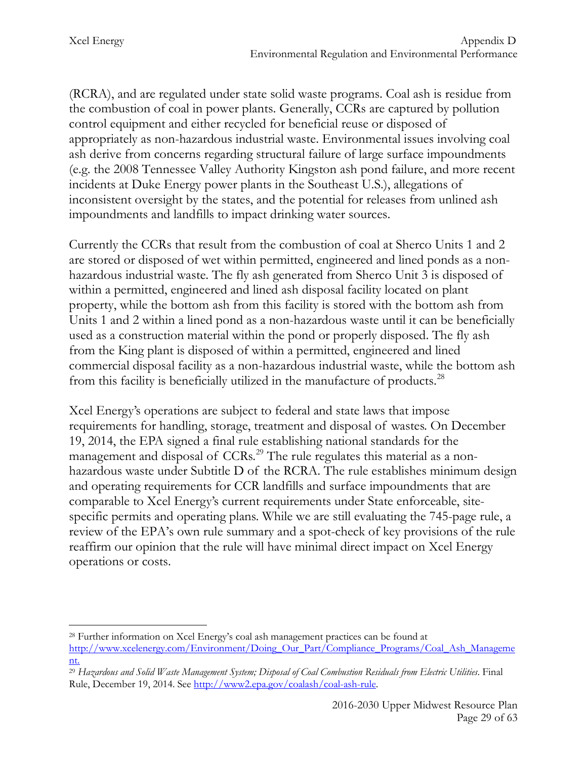(RCRA), and are regulated under state solid waste programs. Coal ash is residue from the combustion of coal in power plants. Generally, CCRs are captured by pollution control equipment and either recycled for beneficial reuse or disposed of appropriately as non-hazardous industrial waste. Environmental issues involving coal ash derive from concerns regarding structural failure of large surface impoundments (e.g. the 2008 Tennessee Valley Authority Kingston ash pond failure, and more recent incidents at Duke Energy power plants in the Southeast U.S.), allegations of inconsistent oversight by the states, and the potential for releases from unlined ash impoundments and landfills to impact drinking water sources.

Currently the CCRs that result from the combustion of coal at Sherco Units 1 and 2 are stored or disposed of wet within permitted, engineered and lined ponds as a non-hazardous industrial waste. The fly ash generated from Sherco Unit 3 is disposed of within a permitted, engineered and lined ash disposal facility located on plant property, while the bottom ash from this facility is stored with the bottom ash from Units 1 and 2 within a lined pond as a non-hazardous waste until it can be beneficially used as a construction material within the pond or properly disposed. The fly ash from the King plant is disposed of within a permitted, engineered and lined commercial disposal facility as a non-hazardous industrial waste, while the bottom ash from this facility is beneficially utilized in the manufacture of products.[28]

Xcel Energy's operations are subject to federal and state laws that impose requirements for handling, storage, treatment and disposal of wastes. On December 19, 2014, the EPA signed a final rule establishing national standards for the management and disposal of CCRs.[29] The rule regulates this material as a non-hazardous waste under Subtitle D of the RCRA. The rule establishes minimum design and operating requirements for CCR landfills and surface impoundments that are comparable to Xcel Energy's current requirements under State enforceable, site-specific permits and operating plans. While we are still evaluating the 745-page rule, a review of the EPA's own rule summary and a spot-check of key provisions of the rule reaffirm our opinion that the rule will have minimal direct impact on Xcel Energy operations or costs.

---

[28] Further information on Xcel Energy's coal ash management practices can be found at http://www.xcelenergy.com/Environment/Doing_Our_Part/Compliance_Programs/Coal_Ash_Management.

[29] *Hazardous and Solid Waste Management System; Disposal of Coal Combustion Residuals from Electric Utilities*. Final Rule, December 19, 2014. See http://www2.epa.gov/coalash/coal-ash-rule.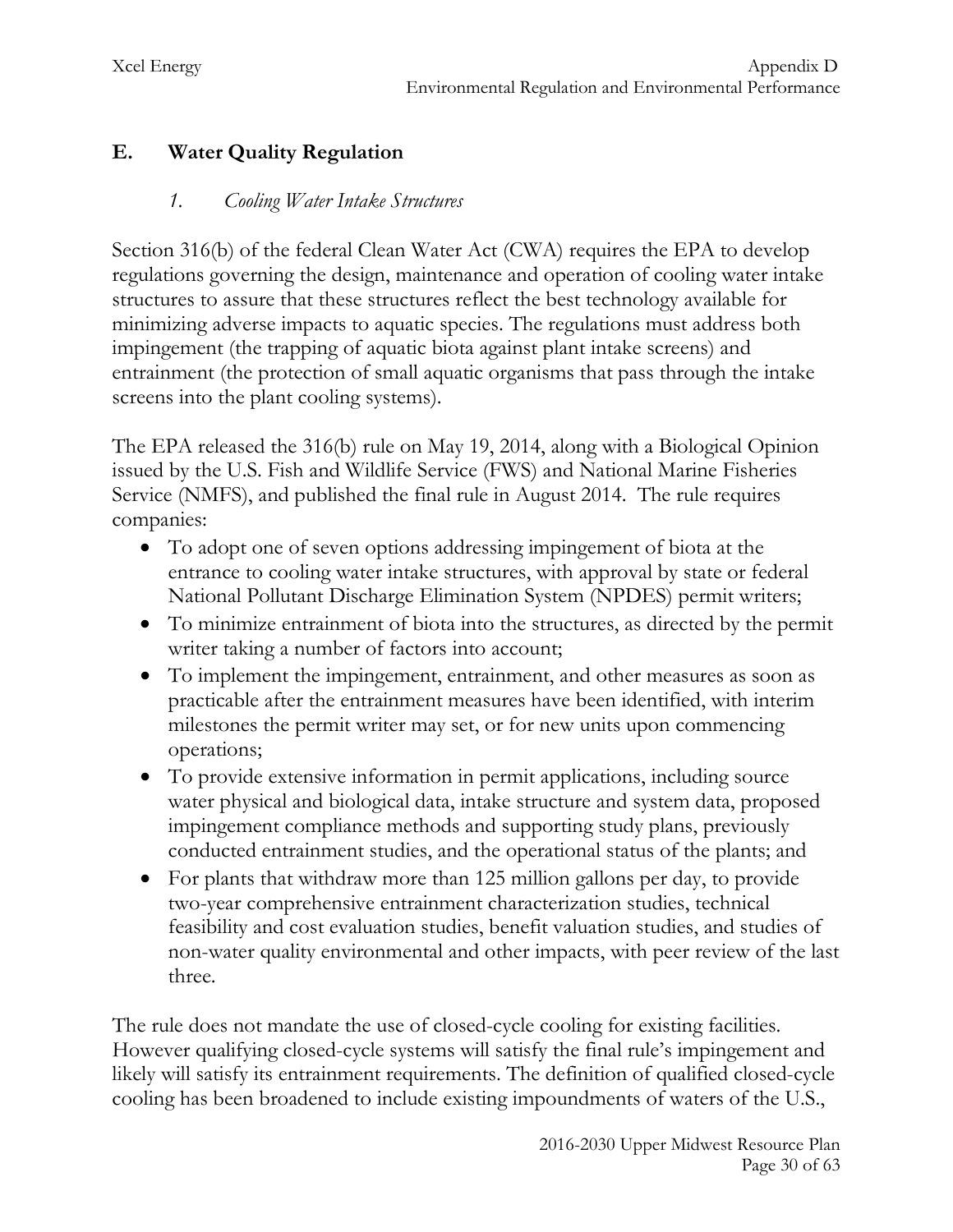## E. Water Quality Regulation

### *1. Cooling Water Intake Structures*

Section 316(b) of the federal Clean Water Act (CWA) requires the EPA to develop regulations governing the design, maintenance and operation of cooling water intake structures to assure that these structures reflect the best technology available for minimizing adverse impacts to aquatic species. The regulations must address both impingement (the trapping of aquatic biota against plant intake screens) and entrainment (the protection of small aquatic organisms that pass through the intake screens into the plant cooling systems).

The EPA released the 316(b) rule on May 19, 2014, along with a Biological Opinion issued by the U.S. Fish and Wildlife Service (FWS) and National Marine Fisheries Service (NMFS), and published the final rule in August 2014. The rule requires companies:

- To adopt one of seven options addressing impingement of biota at the entrance to cooling water intake structures, with approval by state or federal National Pollutant Discharge Elimination System (NPDES) permit writers;
- To minimize entrainment of biota into the structures, as directed by the permit writer taking a number of factors into account;
- To implement the impingement, entrainment, and other measures as soon as practicable after the entrainment measures have been identified, with interim milestones the permit writer may set, or for new units upon commencing operations;
- To provide extensive information in permit applications, including source water physical and biological data, intake structure and system data, proposed impingement compliance methods and supporting study plans, previously conducted entrainment studies, and the operational status of the plants; and
- For plants that withdraw more than 125 million gallons per day, to provide two-year comprehensive entrainment characterization studies, technical feasibility and cost evaluation studies, benefit valuation studies, and studies of non-water quality environmental and other impacts, with peer review of the last three.

The rule does not mandate the use of closed-cycle cooling for existing facilities. However qualifying closed-cycle systems will satisfy the final rule's impingement and likely will satisfy its entrainment requirements. The definition of qualified closed-cycle cooling has been broadened to include existing impoundments of waters of the U.S.,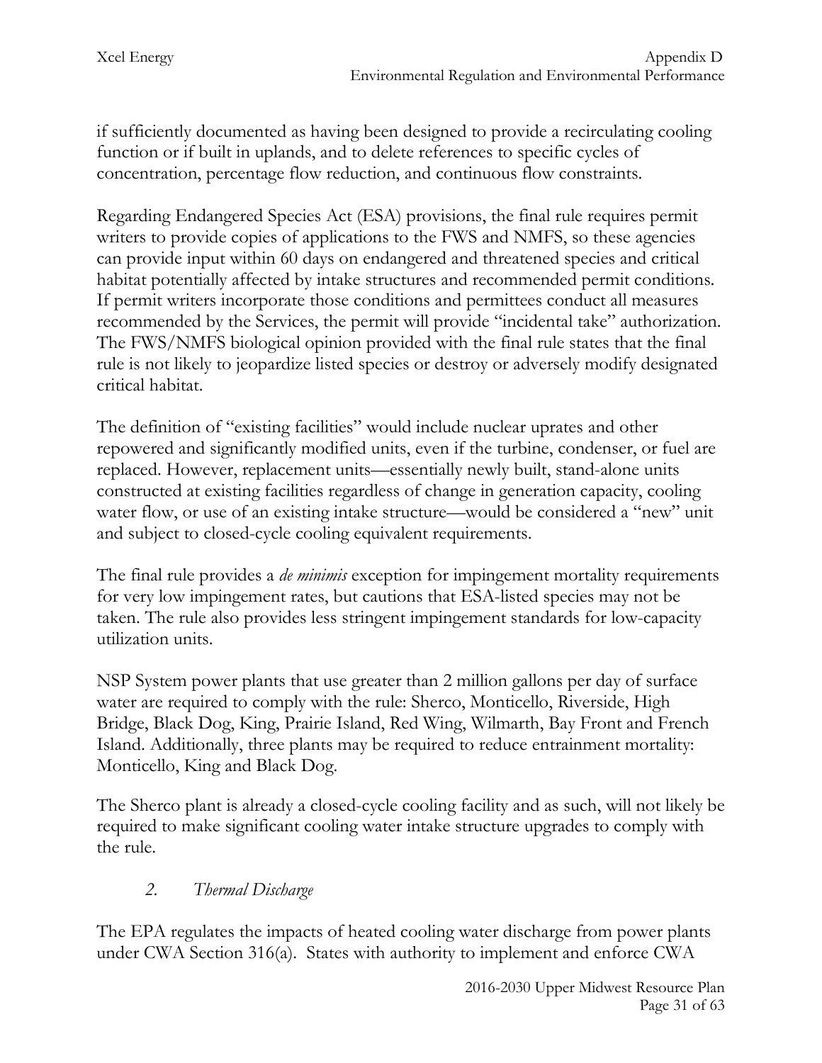if sufficiently documented as having been designed to provide a recirculating cooling function or if built in uplands, and to delete references to specific cycles of concentration, percentage flow reduction, and continuous flow constraints.

Regarding Endangered Species Act (ESA) provisions, the final rule requires permit writers to provide copies of applications to the FWS and NMFS, so these agencies can provide input within 60 days on endangered and threatened species and critical habitat potentially affected by intake structures and recommended permit conditions. If permit writers incorporate those conditions and permittees conduct all measures recommended by the Services, the permit will provide "incidental take" authorization. The FWS/NMFS biological opinion provided with the final rule states that the final rule is not likely to jeopardize listed species or destroy or adversely modify designated critical habitat.

The definition of "existing facilities" would include nuclear uprates and other repowered and significantly modified units, even if the turbine, condenser, or fuel are replaced. However, replacement units—essentially newly built, stand-alone units constructed at existing facilities regardless of change in generation capacity, cooling water flow, or use of an existing intake structure—would be considered a "new" unit and subject to closed-cycle cooling equivalent requirements.

The final rule provides a *de minimis* exception for impingement mortality requirements for very low impingement rates, but cautions that ESA-listed species may not be taken. The rule also provides less stringent impingement standards for low-capacity utilization units.

NSP System power plants that use greater than 2 million gallons per day of surface water are required to comply with the rule: Sherco, Monticello, Riverside, High Bridge, Black Dog, King, Prairie Island, Red Wing, Wilmarth, Bay Front and French Island. Additionally, three plants may be required to reduce entrainment mortality: Monticello, King and Black Dog.

The Sherco plant is already a closed-cycle cooling facility and as such, will not likely be required to make significant cooling water intake structure upgrades to comply with the rule.

### *2. Thermal Discharge*

The EPA regulates the impacts of heated cooling water discharge from power plants under CWA Section 316(a). States with authority to implement and enforce CWA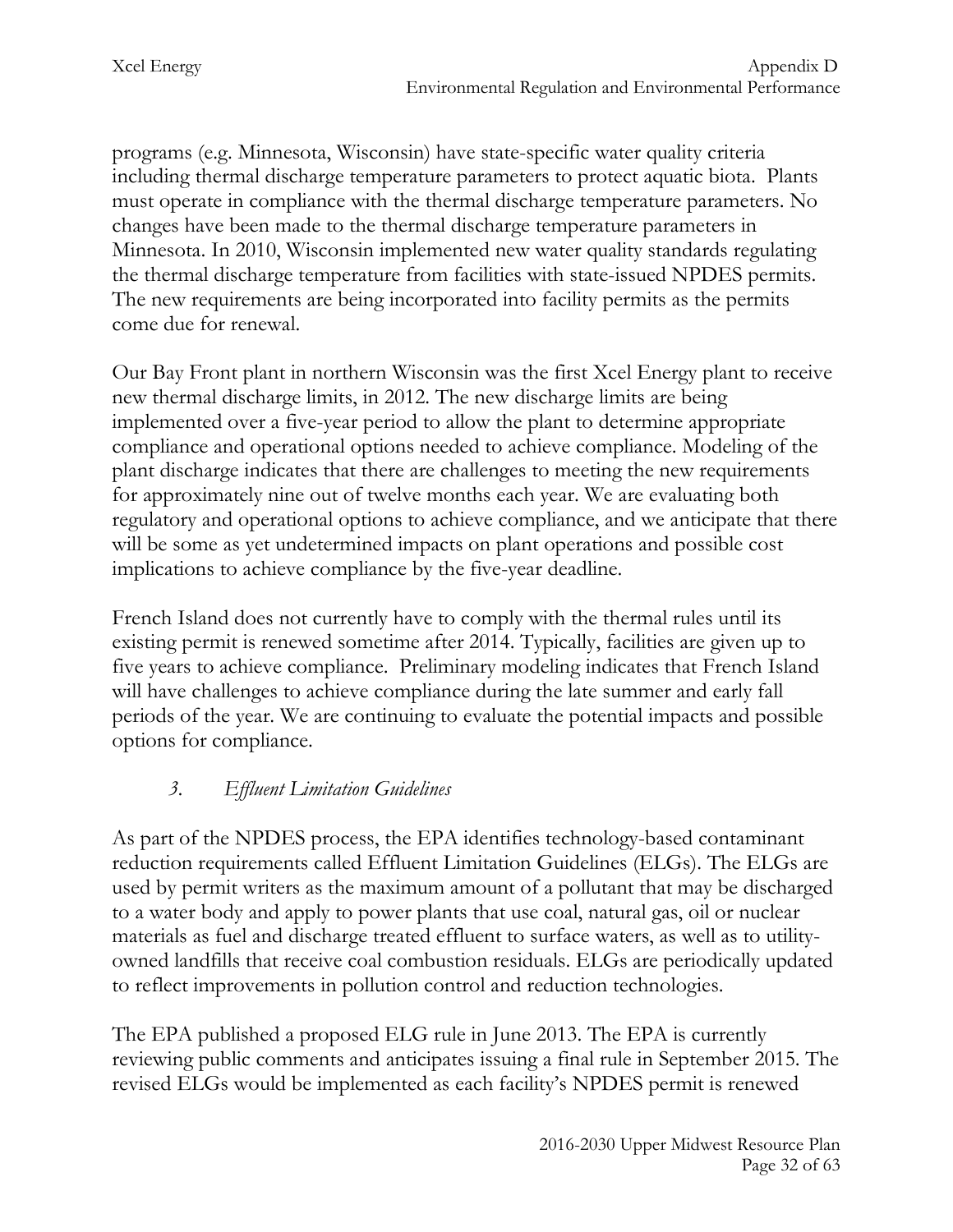programs (e.g. Minnesota, Wisconsin) have state-specific water quality criteria including thermal discharge temperature parameters to protect aquatic biota. Plants must operate in compliance with the thermal discharge temperature parameters. No changes have been made to the thermal discharge temperature parameters in Minnesota. In 2010, Wisconsin implemented new water quality standards regulating the thermal discharge temperature from facilities with state-issued NPDES permits. The new requirements are being incorporated into facility permits as the permits come due for renewal.

Our Bay Front plant in northern Wisconsin was the first Xcel Energy plant to receive new thermal discharge limits, in 2012. The new discharge limits are being implemented over a five-year period to allow the plant to determine appropriate compliance and operational options needed to achieve compliance. Modeling of the plant discharge indicates that there are challenges to meeting the new requirements for approximately nine out of twelve months each year. We are evaluating both regulatory and operational options to achieve compliance, and we anticipate that there will be some as yet undetermined impacts on plant operations and possible cost implications to achieve compliance by the five-year deadline.

French Island does not currently have to comply with the thermal rules until its existing permit is renewed sometime after 2014. Typically, facilities are given up to five years to achieve compliance. Preliminary modeling indicates that French Island will have challenges to achieve compliance during the late summer and early fall periods of the year. We are continuing to evaluate the potential impacts and possible options for compliance.

### *3. Effluent Limitation Guidelines*

As part of the NPDES process, the EPA identifies technology-based contaminant reduction requirements called Effluent Limitation Guidelines (ELGs). The ELGs are used by permit writers as the maximum amount of a pollutant that may be discharged to a water body and apply to power plants that use coal, natural gas, oil or nuclear materials as fuel and discharge treated effluent to surface waters, as well as to utility-owned landfills that receive coal combustion residuals. ELGs are periodically updated to reflect improvements in pollution control and reduction technologies.

The EPA published a proposed ELG rule in June 2013. The EPA is currently reviewing public comments and anticipates issuing a final rule in September 2015. The revised ELGs would be implemented as each facility's NPDES permit is renewed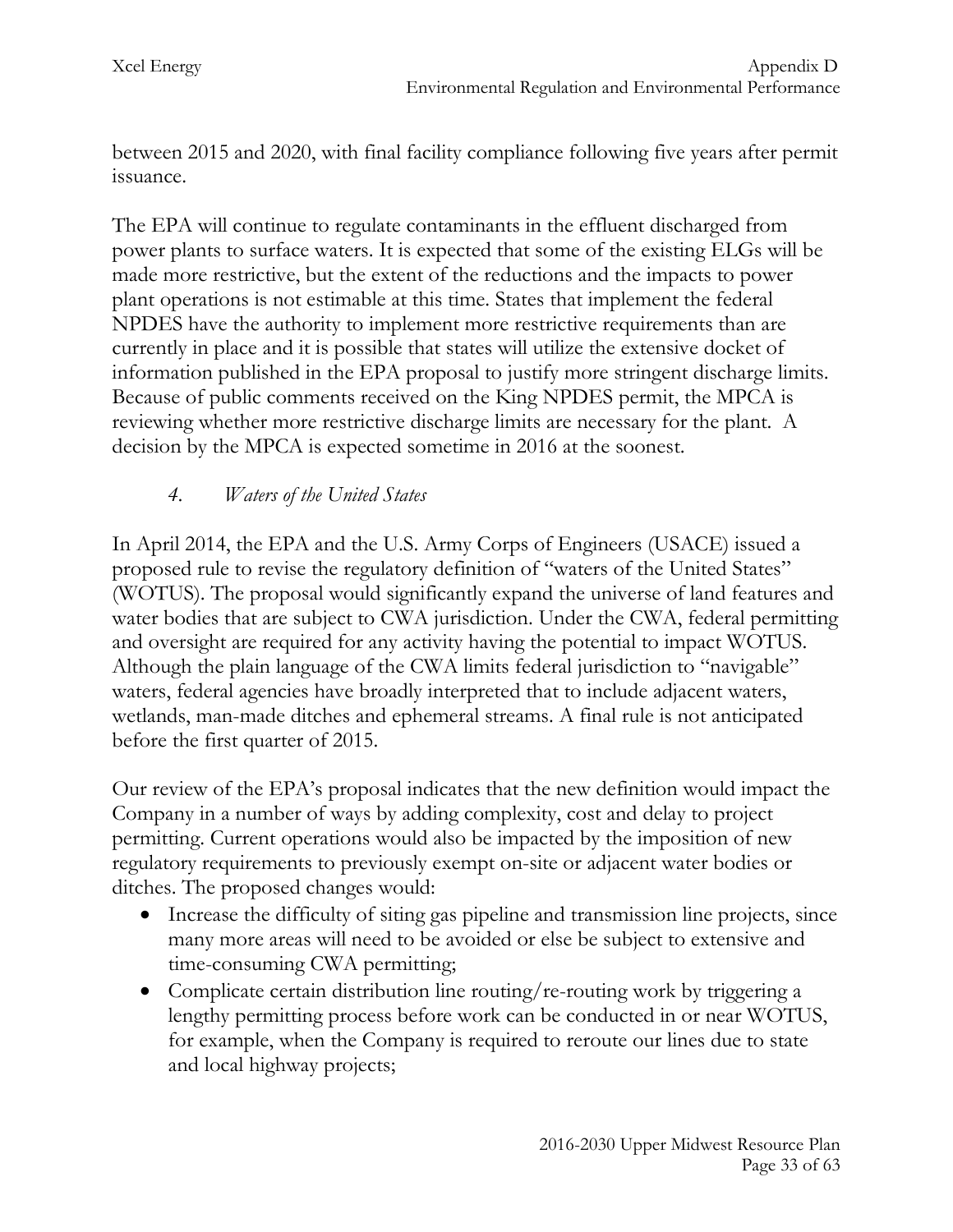between 2015 and 2020, with final facility compliance following five years after permit issuance.

The EPA will continue to regulate contaminants in the effluent discharged from power plants to surface waters. It is expected that some of the existing ELGs will be made more restrictive, but the extent of the reductions and the impacts to power plant operations is not estimable at this time. States that implement the federal NPDES have the authority to implement more restrictive requirements than are currently in place and it is possible that states will utilize the extensive docket of information published in the EPA proposal to justify more stringent discharge limits. Because of public comments received on the King NPDES permit, the MPCA is reviewing whether more restrictive discharge limits are necessary for the plant. A decision by the MPCA is expected sometime in 2016 at the soonest.

### *4. Waters of the United States*

In April 2014, the EPA and the U.S. Army Corps of Engineers (USACE) issued a proposed rule to revise the regulatory definition of "waters of the United States" (WOTUS). The proposal would significantly expand the universe of land features and water bodies that are subject to CWA jurisdiction. Under the CWA, federal permitting and oversight are required for any activity having the potential to impact WOTUS. Although the plain language of the CWA limits federal jurisdiction to "navigable" waters, federal agencies have broadly interpreted that to include adjacent waters, wetlands, man-made ditches and ephemeral streams. A final rule is not anticipated before the first quarter of 2015.

Our review of the EPA's proposal indicates that the new definition would impact the Company in a number of ways by adding complexity, cost and delay to project permitting. Current operations would also be impacted by the imposition of new regulatory requirements to previously exempt on-site or adjacent water bodies or ditches. The proposed changes would:

- Increase the difficulty of siting gas pipeline and transmission line projects, since many more areas will need to be avoided or else be subject to extensive and time-consuming CWA permitting;
- Complicate certain distribution line routing/re-routing work by triggering a lengthy permitting process before work can be conducted in or near WOTUS, for example, when the Company is required to reroute our lines due to state and local highway projects;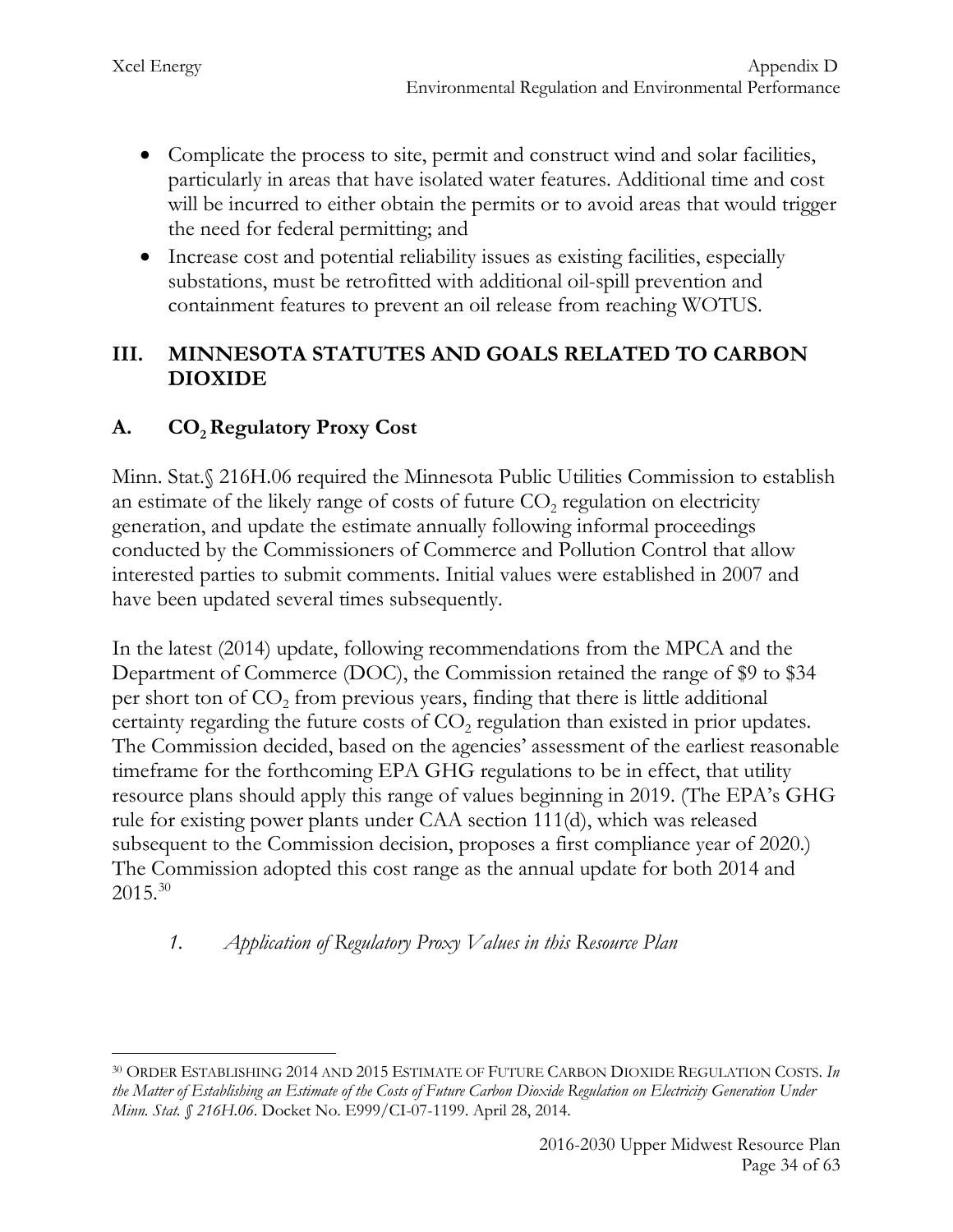- Complicate the process to site, permit and construct wind and solar facilities, particularly in areas that have isolated water features. Additional time and cost will be incurred to either obtain the permits or to avoid areas that would trigger the need for federal permitting; and
- Increase cost and potential reliability issues as existing facilities, especially substations, must be retrofitted with additional oil-spill prevention and containment features to prevent an oil release from reaching WOTUS.

## III. MINNESOTA STATUTES AND GOALS RELATED TO CARBON DIOXIDE

### A. $CO_2$ Regulatory Proxy Cost

Minn. Stat.§ 216H.06 required the Minnesota Public Utilities Commission to establish an estimate of the likely range of costs of future $CO_2$ regulation on electricity generation, and update the estimate annually following informal proceedings conducted by the Commissioners of Commerce and Pollution Control that allow interested parties to submit comments. Initial values were established in 2007 and have been updated several times subsequently.

In the latest (2014) update, following recommendations from the MPCA and the Department of Commerce (DOC), the Commission retained the range of $9 to $34 per short ton of $CO_2$ from previous years, finding that there is little additional certainty regarding the future costs of $CO_2$ regulation than existed in prior updates. The Commission decided, based on the agencies' assessment of the earliest reasonable timeframe for the forthcoming EPA GHG regulations to be in effect, that utility resource plans should apply this range of values beginning in 2019. (The EPA's GHG rule for existing power plants under CAA section 111(d), which was released subsequent to the Commission decision, proposes a first compliance year of 2020.) The Commission adopted this cost range as the annual update for both 2014 and 2015.[30]

#### *1. Application of Regulatory Proxy Values in this Resource Plan*

---

[30] ORDER ESTABLISHING 2014 AND 2015 ESTIMATE OF FUTURE CARBON DIOXIDE REGULATION COSTS. *In the Matter of Establishing an Estimate of the Costs of Future Carbon Dioxide Regulation on Electricity Generation Under Minn. Stat. § 216H.06*. Docket No. E999/CI-07-1199. April 28, 2014.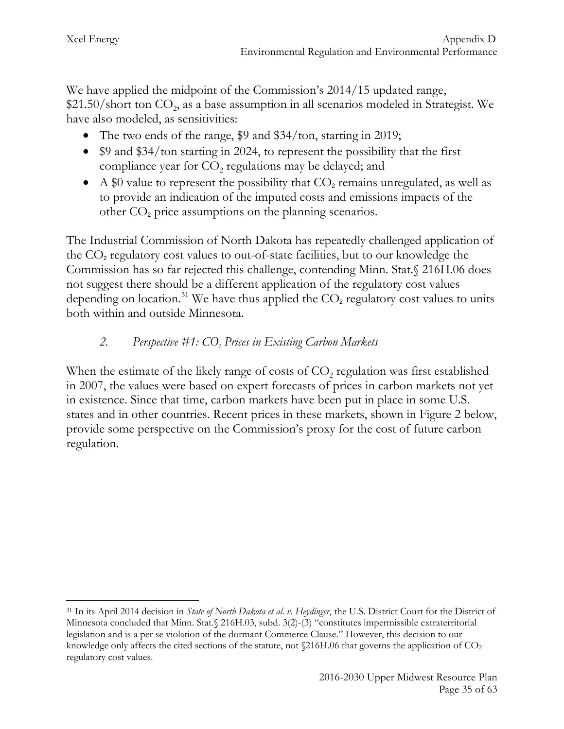We have applied the midpoint of the Commission's 2014/15 updated range, \$21.50/short ton $CO_2$, as a base assumption in all scenarios modeled in Strategist. We have also modeled, as sensitivities:

- The two ends of the range, \$9 and \$34/ton, starting in 2019;
- \$9 and \$34/ton starting in 2024, to represent the possibility that the first compliance year for $CO_2$ regulations may be delayed; and
- A \$0 value to represent the possibility that $CO_2$ remains unregulated, as well as to provide an indication of the imputed costs and emissions impacts of the other $CO_2$ price assumptions on the planning scenarios.

The Industrial Commission of North Dakota has repeatedly challenged application of the $CO_2$ regulatory cost values to out-of-state facilities, but to our knowledge the Commission has so far rejected this challenge, contending Minn. Stat.§ 216H.06 does not suggest there should be a different application of the regulatory cost values depending on location.[31] We have thus applied the $CO_2$ regulatory cost values to units both within and outside Minnesota.

### *2. Perspective #1: $CO_2$ Prices in Existing Carbon Markets*

When the estimate of the likely range of costs of $CO_2$ regulation was first established in 2007, the values were based on expert forecasts of prices in carbon markets not yet in existence. Since that time, carbon markets have been put in place in some U.S. states and in other countries. Recent prices in these markets, shown in Figure 2 below, provide some perspective on the Commission's proxy for the cost of future carbon regulation.

---

[31] In its April 2014 decision in *State of North Dakota et al. v. Heydinger*, the U.S. District Court for the District of Minnesota concluded that Minn. Stat.§ 216H.03, subd. 3(2)-(3) "constitutes impermissible extraterritorial legislation and is a per se violation of the dormant Commerce Clause." However, this decision to our knowledge only affects the cited sections of the statute, not §216H.06 that governs the application of $CO_2$ regulatory cost values.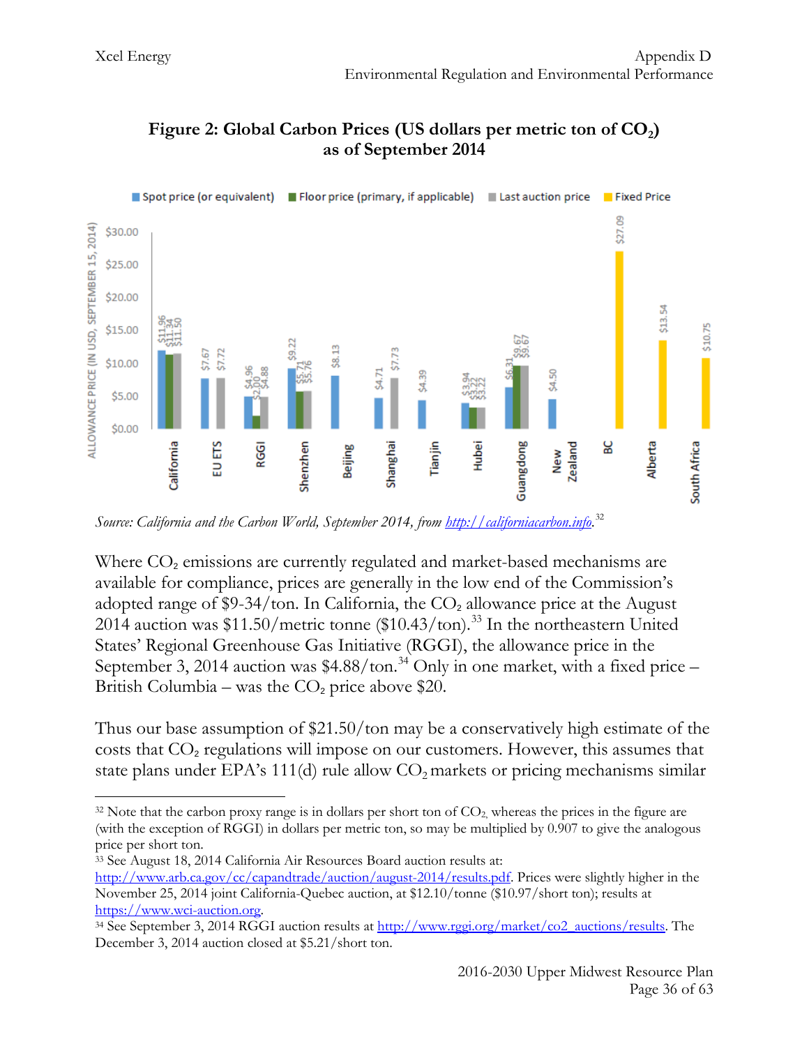**Figure 2: Global Carbon Prices (US dollars per metric ton of $CO_2$) as of September 2014**

| Market | Spot price (or equivalent) | Floor price (primary, if applicable) | Last auction price | Fixed Price |
|---|---|---|---|---|
| California | $11.96 | $11.34 | $11.50 | |
| EU ETS | $7.67 | | $7.72 | |
| RGGI | $4.96 | $2.00 | $4.88 | |
| Shenzhen | $9.22 | $5.71 | $5.76 | |
| Beijing | $8.13 | | | |
| Shanghai | $4.71 | | $7.73 | |
| Tianjin | $4.39 | | | |
| Hubei | $3.94 | $3.22 | $3.22 | |
| Guangdong | $6.31 | $9.67 | $9.67 | |
| New Zealand | $4.50 | | | |
| BC | | | | $27.09 |
| Alberta | | | | $13.54 |
| South Africa | | | | $10.75 |

*Source: California and the Carbon World, September 2014, from http://californiacarbon.info.*[32]

Where $CO_2$ emissions are currently regulated and market-based mechanisms are available for compliance, prices are generally in the low end of the Commission's adopted range of $9-34/ton. In California, the $CO_2$ allowance price at the August 2014 auction was $11.50/metric tonne ($10.43/ton).[33] In the northeastern United States' Regional Greenhouse Gas Initiative (RGGI), the allowance price in the September 3, 2014 auction was $4.88/ton.[34] Only in one market, with a fixed price – British Columbia – was the $CO_2$ price above $20.

Thus our base assumption of $21.50/ton may be a conservatively high estimate of the costs that $CO_2$ regulations will impose on our customers. However, this assumes that state plans under EPA's 111(d) rule allow $CO_2$ markets or pricing mechanisms similar

---

[32] Note that the carbon proxy range is in dollars per short ton of $CO_2$, whereas the prices in the figure are (with the exception of RGGI) in dollars per metric ton, so may be multiplied by 0.907 to give the analogous price per short ton.

[33] See August 18, 2014 California Air Resources Board auction results at: http://www.arb.ca.gov/cc/capandtrade/auction/august-2014/results.pdf. Prices were slightly higher in the November 25, 2014 joint California-Quebec auction, at $12.10/tonne ($10.97/short ton); results at https://www.wci-auction.org.

[34] See September 3, 2014 RGGI auction results at http://www.rggi.org/market/co2_auctions/results. The December 3, 2014 auction closed at $5.21/short ton.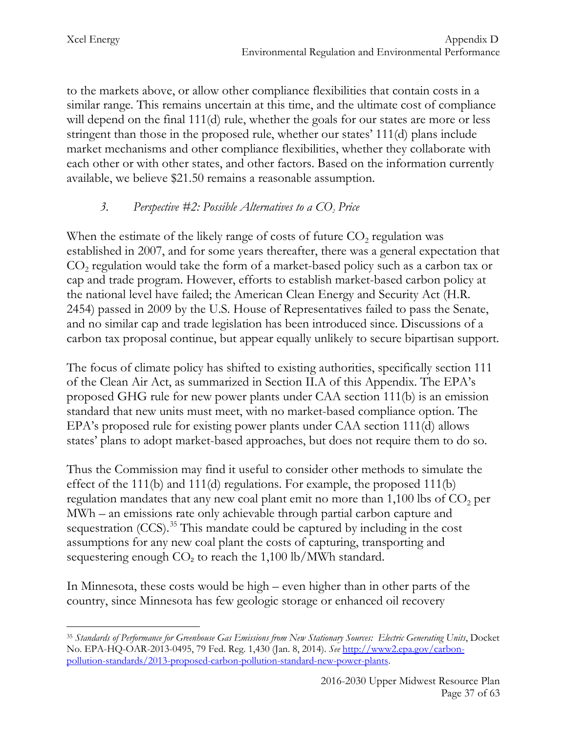to the markets above, or allow other compliance flexibilities that contain costs in a similar range. This remains uncertain at this time, and the ultimate cost of compliance will depend on the final 111(d) rule, whether the goals for our states are more or less stringent than those in the proposed rule, whether our states' 111(d) plans include market mechanisms and other compliance flexibilities, whether they collaborate with each other or with other states, and other factors. Based on the information currently available, we believe $21.50 remains a reasonable assumption.

### 3. *Perspective #2: Possible Alternatives to a $CO_2$ Price*

When the estimate of the likely range of costs of future $CO_2$ regulation was established in 2007, and for some years thereafter, there was a general expectation that $CO_2$ regulation would take the form of a market-based policy such as a carbon tax or cap and trade program. However, efforts to establish market-based carbon policy at the national level have failed; the American Clean Energy and Security Act (H.R. 2454) passed in 2009 by the U.S. House of Representatives failed to pass the Senate, and no similar cap and trade legislation has been introduced since. Discussions of a carbon tax proposal continue, but appear equally unlikely to secure bipartisan support.

The focus of climate policy has shifted to existing authorities, specifically section 111 of the Clean Air Act, as summarized in Section II.A of this Appendix. The EPA's proposed GHG rule for new power plants under CAA section 111(b) is an emission standard that new units must meet, with no market-based compliance option. The EPA's proposed rule for existing power plants under CAA section 111(d) allows states' plans to adopt market-based approaches, but does not require them to do so.

Thus the Commission may find it useful to consider other methods to simulate the effect of the 111(b) and 111(d) regulations. For example, the proposed 111(b) regulation mandates that any new coal plant emit no more than 1,100 lbs of $CO_2$ per MWh – an emissions rate only achievable through partial carbon capture and sequestration (CCS).[35] This mandate could be captured by including in the cost assumptions for any new coal plant the costs of capturing, transporting and sequestering enough $CO_2$ to reach the 1,100 lb/MWh standard.

In Minnesota, these costs would be high – even higher than in other parts of the country, since Minnesota has few geologic storage or enhanced oil recovery

---

[35] *Standards of Performance for Greenhouse Gas Emissions from New Stationary Sources: Electric Generating Units*, Docket No. EPA-HQ-OAR-2013-0495, 79 Fed. Reg. 1,430 (Jan. 8, 2014). *See* http://www2.epa.gov/carbon-pollution-standards/2013-proposed-carbon-pollution-standard-new-power-plants.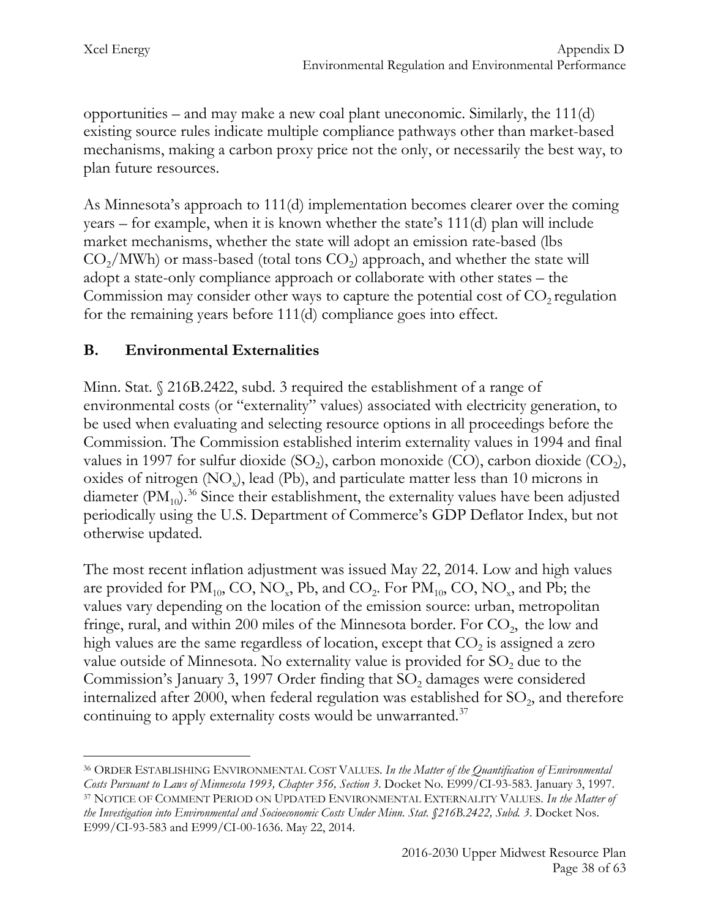opportunities – and may make a new coal plant uneconomic. Similarly, the 111(d) existing source rules indicate multiple compliance pathways other than market-based mechanisms, making a carbon proxy price not the only, or necessarily the best way, to plan future resources.

As Minnesota's approach to 111(d) implementation becomes clearer over the coming years – for example, when it is known whether the state's 111(d) plan will include market mechanisms, whether the state will adopt an emission rate-based (lbs $CO_2$/MWh) or mass-based (total tons $CO_2$) approach, and whether the state will adopt a state-only compliance approach or collaborate with other states – the Commission may consider other ways to capture the potential cost of $CO_2$ regulation for the remaining years before 111(d) compliance goes into effect.

## B. Environmental Externalities

Minn. Stat. § 216B.2422, subd. 3 required the establishment of a range of environmental costs (or "externality" values) associated with electricity generation, to be used when evaluating and selecting resource options in all proceedings before the Commission. The Commission established interim externality values in 1994 and final values in 1997 for sulfur dioxide ($SO_2$), carbon monoxide (CO), carbon dioxide ($CO_2$), oxides of nitrogen ($NO_x$), lead (Pb), and particulate matter less than 10 microns in diameter ($PM_{10}$).[36] Since their establishment, the externality values have been adjusted periodically using the U.S. Department of Commerce's GDP Deflator Index, but not otherwise updated.

The most recent inflation adjustment was issued May 22, 2014. Low and high values are provided for $PM_{10}$, CO, $NO_x$, Pb, and $CO_2$. For $PM_{10}$, CO, $NO_x$, and Pb; the values vary depending on the location of the emission source: urban, metropolitan fringe, rural, and within 200 miles of the Minnesota border. For $CO_2$, the low and high values are the same regardless of location, except that $CO_2$ is assigned a zero value outside of Minnesota. No externality value is provided for $SO_2$ due to the Commission's January 3, 1997 Order finding that $SO_2$ damages were considered internalized after 2000, when federal regulation was established for $SO_2$, and therefore continuing to apply externality costs would be unwarranted.[37]

---

[36] ORDER ESTABLISHING ENVIRONMENTAL COST VALUES. *In the Matter of the Quantification of Environmental Costs Pursuant to Laws of Minnesota 1993, Chapter 356, Section 3*. Docket No. E999/CI-93-583. January 3, 1997.

[37] NOTICE OF COMMENT PERIOD ON UPDATED ENVIRONMENTAL EXTERNALITY VALUES. *In the Matter of the Investigation into Environmental and Socioeconomic Costs Under Minn. Stat. §216B.2422, Subd. 3*. Docket Nos. E999/CI-93-583 and E999/CI-00-1636. May 22, 2014.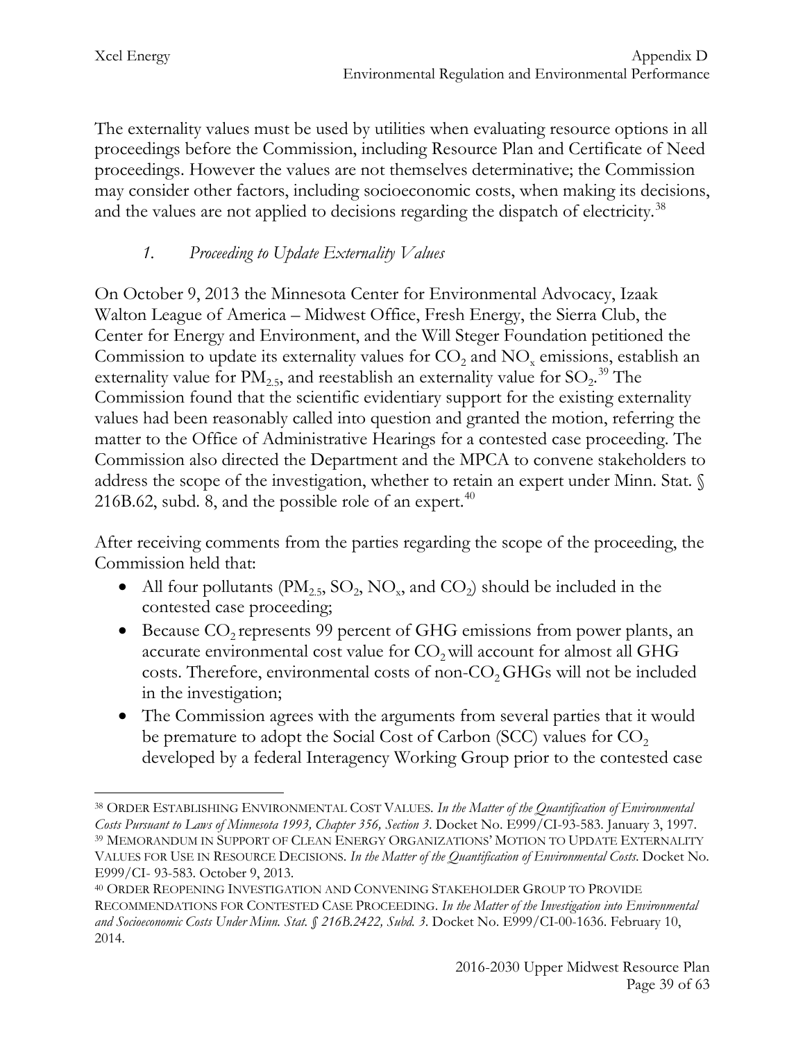The externality values must be used by utilities when evaluating resource options in all proceedings before the Commission, including Resource Plan and Certificate of Need proceedings. However the values are not themselves determinative; the Commission may consider other factors, including socioeconomic costs, when making its decisions, and the values are not applied to decisions regarding the dispatch of electricity.[38]

### *1. Proceeding to Update Externality Values*

On October 9, 2013 the Minnesota Center for Environmental Advocacy, Izaak Walton League of America – Midwest Office, Fresh Energy, the Sierra Club, the Center for Energy and Environment, and the Will Steger Foundation petitioned the Commission to update its externality values for $CO_2$ and $NO_x$ emissions, establish an externality value for $PM_{2.5}$, and reestablish an externality value for $SO_2$.[39] The Commission found that the scientific evidentiary support for the existing externality values had been reasonably called into question and granted the motion, referring the matter to the Office of Administrative Hearings for a contested case proceeding. The Commission also directed the Department and the MPCA to convene stakeholders to address the scope of the investigation, whether to retain an expert under Minn. Stat. § 216B.62, subd. 8, and the possible role of an expert.[40]

After receiving comments from the parties regarding the scope of the proceeding, the Commission held that:

- All four pollutants ($PM_{2.5}$, $SO_2$, $NO_x$, and $CO_2$) should be included in the contested case proceeding;
- Because $CO_2$ represents 99 percent of GHG emissions from power plants, an accurate environmental cost value for $CO_2$ will account for almost all GHG costs. Therefore, environmental costs of non-$CO_2$ GHGs will not be included in the investigation;
- The Commission agrees with the arguments from several parties that it would be premature to adopt the Social Cost of Carbon (SCC) values for $CO_2$ developed by a federal Interagency Working Group prior to the contested case

---

[38] ORDER ESTABLISHING ENVIRONMENTAL COST VALUES. *In the Matter of the Quantification of Environmental Costs Pursuant to Laws of Minnesota 1993, Chapter 356, Section 3.* Docket No. E999/CI-93-583. January 3, 1997.

[39] MEMORANDUM IN SUPPORT OF CLEAN ENERGY ORGANIZATIONS' MOTION TO UPDATE EXTERNALITY VALUES FOR USE IN RESOURCE DECISIONS. *In the Matter of the Quantification of Environmental Costs.* Docket No. E999/CI- 93-583. October 9, 2013.

[40] ORDER REOPENING INVESTIGATION AND CONVENING STAKEHOLDER GROUP TO PROVIDE RECOMMENDATIONS FOR CONTESTED CASE PROCEEDING. *In the Matter of the Investigation into Environmental and Socioeconomic Costs Under Minn. Stat. § 216B.2422, Subd. 3.* Docket No. E999/CI-00-1636. February 10, 2014.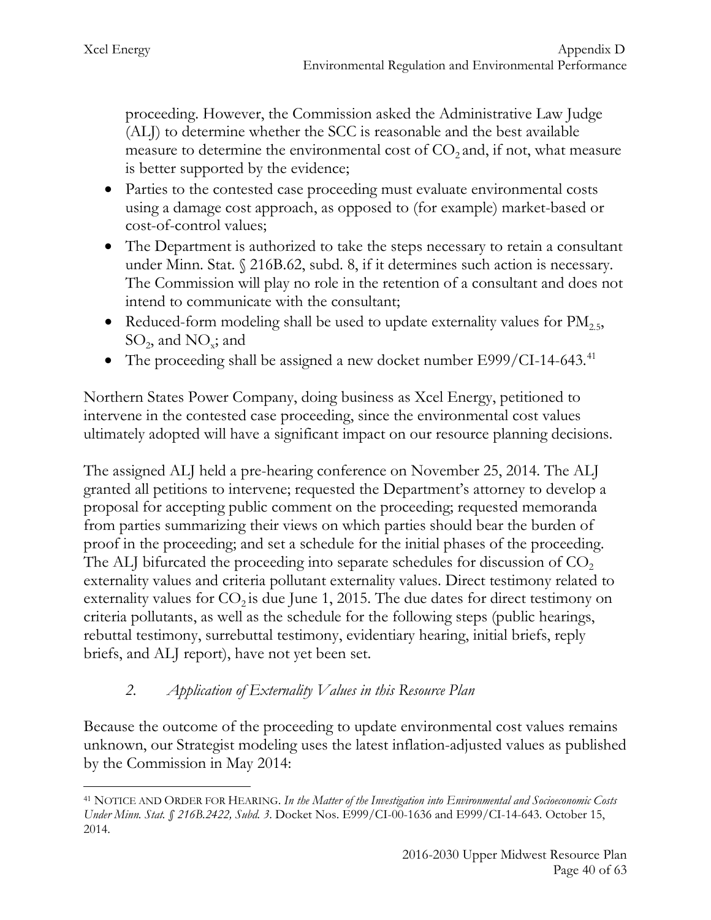proceeding. However, the Commission asked the Administrative Law Judge (ALJ) to determine whether the SCC is reasonable and the best available measure to determine the environmental cost of $CO_2$ and, if not, what measure is better supported by the evidence;

- Parties to the contested case proceeding must evaluate environmental costs using a damage cost approach, as opposed to (for example) market-based or cost-of-control values;
- The Department is authorized to take the steps necessary to retain a consultant under Minn. Stat. § 216B.62, subd. 8, if it determines such action is necessary. The Commission will play no role in the retention of a consultant and does not intend to communicate with the consultant;
- Reduced-form modeling shall be used to update externality values for $PM_{2.5}$, $SO_2$, and $NO_x$; and
- The proceeding shall be assigned a new docket number E999/CI-14-643.[41]

Northern States Power Company, doing business as Xcel Energy, petitioned to intervene in the contested case proceeding, since the environmental cost values ultimately adopted will have a significant impact on our resource planning decisions.

The assigned ALJ held a pre-hearing conference on November 25, 2014. The ALJ granted all petitions to intervene; requested the Department's attorney to develop a proposal for accepting public comment on the proceeding; requested memoranda from parties summarizing their views on which parties should bear the burden of proof in the proceeding; and set a schedule for the initial phases of the proceeding. The ALJ bifurcated the proceeding into separate schedules for discussion of $CO_2$ externality values and criteria pollutant externality values. Direct testimony related to externality values for $CO_2$ is due June 1, 2015. The due dates for direct testimony on criteria pollutants, as well as the schedule for the following steps (public hearings, rebuttal testimony, surrebuttal testimony, evidentiary hearing, initial briefs, reply briefs, and ALJ report), have not yet been set.

### *2. Application of Externality Values in this Resource Plan*

Because the outcome of the proceeding to update environmental cost values remains unknown, our Strategist modeling uses the latest inflation-adjusted values as published by the Commission in May 2014:

---

[41] NOTICE AND ORDER FOR HEARING. *In the Matter of the Investigation into Environmental and Socioeconomic Costs Under Minn. Stat. § 216B.2422, Subd. 3.* Docket Nos. E999/CI-00-1636 and E999/CI-14-643. October 15, 2014.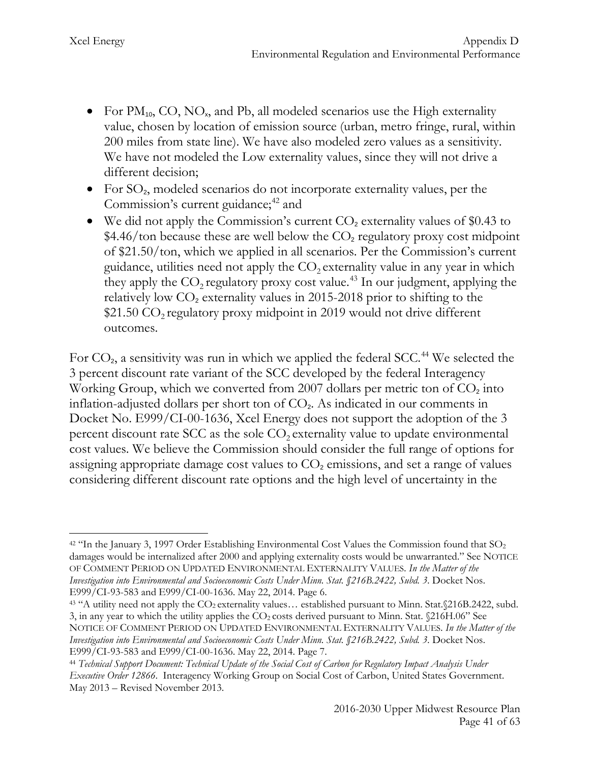- For $PM_{10}$, CO, $NO_x$, and Pb, all modeled scenarios use the High externality value, chosen by location of emission source (urban, metro fringe, rural, within 200 miles from state line). We have also modeled zero values as a sensitivity. We have not modeled the Low externality values, since they will not drive a different decision;
- For $SO_2$, modeled scenarios do not incorporate externality values, per the Commission's current guidance;[42] and
- We did not apply the Commission's current $CO_2$ externality values of $0.43 to $4.46/ton because these are well below the $CO_2$ regulatory proxy cost midpoint of $21.50/ton, which we applied in all scenarios. Per the Commission's current guidance, utilities need not apply the $CO_2$ externality value in any year in which they apply the $CO_2$ regulatory proxy cost value.[43] In our judgment, applying the relatively low $CO_2$ externality values in 2015-2018 prior to shifting to the $21.50 $CO_2$ regulatory proxy midpoint in 2019 would not drive different outcomes.

For $CO_2$, a sensitivity was run in which we applied the federal SCC.[44] We selected the 3 percent discount rate variant of the SCC developed by the federal Interagency Working Group, which we converted from 2007 dollars per metric ton of $CO_2$ into inflation-adjusted dollars per short ton of $CO_2$. As indicated in our comments in Docket No. E999/CI-00-1636, Xcel Energy does not support the adoption of the 3 percent discount rate SCC as the sole $CO_2$ externality value to update environmental cost values. We believe the Commission should consider the full range of options for assigning appropriate damage cost values to $CO_2$ emissions, and set a range of values considering different discount rate options and the high level of uncertainty in the

---

[42] "In the January 3, 1997 Order Establishing Environmental Cost Values the Commission found that $SO_2$ damages would be internalized after 2000 and applying externality costs would be unwarranted." See NOTICE OF COMMENT PERIOD ON UPDATED ENVIRONMENTAL EXTERNALITY VALUES. *In the Matter of the Investigation into Environmental and Socioeconomic Costs Under Minn. Stat. §216B.2422, Subd. 3.* Docket Nos. E999/CI-93-583 and E999/CI-00-1636. May 22, 2014. Page 6.

[43] "A utility need not apply the $CO_2$ externality values… established pursuant to Minn. Stat.§216B.2422, subd. 3, in any year to which the utility applies the $CO_2$ costs derived pursuant to Minn. Stat. §216H.06" See NOTICE OF COMMENT PERIOD ON UPDATED ENVIRONMENTAL EXTERNALITY VALUES. *In the Matter of the Investigation into Environmental and Socioeconomic Costs Under Minn. Stat. §216B.2422, Subd. 3.* Docket Nos. E999/CI-93-583 and E999/CI-00-1636. May 22, 2014. Page 7.

[44] *Technical Support Document: Technical Update of the Social Cost of Carbon for Regulatory Impact Analysis Under Executive Order 12866*. Interagency Working Group on Social Cost of Carbon, United States Government. May 2013 – Revised November 2013.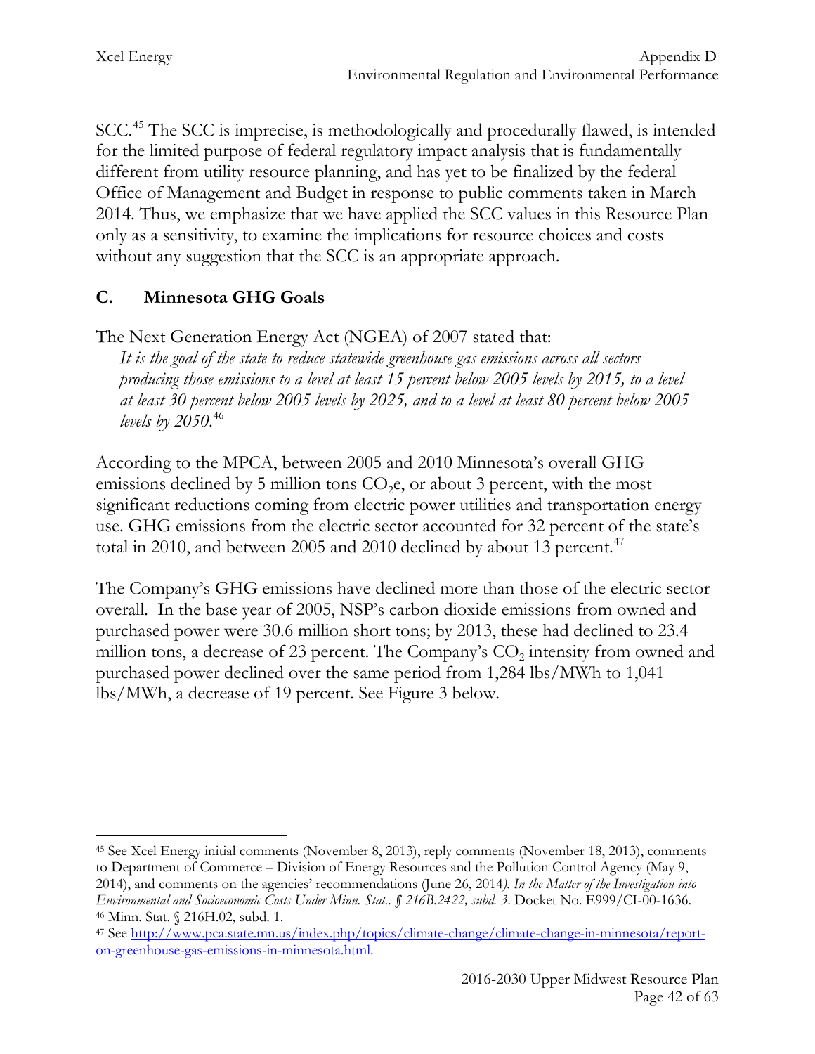SCC.[45] The SCC is imprecise, is methodologically and procedurally flawed, is intended for the limited purpose of federal regulatory impact analysis that is fundamentally different from utility resource planning, and has yet to be finalized by the federal Office of Management and Budget in response to public comments taken in March 2014. Thus, we emphasize that we have applied the SCC values in this Resource Plan only as a sensitivity, to examine the implications for resource choices and costs without any suggestion that the SCC is an appropriate approach.

## C. Minnesota GHG Goals

The Next Generation Energy Act (NGEA) of 2007 stated that:

*It is the goal of the state to reduce statewide greenhouse gas emissions across all sectors producing those emissions to a level at least 15 percent below 2005 levels by 2015, to a level at least 30 percent below 2005 levels by 2025, and to a level at least 80 percent below 2005 levels by 2050.*[46]

According to the MPCA, between 2005 and 2010 Minnesota's overall GHG emissions declined by 5 million tons $CO_2e$, or about 3 percent, with the most significant reductions coming from electric power utilities and transportation energy use. GHG emissions from the electric sector accounted for 32 percent of the state's total in 2010, and between 2005 and 2010 declined by about 13 percent.[47]

The Company's GHG emissions have declined more than those of the electric sector overall. In the base year of 2005, NSP's carbon dioxide emissions from owned and purchased power were 30.6 million short tons; by 2013, these had declined to 23.4 million tons, a decrease of 23 percent. The Company's $CO_2$ intensity from owned and purchased power declined over the same period from 1,284 lbs/MWh to 1,041 lbs/MWh, a decrease of 19 percent. See Figure 3 below.

---

[45] See Xcel Energy initial comments (November 8, 2013), reply comments (November 18, 2013), comments to Department of Commerce – Division of Energy Resources and the Pollution Control Agency (May 9, 2014), and comments on the agencies' recommendations (June 26, 2014*). In the Matter of the Investigation into Environmental and Socioeconomic Costs Under Minn. Stat.. § 216B.2422, subd. 3.* Docket No. E999/CI-00-1636.

[46] Minn. Stat. § 216H.02, subd. 1.

[47] See http://www.pca.state.mn.us/index.php/topics/climate-change/climate-change-in-minnesota/report-on-greenhouse-gas-emissions-in-minnesota.html.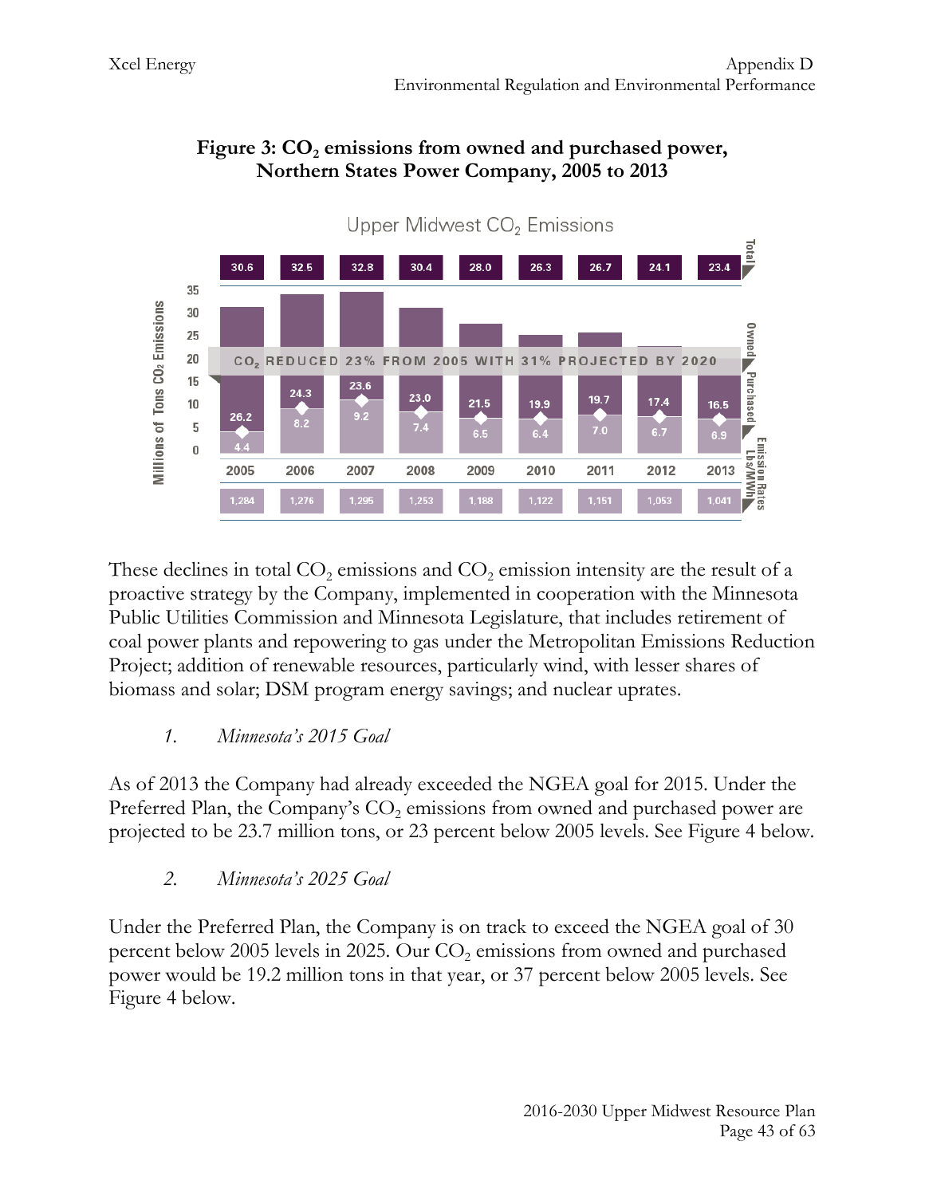**Figure 3: $CO_2$ emissions from owned and purchased power, Northern States Power Company, 2005 to 2013**

Upper Midwest $CO_2$ Emissions

| | 2005 | 2006 | 2007 | 2008 | 2009 | 2010 | 2011 | 2012 | 2013 |
|---|---|---|---|---|---|---|---|---|---|
| Total | 30.6 | 32.5 | 32.8 | 30.4 | 28.0 | 26.3 | 26.7 | 24.1 | 23.4 |
| Owned | 26.2 | 24.3 | 23.6 | 23.0 | 21.5 | 19.9 | 19.7 | 17.4 | 16.5 |
| Purchased | 4.4 | 8.2 | 9.2 | 7.4 | 6.5 | 6.4 | 7.0 | 6.7 | 6.9 |
| Emission Rates Lbs/MWh | 1,284 | 1,276 | 1,295 | 1,253 | 1,188 | 1,122 | 1,151 | 1,053 | 1,041 |

Millions of Tons CO2 Emissions

$CO_2$ REDUCED 23% FROM 2005 WITH 31% PROJECTED BY 2020

These declines in total $CO_2$ emissions and $CO_2$ emission intensity are the result of a proactive strategy by the Company, implemented in cooperation with the Minnesota Public Utilities Commission and Minnesota Legislature, that includes retirement of coal power plants and repowering to gas under the Metropolitan Emissions Reduction Project; addition of renewable resources, particularly wind, with lesser shares of biomass and solar; DSM program energy savings; and nuclear uprates.

### *1. Minnesota's 2015 Goal*

As of 2013 the Company had already exceeded the NGEA goal for 2015. Under the Preferred Plan, the Company's $CO_2$ emissions from owned and purchased power are projected to be 23.7 million tons, or 23 percent below 2005 levels. See Figure 4 below.

### *2. Minnesota's 2025 Goal*

Under the Preferred Plan, the Company is on track to exceed the NGEA goal of 30 percent below 2005 levels in 2025. Our $CO_2$ emissions from owned and purchased power would be 19.2 million tons in that year, or 37 percent below 2005 levels. See Figure 4 below.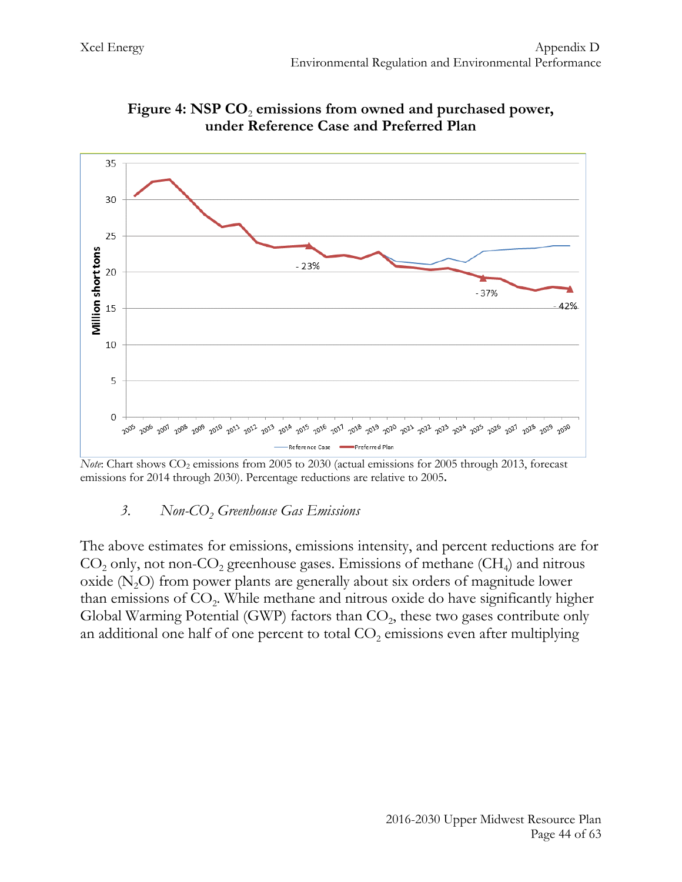**Figure 4: NSP $CO_2$ emissions from owned and purchased power, under Reference Case and Preferred Plan**

*Note*: Chart shows $CO_2$ emissions from 2005 to 2030 (actual emissions for 2005 through 2013, forecast emissions for 2014 through 2030). Percentage reductions are relative to 2005.

### *3. Non-$CO_2$ Greenhouse Gas Emissions*

The above estimates for emissions, emissions intensity, and percent reductions are for $CO_2$ only, not non-$CO_2$ greenhouse gases. Emissions of methane ($CH_4$) and nitrous oxide ($N_2O$) from power plants are generally about six orders of magnitude lower than emissions of $CO_2$. While methane and nitrous oxide do have significantly higher Global Warming Potential (GWP) factors than $CO_2$, these two gases contribute only an additional one half of one percent to total $CO_2$ emissions even after multiplying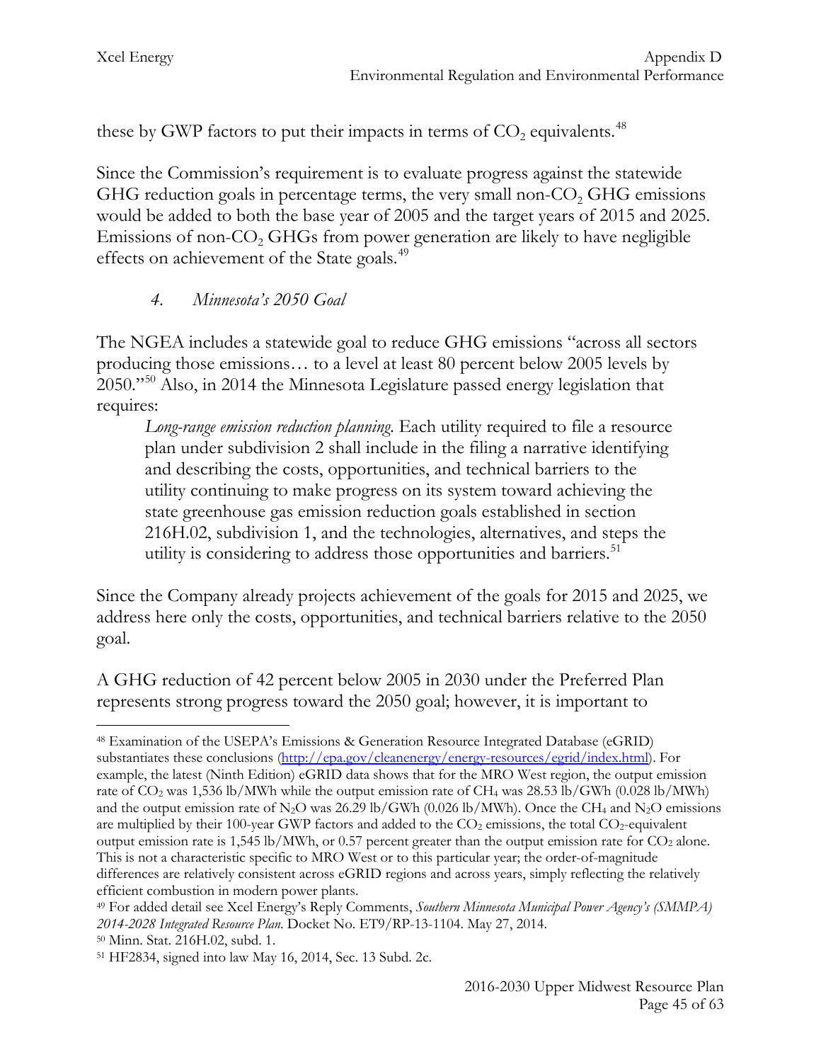these by GWP factors to put their impacts in terms of $CO_2$ equivalents.[48]

Since the Commission's requirement is to evaluate progress against the statewide GHG reduction goals in percentage terms, the very small non-$CO_2$ GHG emissions would be added to both the base year of 2005 and the target years of 2015 and 2025. Emissions of non-$CO_2$ GHGs from power generation are likely to have negligible effects on achievement of the State goals.[49]

#### 4. *Minnesota's 2050 Goal*

The NGEA includes a statewide goal to reduce GHG emissions "across all sectors producing those emissions… to a level at least 80 percent below 2005 levels by 2050."[50] Also, in 2014 the Minnesota Legislature passed energy legislation that requires:

> *Long-range emission reduction planning*. Each utility required to file a resource plan under subdivision 2 shall include in the filing a narrative identifying and describing the costs, opportunities, and technical barriers to the utility continuing to make progress on its system toward achieving the state greenhouse gas emission reduction goals established in section 216H.02, subdivision 1, and the technologies, alternatives, and steps the utility is considering to address those opportunities and barriers.[51]

Since the Company already projects achievement of the goals for 2015 and 2025, we address here only the costs, opportunities, and technical barriers relative to the 2050 goal.

A GHG reduction of 42 percent below 2005 in 2030 under the Preferred Plan represents strong progress toward the 2050 goal; however, it is important to

---

[48] Examination of the USEPA's Emissions & Generation Resource Integrated Database (eGRID) substantiates these conclusions (http://epa.gov/cleanenergy/energy-resources/egrid/index.html). For example, the latest (Ninth Edition) eGRID data shows that for the MRO West region, the output emission rate of $CO_2$ was 1,536 lb/MWh while the output emission rate of $CH_4$ was 28.53 lb/GWh (0.028 lb/MWh) and the output emission rate of $N_2O$ was 26.29 lb/GWh (0.026 lb/MWh). Once the $CH_4$ and $N_2O$ emissions are multiplied by their 100-year GWP factors and added to the $CO_2$ emissions, the total $CO_2$-equivalent output emission rate is 1,545 lb/MWh, or 0.57 percent greater than the output emission rate for $CO_2$ alone. This is not a characteristic specific to MRO West or to this particular year; the order-of-magnitude differences are relatively consistent across eGRID regions and across years, simply reflecting the relatively efficient combustion in modern power plants.

[49] For added detail see Xcel Energy's Reply Comments, *Southern Minnesota Municipal Power Agency's (SMMPA) 2014-2028 Integrated Resource Plan*. Docket No. ET9/RP-13-1104. May 27, 2014.

[50] Minn. Stat. 216H.02, subd. 1.

[51] HF2834, signed into law May 16, 2014, Sec. 13 Subd. 2c.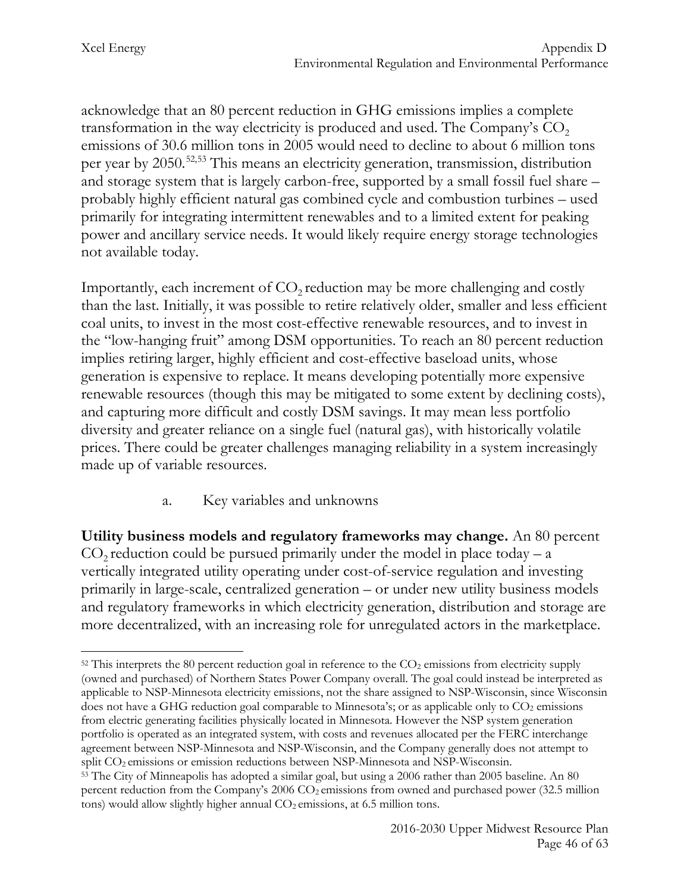acknowledge that an 80 percent reduction in GHG emissions implies a complete transformation in the way electricity is produced and used. The Company's $CO_2$ emissions of 30.6 million tons in 2005 would need to decline to about 6 million tons per year by 2050.[52,53] This means an electricity generation, transmission, distribution and storage system that is largely carbon-free, supported by a small fossil fuel share – probably highly efficient natural gas combined cycle and combustion turbines – used primarily for integrating intermittent renewables and to a limited extent for peaking power and ancillary service needs. It would likely require energy storage technologies not available today.

Importantly, each increment of $CO_2$ reduction may be more challenging and costly than the last. Initially, it was possible to retire relatively older, smaller and less efficient coal units, to invest in the most cost-effective renewable resources, and to invest in the "low-hanging fruit" among DSM opportunities. To reach an 80 percent reduction implies retiring larger, highly efficient and cost-effective baseload units, whose generation is expensive to replace. It means developing potentially more expensive renewable resources (though this may be mitigated to some extent by declining costs), and capturing more difficult and costly DSM savings. It may mean less portfolio diversity and greater reliance on a single fuel (natural gas), with historically volatile prices. There could be greater challenges managing reliability in a system increasingly made up of variable resources.

a. Key variables and unknowns

**Utility business models and regulatory frameworks may change.** An 80 percent $CO_2$ reduction could be pursued primarily under the model in place today – a vertically integrated utility operating under cost-of-service regulation and investing primarily in large-scale, centralized generation – or under new utility business models and regulatory frameworks in which electricity generation, distribution and storage are more decentralized, with an increasing role for unregulated actors in the marketplace.

---

[52] This interprets the 80 percent reduction goal in reference to the $CO_2$ emissions from electricity supply (owned and purchased) of Northern States Power Company overall. The goal could instead be interpreted as applicable to NSP-Minnesota electricity emissions, not the share assigned to NSP-Wisconsin, since Wisconsin does not have a GHG reduction goal comparable to Minnesota's; or as applicable only to $CO_2$ emissions from electric generating facilities physically located in Minnesota. However the NSP system generation portfolio is operated as an integrated system, with costs and revenues allocated per the FERC interchange agreement between NSP-Minnesota and NSP-Wisconsin, and the Company generally does not attempt to split $CO_2$ emissions or emission reductions between NSP-Minnesota and NSP-Wisconsin.

[53] The City of Minneapolis has adopted a similar goal, but using a 2006 rather than 2005 baseline. An 80 percent reduction from the Company's 2006 $CO_2$ emissions from owned and purchased power (32.5 million tons) would allow slightly higher annual $CO_2$ emissions, at 6.5 million tons.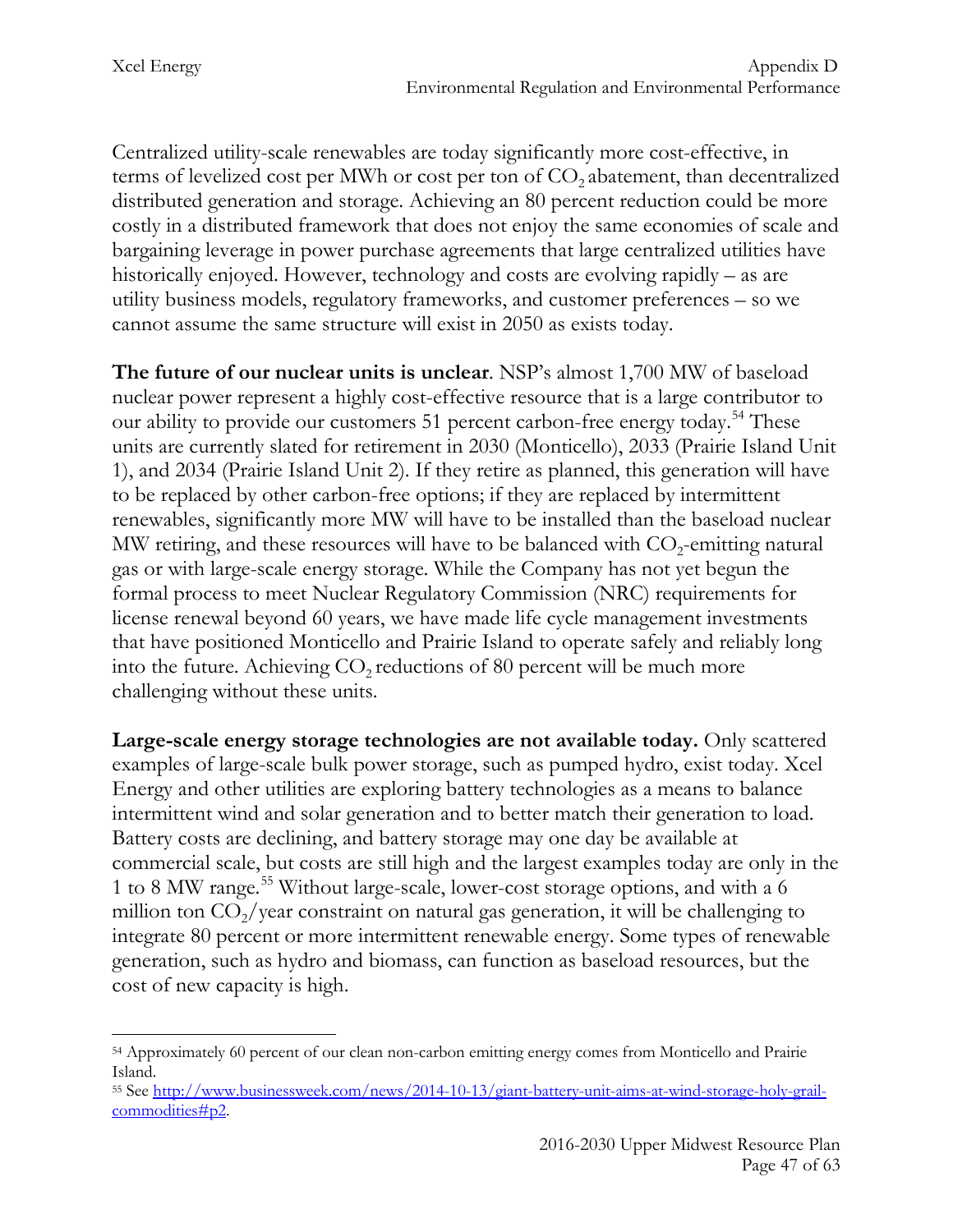Centralized utility-scale renewables are today significantly more cost-effective, in terms of levelized cost per MWh or cost per ton of $CO_2$ abatement, than decentralized distributed generation and storage. Achieving an 80 percent reduction could be more costly in a distributed framework that does not enjoy the same economies of scale and bargaining leverage in power purchase agreements that large centralized utilities have historically enjoyed. However, technology and costs are evolving rapidly – as are utility business models, regulatory frameworks, and customer preferences – so we cannot assume the same structure will exist in 2050 as exists today.

**The future of our nuclear units is unclear**. NSP's almost 1,700 MW of baseload nuclear power represent a highly cost-effective resource that is a large contributor to our ability to provide our customers 51 percent carbon-free energy today.[54] These units are currently slated for retirement in 2030 (Monticello), 2033 (Prairie Island Unit 1), and 2034 (Prairie Island Unit 2). If they retire as planned, this generation will have to be replaced by other carbon-free options; if they are replaced by intermittent renewables, significantly more MW will have to be installed than the baseload nuclear MW retiring, and these resources will have to be balanced with $CO_2$-emitting natural gas or with large-scale energy storage. While the Company has not yet begun the formal process to meet Nuclear Regulatory Commission (NRC) requirements for license renewal beyond 60 years, we have made life cycle management investments that have positioned Monticello and Prairie Island to operate safely and reliably long into the future. Achieving $CO_2$ reductions of 80 percent will be much more challenging without these units.

**Large-scale energy storage technologies are not available today.** Only scattered examples of large-scale bulk power storage, such as pumped hydro, exist today. Xcel Energy and other utilities are exploring battery technologies as a means to balance intermittent wind and solar generation and to better match their generation to load. Battery costs are declining, and battery storage may one day be available at commercial scale, but costs are still high and the largest examples today are only in the 1 to 8 MW range.[55] Without large-scale, lower-cost storage options, and with a 6 million ton $CO_2$/year constraint on natural gas generation, it will be challenging to integrate 80 percent or more intermittent renewable energy. Some types of renewable generation, such as hydro and biomass, can function as baseload resources, but the cost of new capacity is high.

---

[54] Approximately 60 percent of our clean non-carbon emitting energy comes from Monticello and Prairie Island.

[55] See http://www.businessweek.com/news/2014-10-13/giant-battery-unit-aims-at-wind-storage-holy-grail-commodities#p2.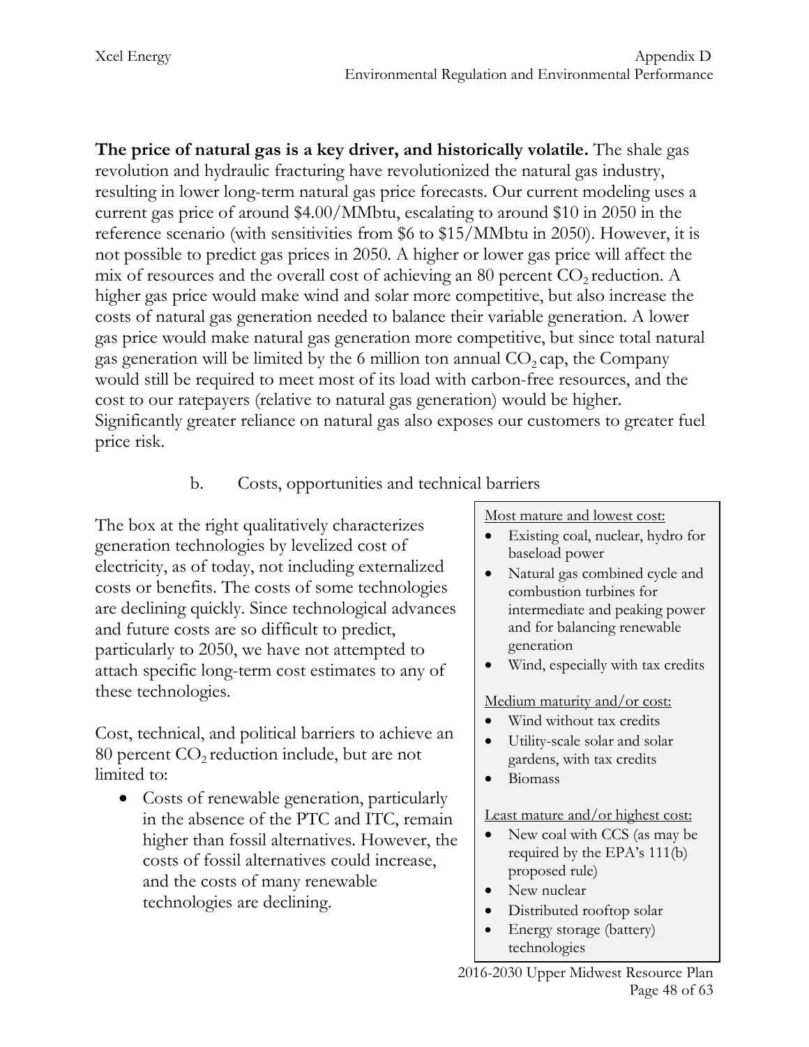**The price of natural gas is a key driver, and historically volatile.** The shale gas revolution and hydraulic fracturing have revolutionized the natural gas industry, resulting in lower long-term natural gas price forecasts. Our current modeling uses a current gas price of around $4.00/MMbtu, escalating to around $10 in 2050 in the reference scenario (with sensitivities from $6 to $15/MMbtu in 2050). However, it is not possible to predict gas prices in 2050. A higher or lower gas price will affect the mix of resources and the overall cost of achieving an 80 percent $CO_2$ reduction. A higher gas price would make wind and solar more competitive, but also increase the costs of natural gas generation needed to balance their variable generation. A lower gas price would make natural gas generation more competitive, but since total natural gas generation will be limited by the 6 million ton annual $CO_2$ cap, the Company would still be required to meet most of its load with carbon-free resources, and the cost to our ratepayers (relative to natural gas generation) would be higher. Significantly greater reliance on natural gas also exposes our customers to greater fuel price risk.

b. Costs, opportunities and technical barriers

The box at the right qualitatively characterizes generation technologies by levelized cost of electricity, as of today, not including externalized costs or benefits. The costs of some technologies are declining quickly. Since technological advances and future costs are so difficult to predict, particularly to 2050, we have not attempted to attach specific long-term cost estimates to any of these technologies.

Most mature and lowest cost:

- Existing coal, nuclear, hydro for baseload power
- Natural gas combined cycle and combustion turbines for intermediate and peaking power and for balancing renewable generation
- Wind, especially with tax credits

Medium maturity and/or cost:

- Wind without tax credits
- Utility-scale solar and solar gardens, with tax credits
- Biomass

Least mature and/or highest cost:

- New coal with CCS (as may be required by the EPA's 111(b) proposed rule)
- New nuclear
- Distributed rooftop solar
- Energy storage (battery) technologies

Cost, technical, and political barriers to achieve an 80 percent $CO_2$ reduction include, but are not limited to:

- Costs of renewable generation, particularly in the absence of the PTC and ITC, remain higher than fossil alternatives. However, the costs of fossil alternatives could increase, and the costs of many renewable technologies are declining.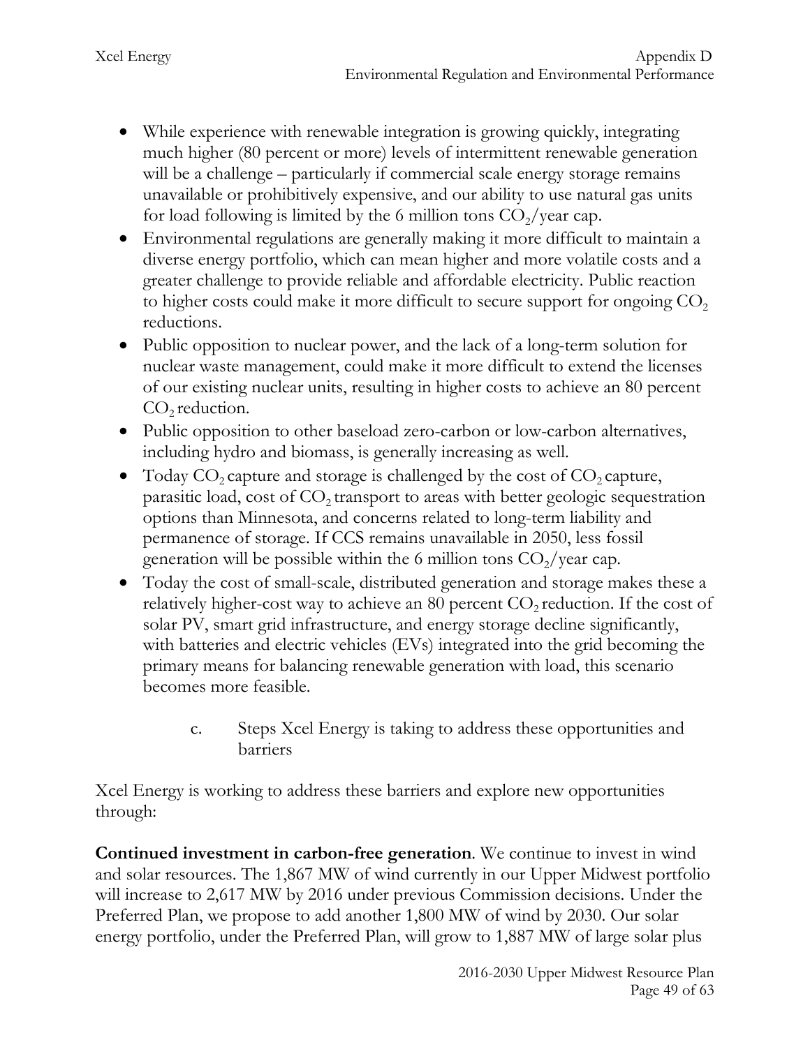- While experience with renewable integration is growing quickly, integrating much higher (80 percent or more) levels of intermittent renewable generation will be a challenge – particularly if commercial scale energy storage remains unavailable or prohibitively expensive, and our ability to use natural gas units for load following is limited by the 6 million tons $CO_2$/year cap.
- Environmental regulations are generally making it more difficult to maintain a diverse energy portfolio, which can mean higher and more volatile costs and a greater challenge to provide reliable and affordable electricity. Public reaction to higher costs could make it more difficult to secure support for ongoing $CO_2$ reductions.
- Public opposition to nuclear power, and the lack of a long-term solution for nuclear waste management, could make it more difficult to extend the licenses of our existing nuclear units, resulting in higher costs to achieve an 80 percent $CO_2$ reduction.
- Public opposition to other baseload zero-carbon or low-carbon alternatives, including hydro and biomass, is generally increasing as well.
- Today $CO_2$ capture and storage is challenged by the cost of $CO_2$ capture, parasitic load, cost of $CO_2$ transport to areas with better geologic sequestration options than Minnesota, and concerns related to long-term liability and permanence of storage. If CCS remains unavailable in 2050, less fossil generation will be possible within the 6 million tons $CO_2$/year cap.
- Today the cost of small-scale, distributed generation and storage makes these a relatively higher-cost way to achieve an 80 percent $CO_2$ reduction. If the cost of solar PV, smart grid infrastructure, and energy storage decline significantly, with batteries and electric vehicles (EVs) integrated into the grid becoming the primary means for balancing renewable generation with load, this scenario becomes more feasible.

### c. Steps Xcel Energy is taking to address these opportunities and barriers

Xcel Energy is working to address these barriers and explore new opportunities through:

**Continued investment in carbon-free generation**. We continue to invest in wind and solar resources. The 1,867 MW of wind currently in our Upper Midwest portfolio will increase to 2,617 MW by 2016 under previous Commission decisions. Under the Preferred Plan, we propose to add another 1,800 MW of wind by 2030. Our solar energy portfolio, under the Preferred Plan, will grow to 1,887 MW of large solar plus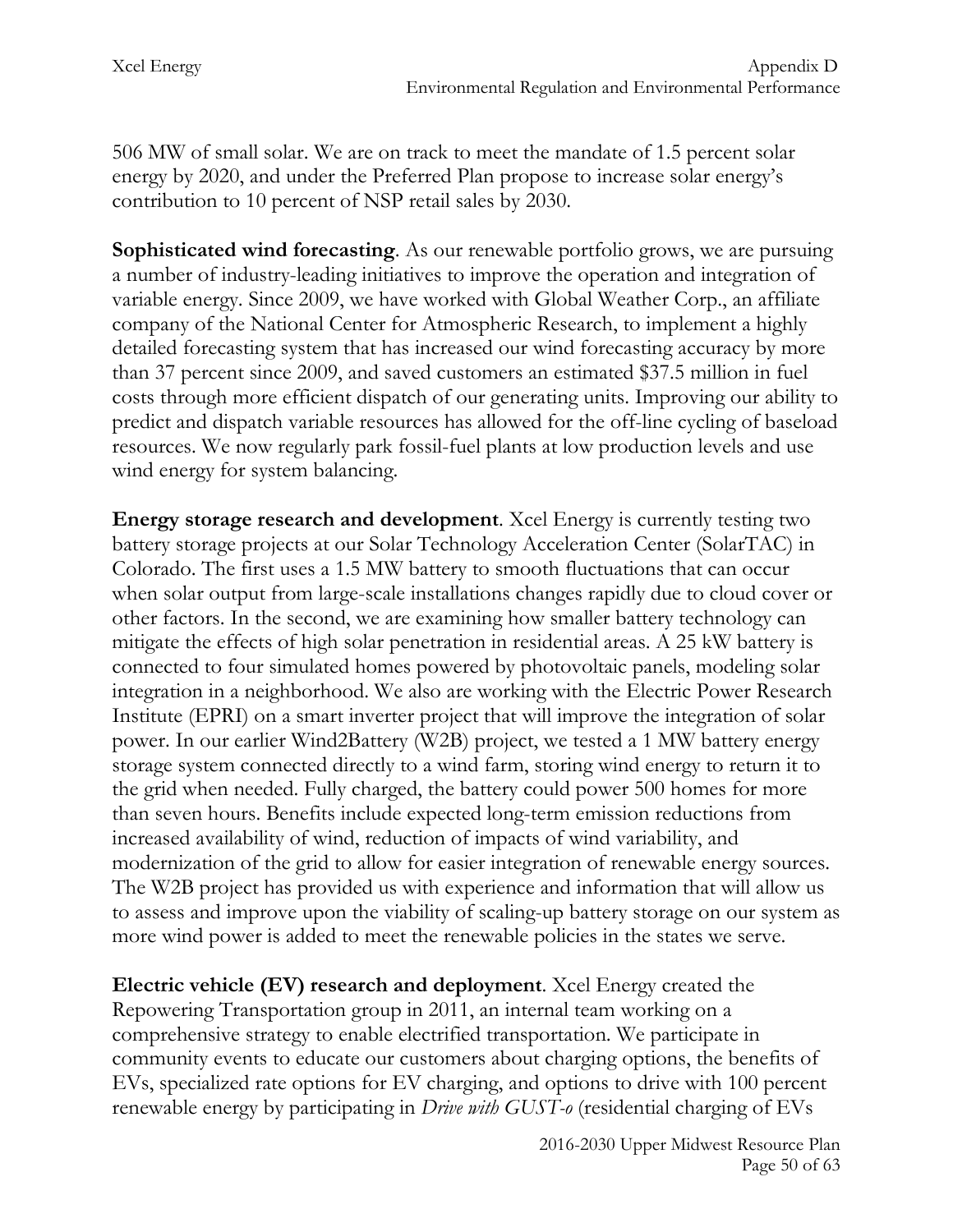506 MW of small solar. We are on track to meet the mandate of 1.5 percent solar energy by 2020, and under the Preferred Plan propose to increase solar energy's contribution to 10 percent of NSP retail sales by 2030.

**Sophisticated wind forecasting**. As our renewable portfolio grows, we are pursuing a number of industry-leading initiatives to improve the operation and integration of variable energy. Since 2009, we have worked with Global Weather Corp., an affiliate company of the National Center for Atmospheric Research, to implement a highly detailed forecasting system that has increased our wind forecasting accuracy by more than 37 percent since 2009, and saved customers an estimated $37.5 million in fuel costs through more efficient dispatch of our generating units. Improving our ability to predict and dispatch variable resources has allowed for the off-line cycling of baseload resources. We now regularly park fossil-fuel plants at low production levels and use wind energy for system balancing.

**Energy storage research and development**. Xcel Energy is currently testing two battery storage projects at our Solar Technology Acceleration Center (SolarTAC) in Colorado. The first uses a 1.5 MW battery to smooth fluctuations that can occur when solar output from large-scale installations changes rapidly due to cloud cover or other factors. In the second, we are examining how smaller battery technology can mitigate the effects of high solar penetration in residential areas. A 25 kW battery is connected to four simulated homes powered by photovoltaic panels, modeling solar integration in a neighborhood. We also are working with the Electric Power Research Institute (EPRI) on a smart inverter project that will improve the integration of solar power. In our earlier Wind2Battery (W2B) project, we tested a 1 MW battery energy storage system connected directly to a wind farm, storing wind energy to return it to the grid when needed. Fully charged, the battery could power 500 homes for more than seven hours. Benefits include expected long-term emission reductions from increased availability of wind, reduction of impacts of wind variability, and modernization of the grid to allow for easier integration of renewable energy sources. The W2B project has provided us with experience and information that will allow us to assess and improve upon the viability of scaling-up battery storage on our system as more wind power is added to meet the renewable policies in the states we serve.

**Electric vehicle (EV) research and deployment**. Xcel Energy created the Repowering Transportation group in 2011, an internal team working on a comprehensive strategy to enable electrified transportation. We participate in community events to educate our customers about charging options, the benefits of EVs, specialized rate options for EV charging, and options to drive with 100 percent renewable energy by participating in *Drive with GUST-o* (residential charging of EVs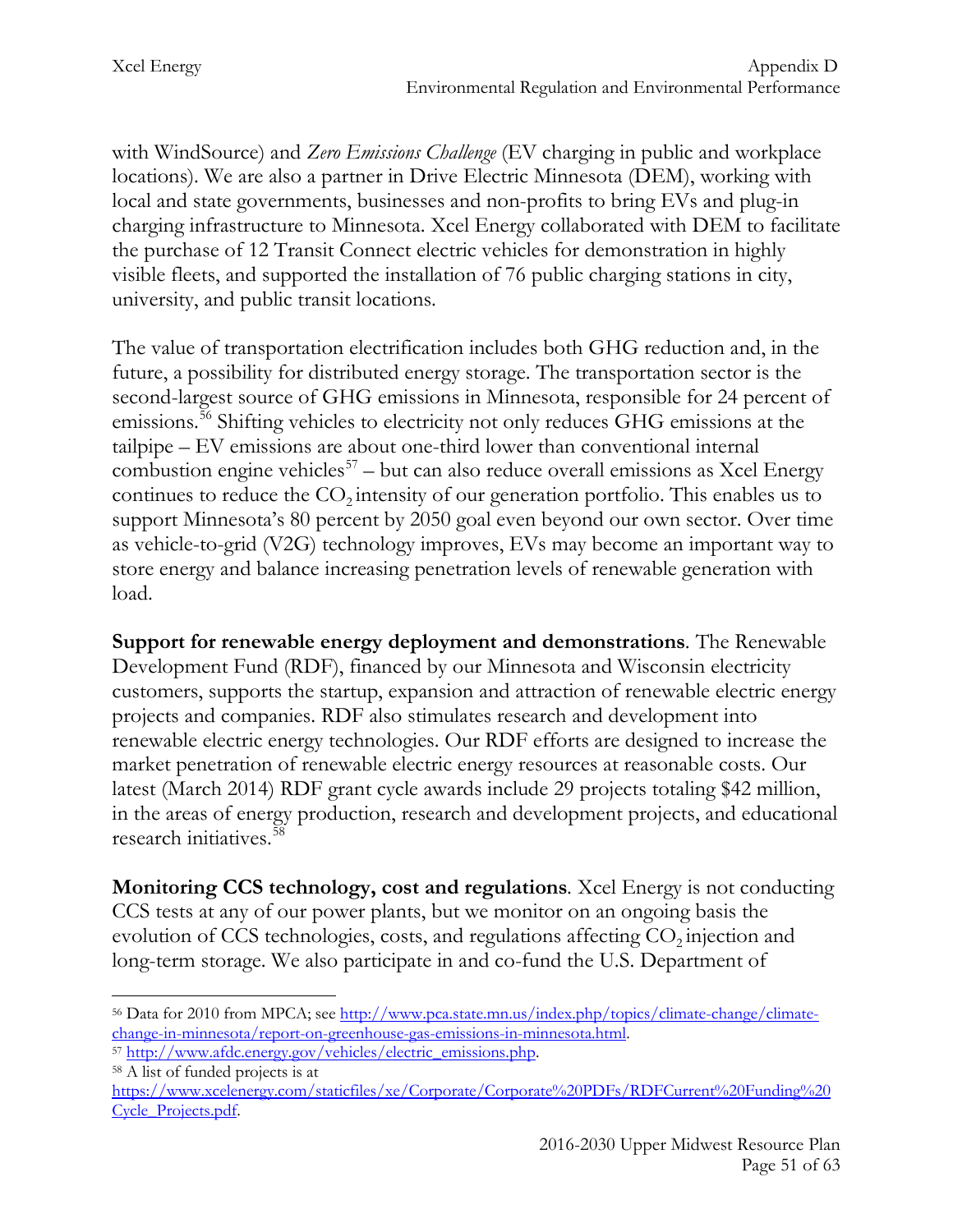with WindSource) and *Zero Emissions Challenge* (EV charging in public and workplace locations). We are also a partner in Drive Electric Minnesota (DEM), working with local and state governments, businesses and non-profits to bring EVs and plug-in charging infrastructure to Minnesota. Xcel Energy collaborated with DEM to facilitate the purchase of 12 Transit Connect electric vehicles for demonstration in highly visible fleets, and supported the installation of 76 public charging stations in city, university, and public transit locations.

The value of transportation electrification includes both GHG reduction and, in the future, a possibility for distributed energy storage. The transportation sector is the second-largest source of GHG emissions in Minnesota, responsible for 24 percent of emissions.[56] Shifting vehicles to electricity not only reduces GHG emissions at the tailpipe – EV emissions are about one-third lower than conventional internal combustion engine vehicles[57] – but can also reduce overall emissions as Xcel Energy continues to reduce the $CO_2$ intensity of our generation portfolio. This enables us to support Minnesota's 80 percent by 2050 goal even beyond our own sector. Over time as vehicle-to-grid (V2G) technology improves, EVs may become an important way to store energy and balance increasing penetration levels of renewable generation with load.

**Support for renewable energy deployment and demonstrations**. The Renewable Development Fund (RDF), financed by our Minnesota and Wisconsin electricity customers, supports the startup, expansion and attraction of renewable electric energy projects and companies. RDF also stimulates research and development into renewable electric energy technologies. Our RDF efforts are designed to increase the market penetration of renewable electric energy resources at reasonable costs. Our latest (March 2014) RDF grant cycle awards include 29 projects totaling $42 million, in the areas of energy production, research and development projects, and educational research initiatives.[58]

**Monitoring CCS technology, cost and regulations**. Xcel Energy is not conducting CCS tests at any of our power plants, but we monitor on an ongoing basis the evolution of CCS technologies, costs, and regulations affecting $CO_2$ injection and long-term storage. We also participate in and co-fund the U.S. Department of

---

[56] Data for 2010 from MPCA; see http://www.pca.state.mn.us/index.php/topics/climate-change/climate-change-in-minnesota/report-on-greenhouse-gas-emissions-in-minnesota.html.

[57] http://www.afdc.energy.gov/vehicles/electric_emissions.php.

[58] A list of funded projects is at https://www.xcelenergy.com/staticfiles/xe/Corporate/Corporate%20PDFs/RDFCurrent%20Funding%20Cycle_Projects.pdf.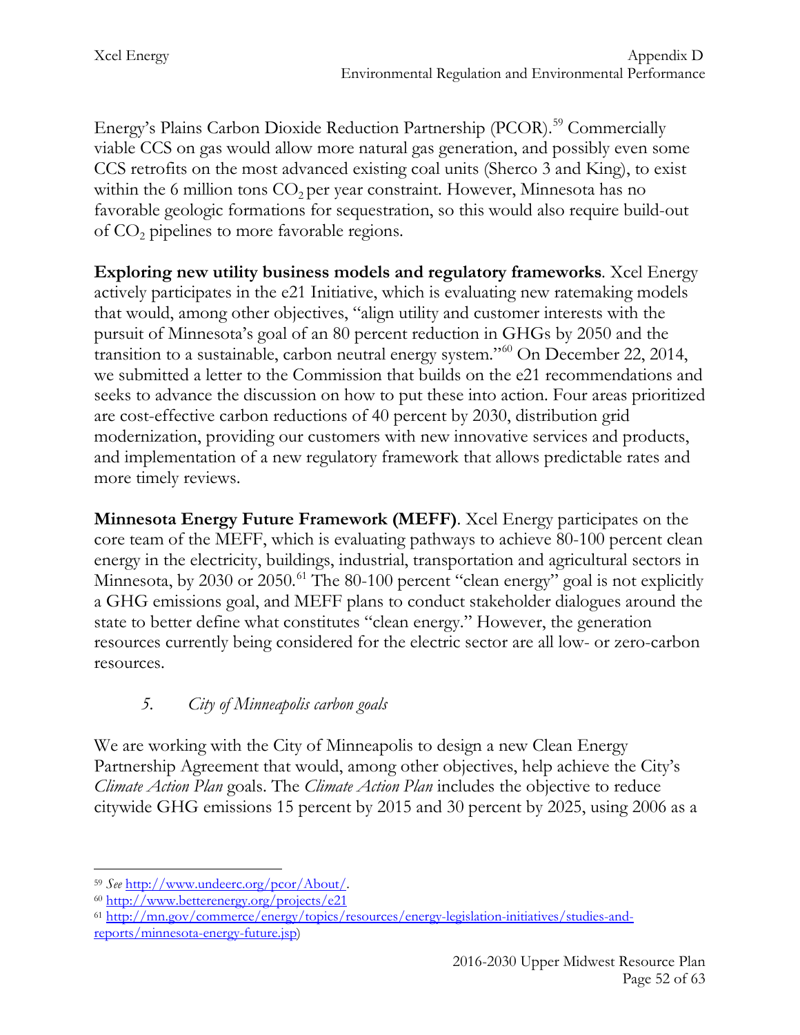Energy's Plains Carbon Dioxide Reduction Partnership (PCOR).[59] Commercially viable CCS on gas would allow more natural gas generation, and possibly even some CCS retrofits on the most advanced existing coal units (Sherco 3 and King), to exist within the 6 million tons $CO_2$ per year constraint. However, Minnesota has no favorable geologic formations for sequestration, so this would also require build-out of $CO_2$ pipelines to more favorable regions.

**Exploring new utility business models and regulatory frameworks**. Xcel Energy actively participates in the e21 Initiative, which is evaluating new ratemaking models that would, among other objectives, "align utility and customer interests with the pursuit of Minnesota's goal of an 80 percent reduction in GHGs by 2050 and the transition to a sustainable, carbon neutral energy system."[60] On December 22, 2014, we submitted a letter to the Commission that builds on the e21 recommendations and seeks to advance the discussion on how to put these into action. Four areas prioritized are cost-effective carbon reductions of 40 percent by 2030, distribution grid modernization, providing our customers with new innovative services and products, and implementation of a new regulatory framework that allows predictable rates and more timely reviews.

**Minnesota Energy Future Framework (MEFF)**. Xcel Energy participates on the core team of the MEFF, which is evaluating pathways to achieve 80-100 percent clean energy in the electricity, buildings, industrial, transportation and agricultural sectors in Minnesota, by 2030 or 2050.[61] The 80-100 percent "clean energy" goal is not explicitly a GHG emissions goal, and MEFF plans to conduct stakeholder dialogues around the state to better define what constitutes "clean energy." However, the generation resources currently being considered for the electric sector are all low- or zero-carbon resources.

### *5. City of Minneapolis carbon goals*

We are working with the City of Minneapolis to design a new Clean Energy Partnership Agreement that would, among other objectives, help achieve the City's *Climate Action Plan* goals. The *Climate Action Plan* includes the objective to reduce citywide GHG emissions 15 percent by 2015 and 30 percent by 2025, using 2006 as a

---

[59] *See* http://www.undeerc.org/pcor/About/.

[60] http://www.betterenergy.org/projects/e21

[61] http://mn.gov/commerce/energy/topics/resources/energy-legislation-initiatives/studies-and-reports/minnesota-energy-future.jsp)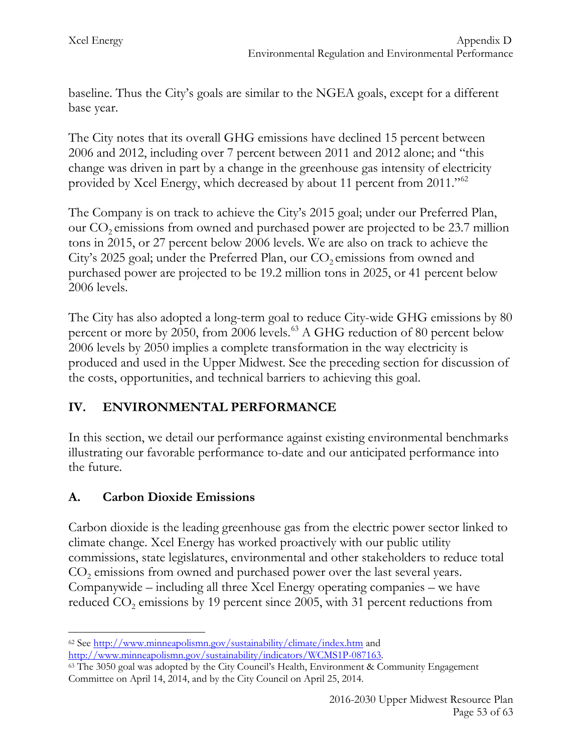baseline. Thus the City's goals are similar to the NGEA goals, except for a different base year.

The City notes that its overall GHG emissions have declined 15 percent between 2006 and 2012, including over 7 percent between 2011 and 2012 alone; and "this change was driven in part by a change in the greenhouse gas intensity of electricity provided by Xcel Energy, which decreased by about 11 percent from 2011."[62]

The Company is on track to achieve the City's 2015 goal; under our Preferred Plan, our $CO_2$ emissions from owned and purchased power are projected to be 23.7 million tons in 2015, or 27 percent below 2006 levels. We are also on track to achieve the City's 2025 goal; under the Preferred Plan, our $CO_2$ emissions from owned and purchased power are projected to be 19.2 million tons in 2025, or 41 percent below 2006 levels.

The City has also adopted a long-term goal to reduce City-wide GHG emissions by 80 percent or more by 2050, from 2006 levels.[63] A GHG reduction of 80 percent below 2006 levels by 2050 implies a complete transformation in the way electricity is produced and used in the Upper Midwest. See the preceding section for discussion of the costs, opportunities, and technical barriers to achieving this goal.

## IV. ENVIRONMENTAL PERFORMANCE

In this section, we detail our performance against existing environmental benchmarks illustrating our favorable performance to-date and our anticipated performance into the future.

### A. Carbon Dioxide Emissions

Carbon dioxide is the leading greenhouse gas from the electric power sector linked to climate change. Xcel Energy has worked proactively with our public utility commissions, state legislatures, environmental and other stakeholders to reduce total $CO_2$ emissions from owned and purchased power over the last several years. Companywide – including all three Xcel Energy operating companies – we have reduced $CO_2$ emissions by 19 percent since 2005, with 31 percent reductions from

---

[62] See http://www.minneapolismn.gov/sustainability/climate/index.htm and http://www.minneapolismn.gov/sustainability/indicators/WCMS1P-087163.

[63] The 3050 goal was adopted by the City Council's Health, Environment & Community Engagement Committee on April 14, 2014, and by the City Council on April 25, 2014.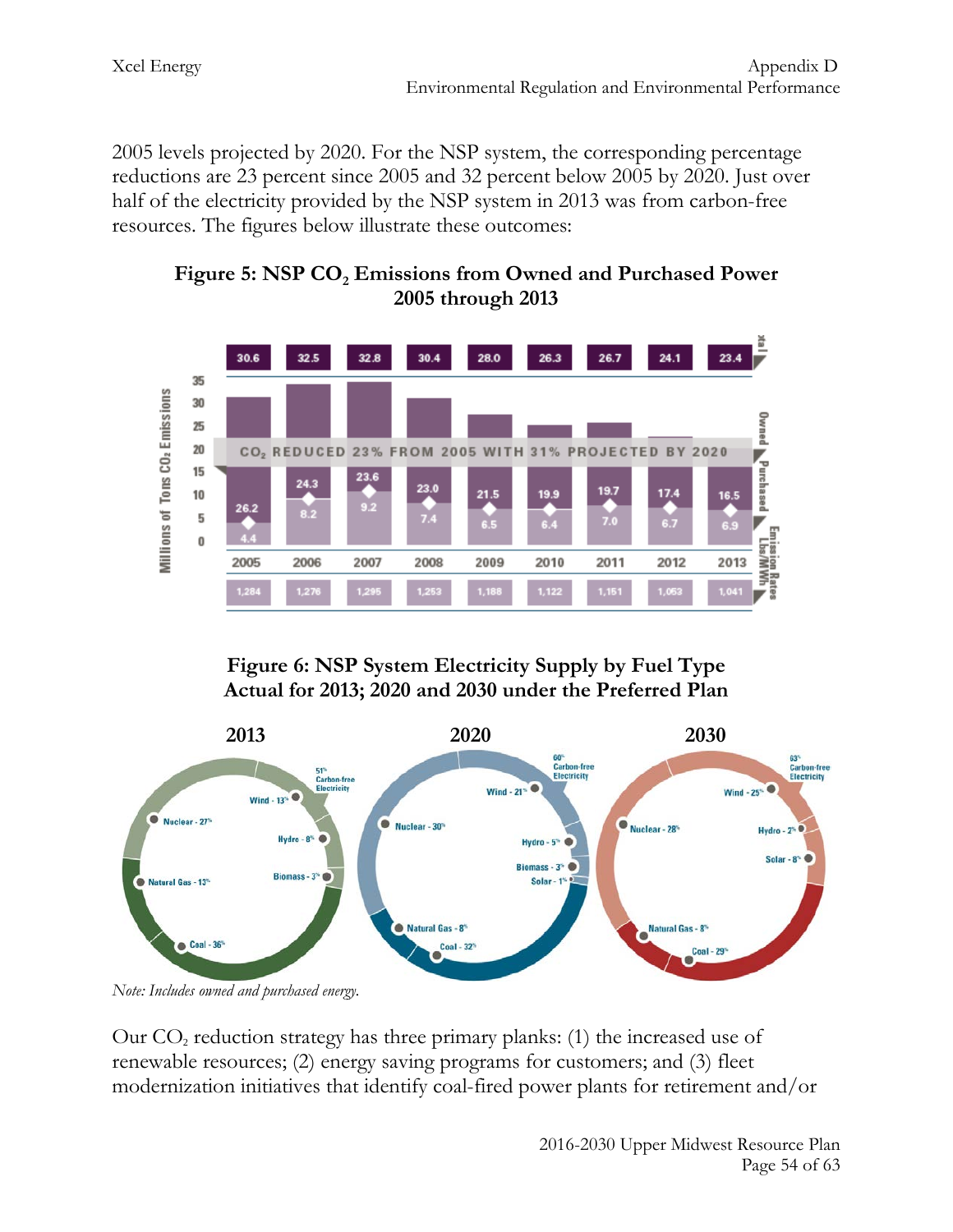2005 levels projected by 2020. For the NSP system, the corresponding percentage reductions are 23 percent since 2005 and 32 percent below 2005 by 2020. Just over half of the electricity provided by the NSP system in 2013 was from carbon-free resources. The figures below illustrate these outcomes:

**Figure 5: NSP $CO_2$ Emissions from Owned and Purchased Power 2005 through 2013**

| | 2005 | 2006 | 2007 | 2008 | 2009 | 2010 | 2011 | 2012 | 2013 |
|---|---|---|---|---|---|---|---|---|---|
| Total | 30.6 | 32.5 | 32.8 | 30.4 | 28.0 | 26.3 | 26.7 | 24.1 | 23.4 |
| Owned | 26.2 | 24.3 | 23.6 | 23.0 | 21.5 | 19.9 | 19.7 | 17.4 | 16.5 |
| Purchased | 4.4 | 8.2 | 9.2 | 7.4 | 6.5 | 6.4 | 7.0 | 6.7 | 6.9 |
| Emission Rates Lbs/MWh | 1,284 | 1,276 | 1,295 | 1,253 | 1,188 | 1,122 | 1,151 | 1,053 | 1,041 |

$CO_2$ REDUCED 23% FROM 2005 WITH 31% PROJECTED BY 2020

Millions of Tons $CO_2$ Emissions

**Figure 6: NSP System Electricity Supply by Fuel Type Actual for 2013; 2020 and 2030 under the Preferred Plan**

| Fuel Type | 2013 | 2020 | 2030 |
|---|---|---|---|
| Wind | 13% | 21% | 25% |
| Nuclear | 27% | 30% | 28% |
| Hydro | 8% | 5% | 2% |
| Biomass | 3% | 3% | |
| Solar | | 1% | 8% |
| Natural Gas | 13% | 8% | 8% |
| Coal | 36% | 32% | 29% |
| Carbon-free Electricity | 51% | 60% | 63% |

*Note: Includes owned and purchased energy.*

Our $CO_2$ reduction strategy has three primary planks: (1) the increased use of renewable resources; (2) energy saving programs for customers; and (3) fleet modernization initiatives that identify coal-fired power plants for retirement and/or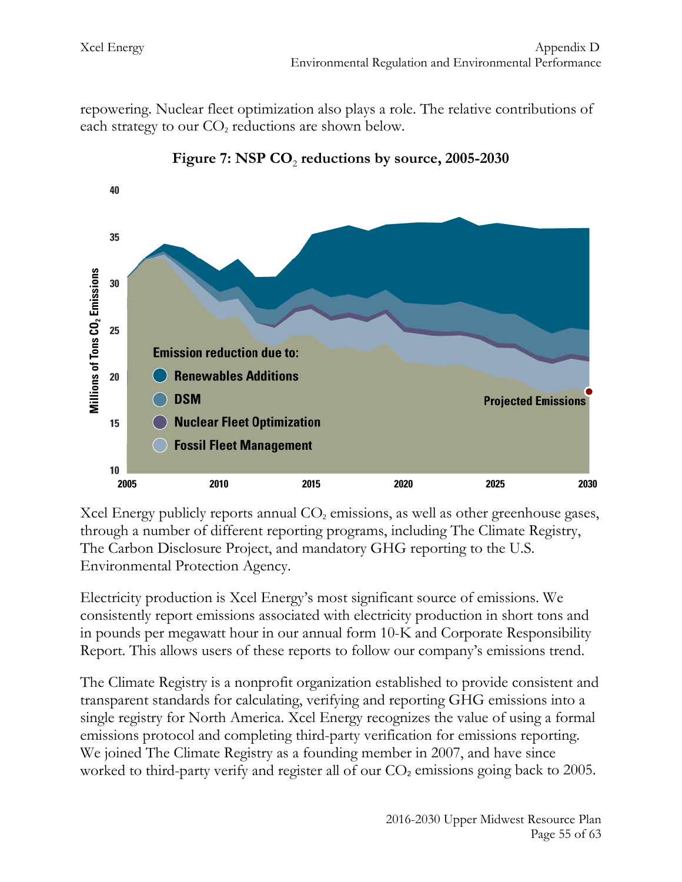repowering. Nuclear fleet optimization also plays a role. The relative contributions of each strategy to our $CO_2$ reductions are shown below.

**Figure 7: NSP $CO_2$ reductions by source, 2005-2030**

Xcel Energy publicly reports annual $CO_2$ emissions, as well as other greenhouse gases, through a number of different reporting programs, including The Climate Registry, The Carbon Disclosure Project, and mandatory GHG reporting to the U.S. Environmental Protection Agency.

Electricity production is Xcel Energy's most significant source of emissions. We consistently report emissions associated with electricity production in short tons and in pounds per megawatt hour in our annual form 10-K and Corporate Responsibility Report. This allows users of these reports to follow our company's emissions trend.

The Climate Registry is a nonprofit organization established to provide consistent and transparent standards for calculating, verifying and reporting GHG emissions into a single registry for North America. Xcel Energy recognizes the value of using a formal emissions protocol and completing third-party verification for emissions reporting. We joined The Climate Registry as a founding member in 2007, and have since worked to third-party verify and register all of our $CO_2$ emissions going back to 2005.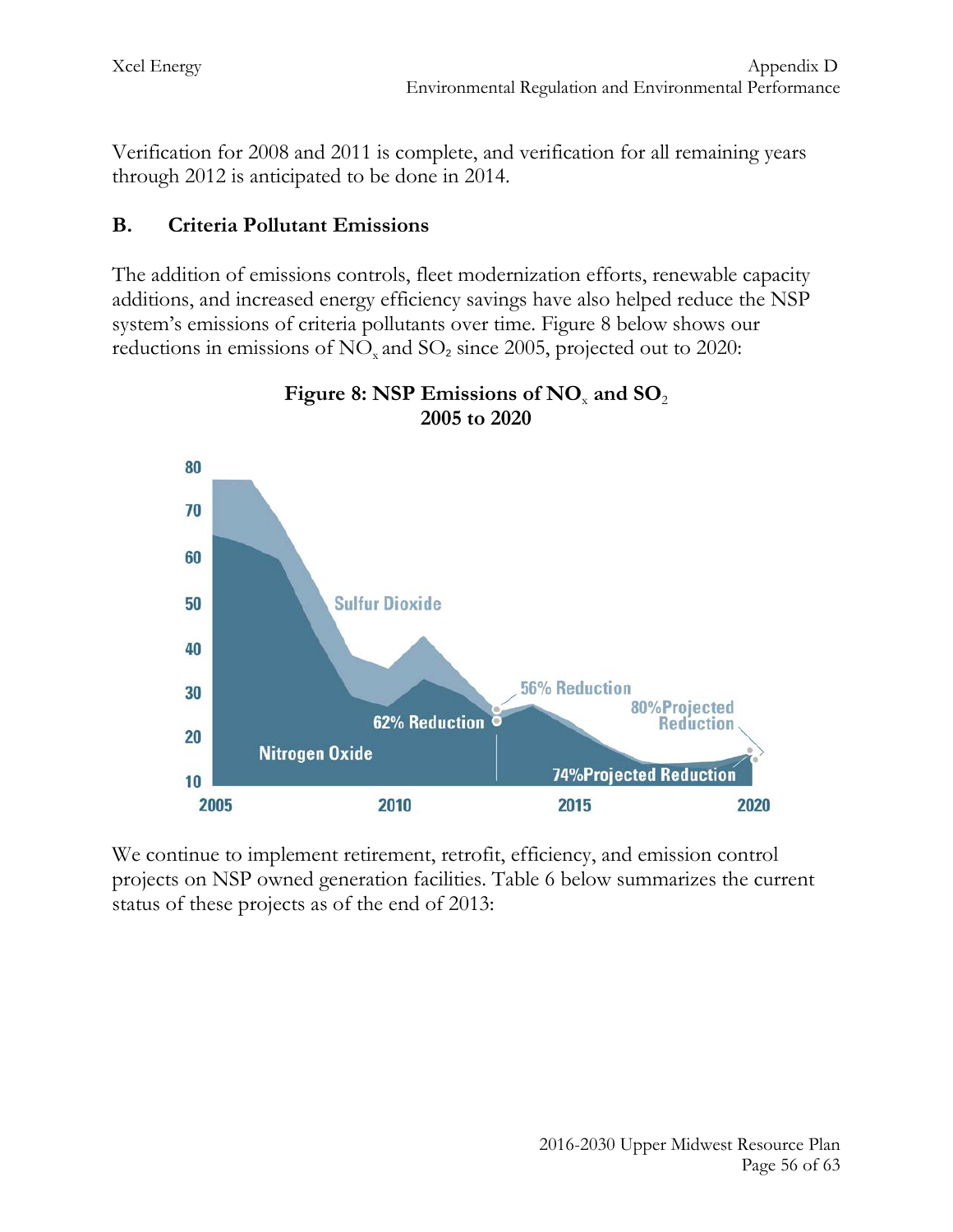Verification for 2008 and 2011 is complete, and verification for all remaining years through 2012 is anticipated to be done in 2014.

## B. Criteria Pollutant Emissions

The addition of emissions controls, fleet modernization efforts, renewable capacity additions, and increased energy efficiency savings have also helped reduce the NSP system's emissions of criteria pollutants over time. Figure 8 below shows our reductions in emissions of $NO_x$ and $SO_2$ since 2005, projected out to 2020:

**Figure 8: NSP Emissions of $NO_x$ and $SO_2$ 2005 to 2020**

We continue to implement retirement, retrofit, efficiency, and emission control projects on NSP owned generation facilities. Table 6 below summarizes the current status of these projects as of the end of 2013: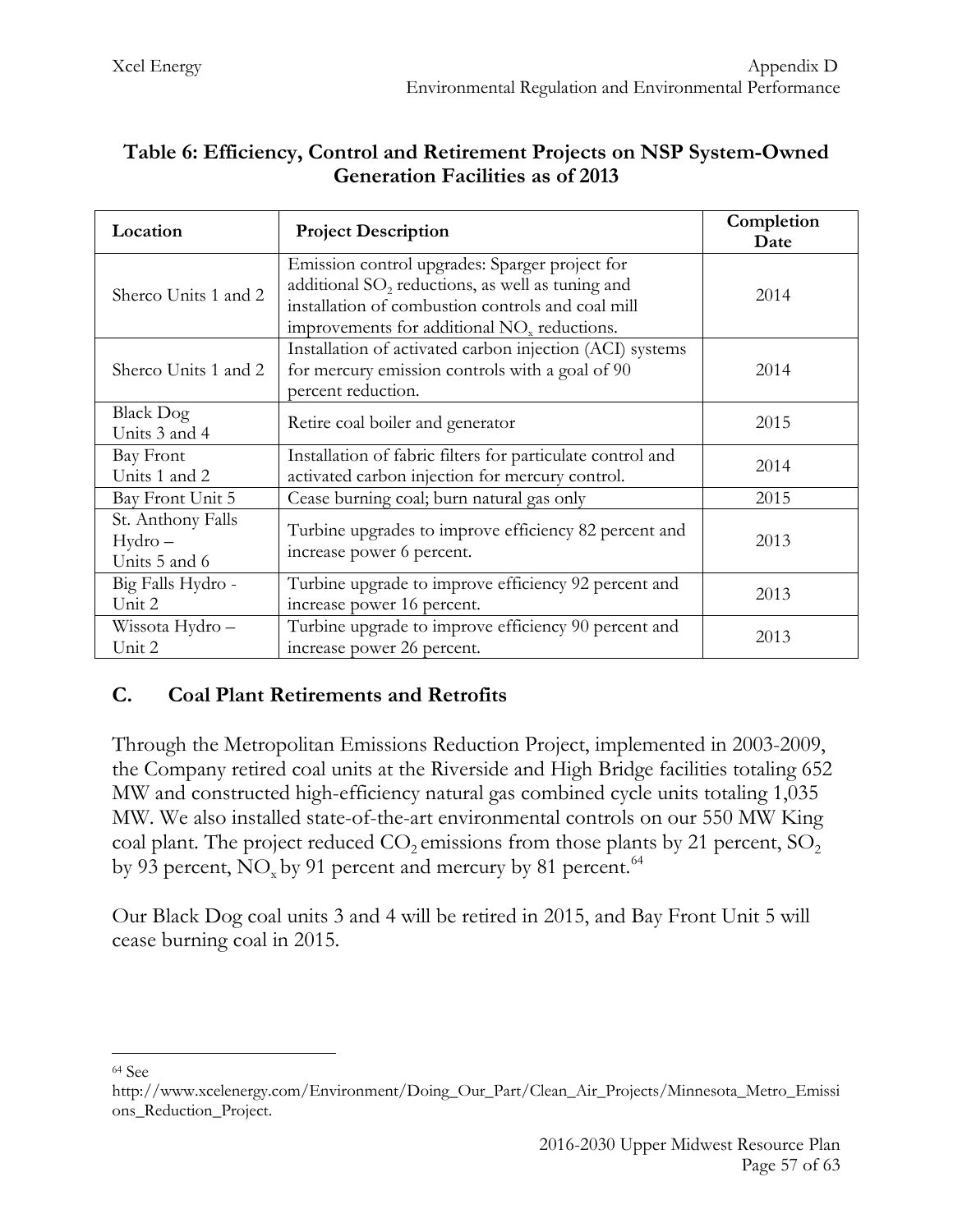**Table 6: Efficiency, Control and Retirement Projects on NSP System-Owned Generation Facilities as of 2013**

| Location | Project Description | Completion Date |
|---|---|---|
| Sherco Units 1 and 2 | Emission control upgrades: Sparger project for additional $SO_2$ reductions, as well as tuning and installation of combustion controls and coal mill improvements for additional $NO_x$ reductions. | 2014 |
| Sherco Units 1 and 2 | Installation of activated carbon injection (ACI) systems for mercury emission controls with a goal of 90 percent reduction. | 2014 |
| Black Dog Units 3 and 4 | Retire coal boiler and generator | 2015 |
| Bay Front Units 1 and 2 | Installation of fabric filters for particulate control and activated carbon injection for mercury control. | 2014 |
| Bay Front Unit 5 | Cease burning coal; burn natural gas only | 2015 |
| St. Anthony Falls Hydro – Units 5 and 6 | Turbine upgrades to improve efficiency 82 percent and increase power 6 percent. | 2013 |
| Big Falls Hydro - Unit 2 | Turbine upgrade to improve efficiency 92 percent and increase power 16 percent. | 2013 |
| Wissota Hydro – Unit 2 | Turbine upgrade to improve efficiency 90 percent and increase power 26 percent. | 2013 |

## C. Coal Plant Retirements and Retrofits

Through the Metropolitan Emissions Reduction Project, implemented in 2003-2009, the Company retired coal units at the Riverside and High Bridge facilities totaling 652 MW and constructed high-efficiency natural gas combined cycle units totaling 1,035 MW. We also installed state-of-the-art environmental controls on our 550 MW King coal plant. The project reduced $CO_2$ emissions from those plants by 21 percent, $SO_2$ by 93 percent, $NO_x$ by 91 percent and mercury by 81 percent.[64]

Our Black Dog coal units 3 and 4 will be retired in 2015, and Bay Front Unit 5 will cease burning coal in 2015.

---

[64] See http://www.xcelenergy.com/Environment/Doing_Our_Part/Clean_Air_Projects/Minnesota_Metro_Emissions_Reduction_Project.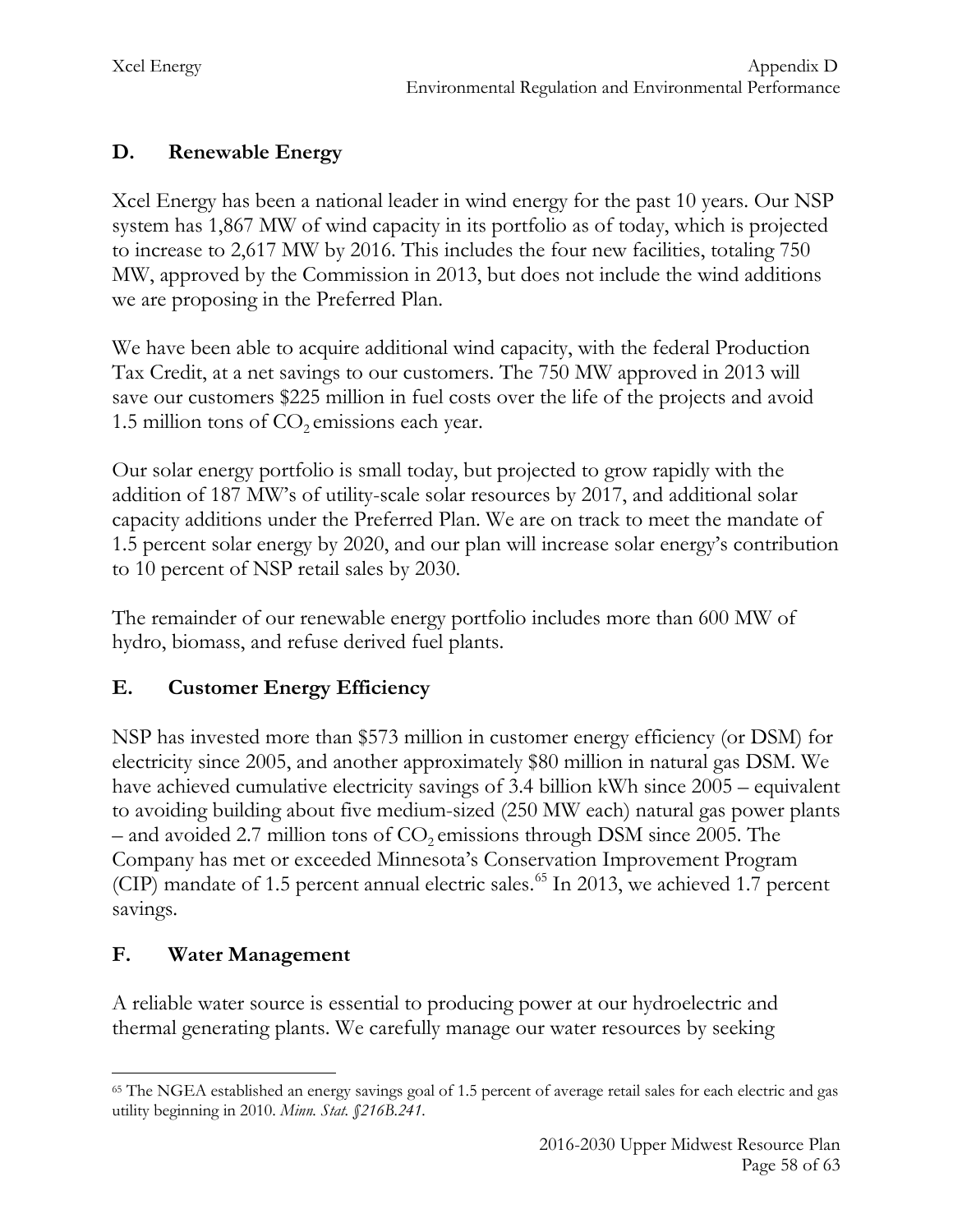## D. Renewable Energy

Xcel Energy has been a national leader in wind energy for the past 10 years. Our NSP system has 1,867 MW of wind capacity in its portfolio as of today, which is projected to increase to 2,617 MW by 2016. This includes the four new facilities, totaling 750 MW, approved by the Commission in 2013, but does not include the wind additions we are proposing in the Preferred Plan.

We have been able to acquire additional wind capacity, with the federal Production Tax Credit, at a net savings to our customers. The 750 MW approved in 2013 will save our customers $225 million in fuel costs over the life of the projects and avoid 1.5 million tons of $CO_2$ emissions each year.

Our solar energy portfolio is small today, but projected to grow rapidly with the addition of 187 MW's of utility-scale solar resources by 2017, and additional solar capacity additions under the Preferred Plan. We are on track to meet the mandate of 1.5 percent solar energy by 2020, and our plan will increase solar energy's contribution to 10 percent of NSP retail sales by 2030.

The remainder of our renewable energy portfolio includes more than 600 MW of hydro, biomass, and refuse derived fuel plants.

## E. Customer Energy Efficiency

NSP has invested more than $573 million in customer energy efficiency (or DSM) for electricity since 2005, and another approximately $80 million in natural gas DSM. We have achieved cumulative electricity savings of 3.4 billion kWh since 2005 – equivalent to avoiding building about five medium-sized (250 MW each) natural gas power plants – and avoided 2.7 million tons of $CO_2$ emissions through DSM since 2005. The Company has met or exceeded Minnesota's Conservation Improvement Program (CIP) mandate of 1.5 percent annual electric sales.[65] In 2013, we achieved 1.7 percent savings.

## F. Water Management

A reliable water source is essential to producing power at our hydroelectric and thermal generating plants. We carefully manage our water resources by seeking

[65] The NGEA established an energy savings goal of 1.5 percent of average retail sales for each electric and gas utility beginning in 2010. *Minn. Stat. §216B.241.*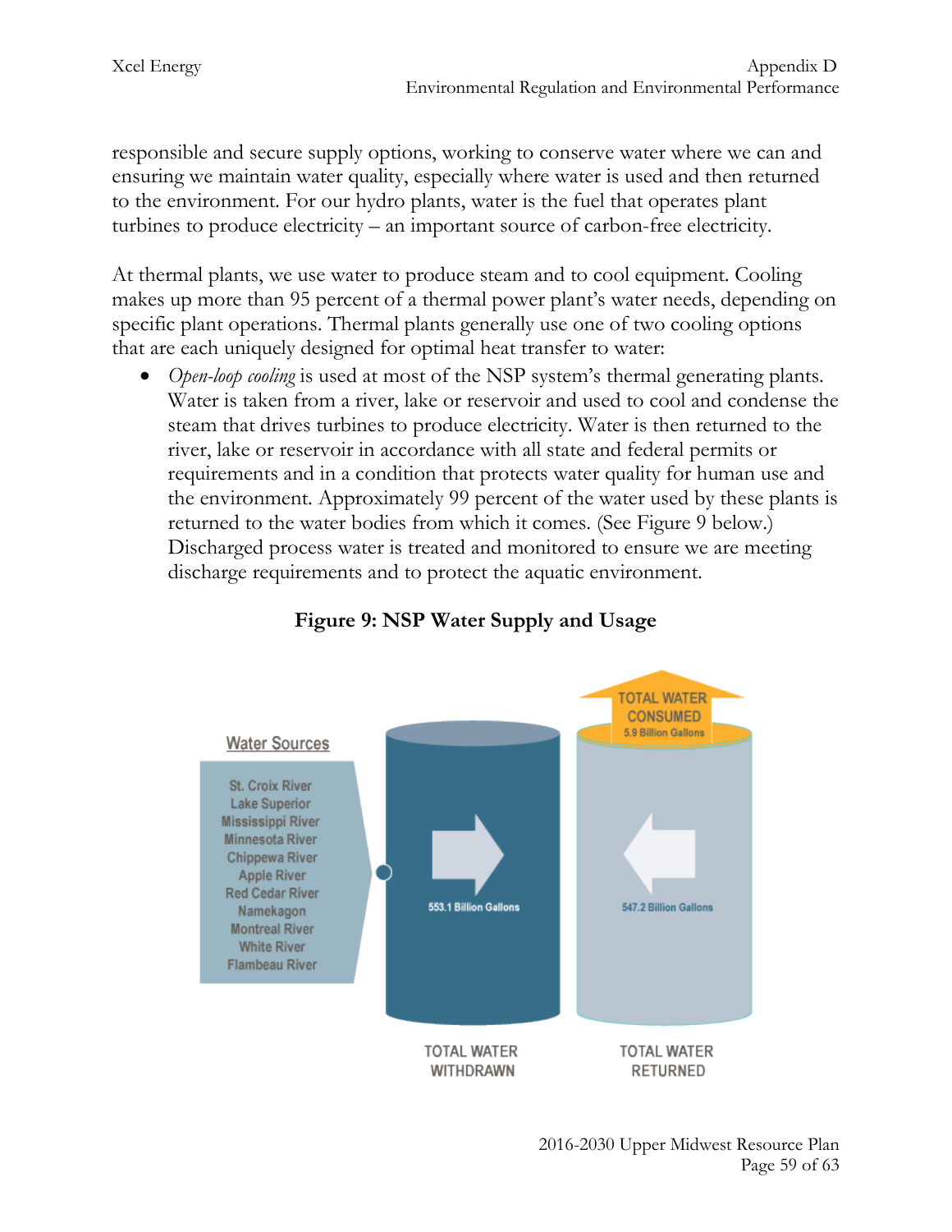responsible and secure supply options, working to conserve water where we can and ensuring we maintain water quality, especially where water is used and then returned to the environment. For our hydro plants, water is the fuel that operates plant turbines to produce electricity – an important source of carbon-free electricity.

At thermal plants, we use water to produce steam and to cool equipment. Cooling makes up more than 95 percent of a thermal power plant's water needs, depending on specific plant operations. Thermal plants generally use one of two cooling options that are each uniquely designed for optimal heat transfer to water:

- *Open-loop cooling* is used at most of the NSP system's thermal generating plants. Water is taken from a river, lake or reservoir and used to cool and condense the steam that drives turbines to produce electricity. Water is then returned to the river, lake or reservoir in accordance with all state and federal permits or requirements and in a condition that protects water quality for human use and the environment. Approximately 99 percent of the water used by these plants is returned to the water bodies from which it comes. (See Figure 9 below.) Discharged process water is treated and monitored to ensure we are meeting discharge requirements and to protect the aquatic environment.

**Figure 9: NSP Water Supply and Usage**

Water Sources

St. Croix River
Lake Superior
Mississippi River
Minnesota River
Chippewa River
Apple River
Red Cedar River
Namekagon
Montreal River
White River
Flambeau River

TOTAL WATER WITHDRAWN: 553.1 Billion Gallons

TOTAL WATER RETURNED: 547.2 Billion Gallons

TOTAL WATER CONSUMED: 5.9 Billion Gallons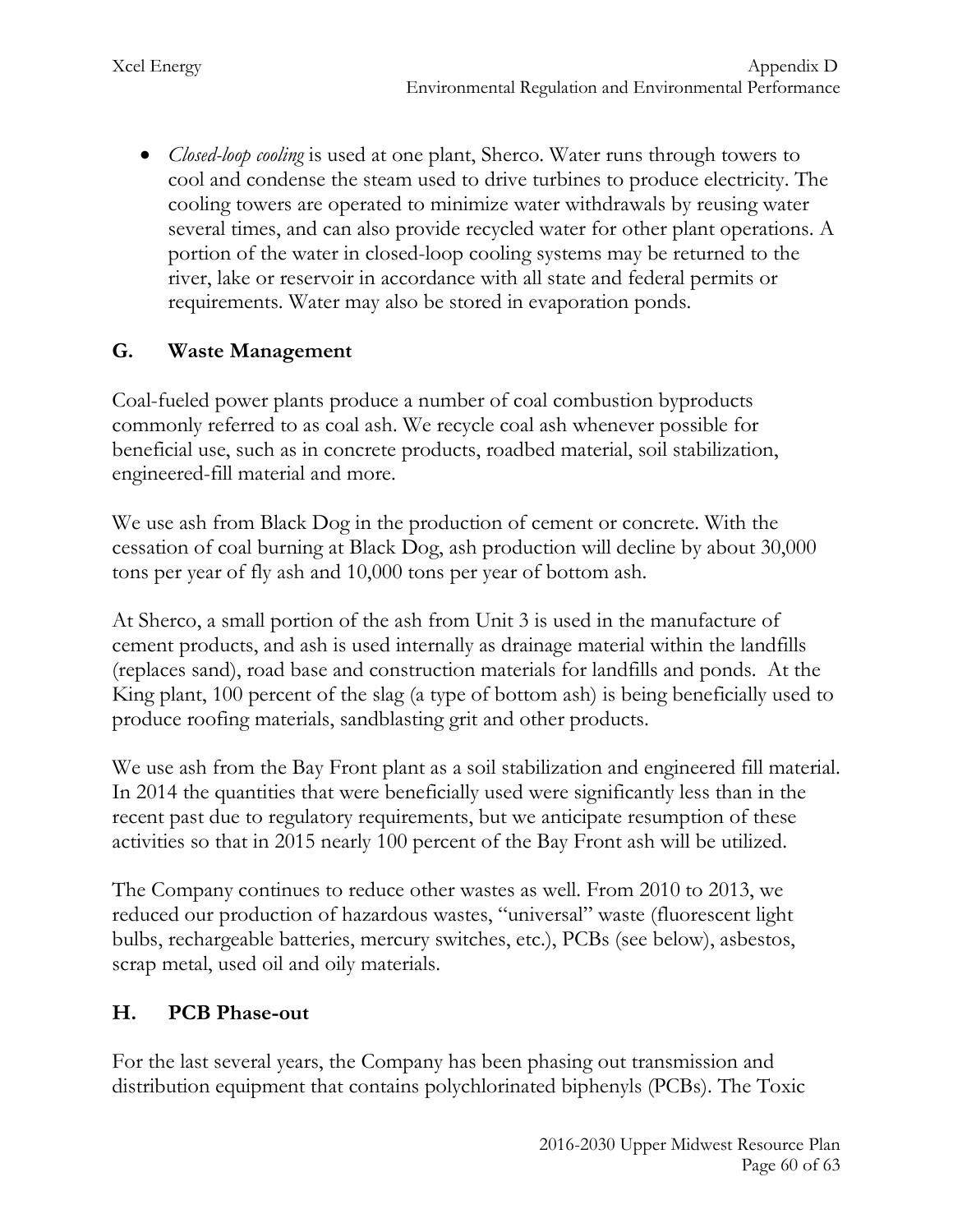- *Closed-loop cooling* is used at one plant, Sherco. Water runs through towers to cool and condense the steam used to drive turbines to produce electricity. The cooling towers are operated to minimize water withdrawals by reusing water several times, and can also provide recycled water for other plant operations. A portion of the water in closed-loop cooling systems may be returned to the river, lake or reservoir in accordance with all state and federal permits or requirements. Water may also be stored in evaporation ponds.

## G. Waste Management

Coal-fueled power plants produce a number of coal combustion byproducts commonly referred to as coal ash. We recycle coal ash whenever possible for beneficial use, such as in concrete products, roadbed material, soil stabilization, engineered-fill material and more.

We use ash from Black Dog in the production of cement or concrete. With the cessation of coal burning at Black Dog, ash production will decline by about 30,000 tons per year of fly ash and 10,000 tons per year of bottom ash.

At Sherco, a small portion of the ash from Unit 3 is used in the manufacture of cement products, and ash is used internally as drainage material within the landfills (replaces sand), road base and construction materials for landfills and ponds. At the King plant, 100 percent of the slag (a type of bottom ash) is being beneficially used to produce roofing materials, sandblasting grit and other products.

We use ash from the Bay Front plant as a soil stabilization and engineered fill material. In 2014 the quantities that were beneficially used were significantly less than in the recent past due to regulatory requirements, but we anticipate resumption of these activities so that in 2015 nearly 100 percent of the Bay Front ash will be utilized.

The Company continues to reduce other wastes as well. From 2010 to 2013, we reduced our production of hazardous wastes, "universal" waste (fluorescent light bulbs, rechargeable batteries, mercury switches, etc.), PCBs (see below), asbestos, scrap metal, used oil and oily materials.

## H. PCB Phase-out

For the last several years, the Company has been phasing out transmission and distribution equipment that contains polychlorinated biphenyls (PCBs). The Toxic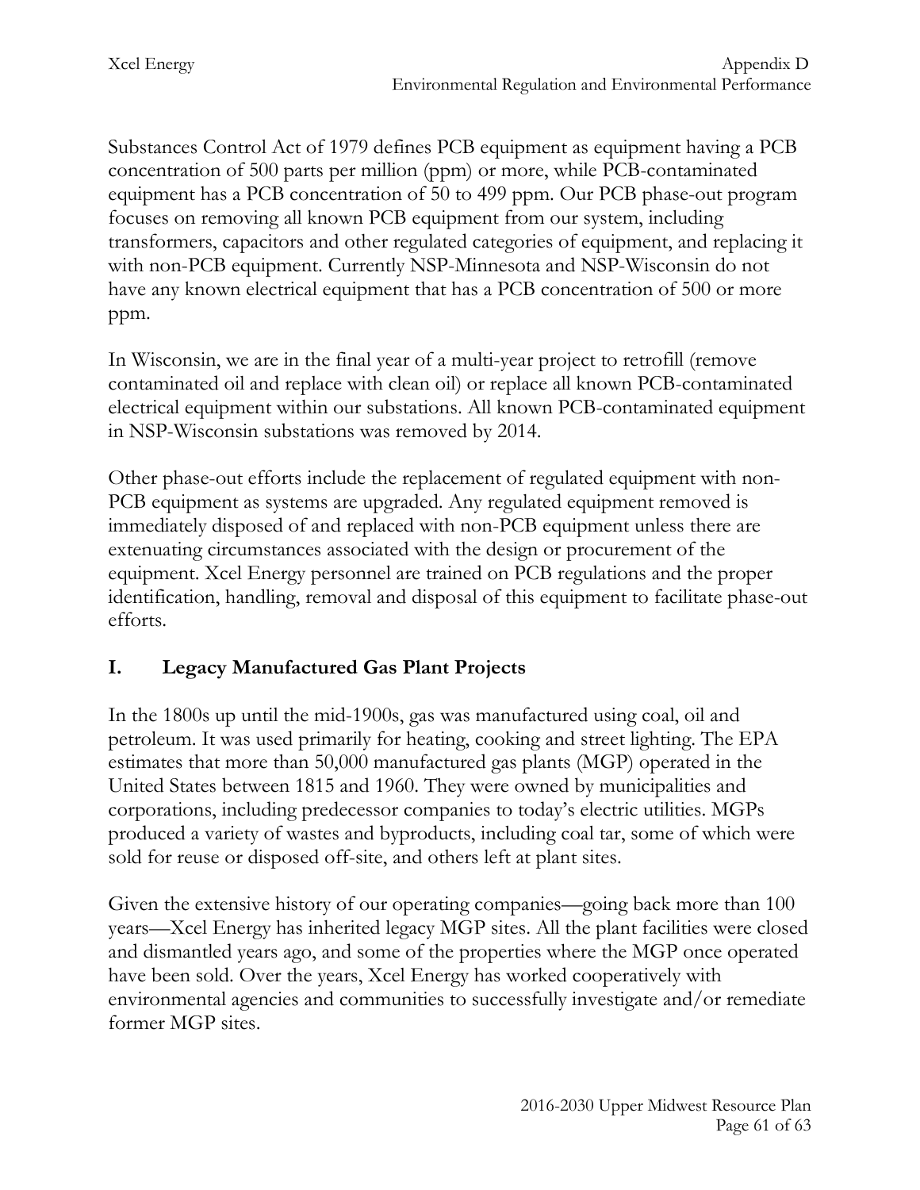Substances Control Act of 1979 defines PCB equipment as equipment having a PCB concentration of 500 parts per million (ppm) or more, while PCB-contaminated equipment has a PCB concentration of 50 to 499 ppm. Our PCB phase-out program focuses on removing all known PCB equipment from our system, including transformers, capacitors and other regulated categories of equipment, and replacing it with non-PCB equipment. Currently NSP-Minnesota and NSP-Wisconsin do not have any known electrical equipment that has a PCB concentration of 500 or more ppm.

In Wisconsin, we are in the final year of a multi-year project to retrofill (remove contaminated oil and replace with clean oil) or replace all known PCB-contaminated electrical equipment within our substations. All known PCB-contaminated equipment in NSP-Wisconsin substations was removed by 2014.

Other phase-out efforts include the replacement of regulated equipment with non-PCB equipment as systems are upgraded. Any regulated equipment removed is immediately disposed of and replaced with non-PCB equipment unless there are extenuating circumstances associated with the design or procurement of the equipment. Xcel Energy personnel are trained on PCB regulations and the proper identification, handling, removal and disposal of this equipment to facilitate phase-out efforts.

## I. Legacy Manufactured Gas Plant Projects

In the 1800s up until the mid-1900s, gas was manufactured using coal, oil and petroleum. It was used primarily for heating, cooking and street lighting. The EPA estimates that more than 50,000 manufactured gas plants (MGP) operated in the United States between 1815 and 1960. They were owned by municipalities and corporations, including predecessor companies to today's electric utilities. MGPs produced a variety of wastes and byproducts, including coal tar, some of which were sold for reuse or disposed off-site, and others left at plant sites.

Given the extensive history of our operating companies—going back more than 100 years—Xcel Energy has inherited legacy MGP sites. All the plant facilities were closed and dismantled years ago, and some of the properties where the MGP once operated have been sold. Over the years, Xcel Energy has worked cooperatively with environmental agencies and communities to successfully investigate and/or remediate former MGP sites.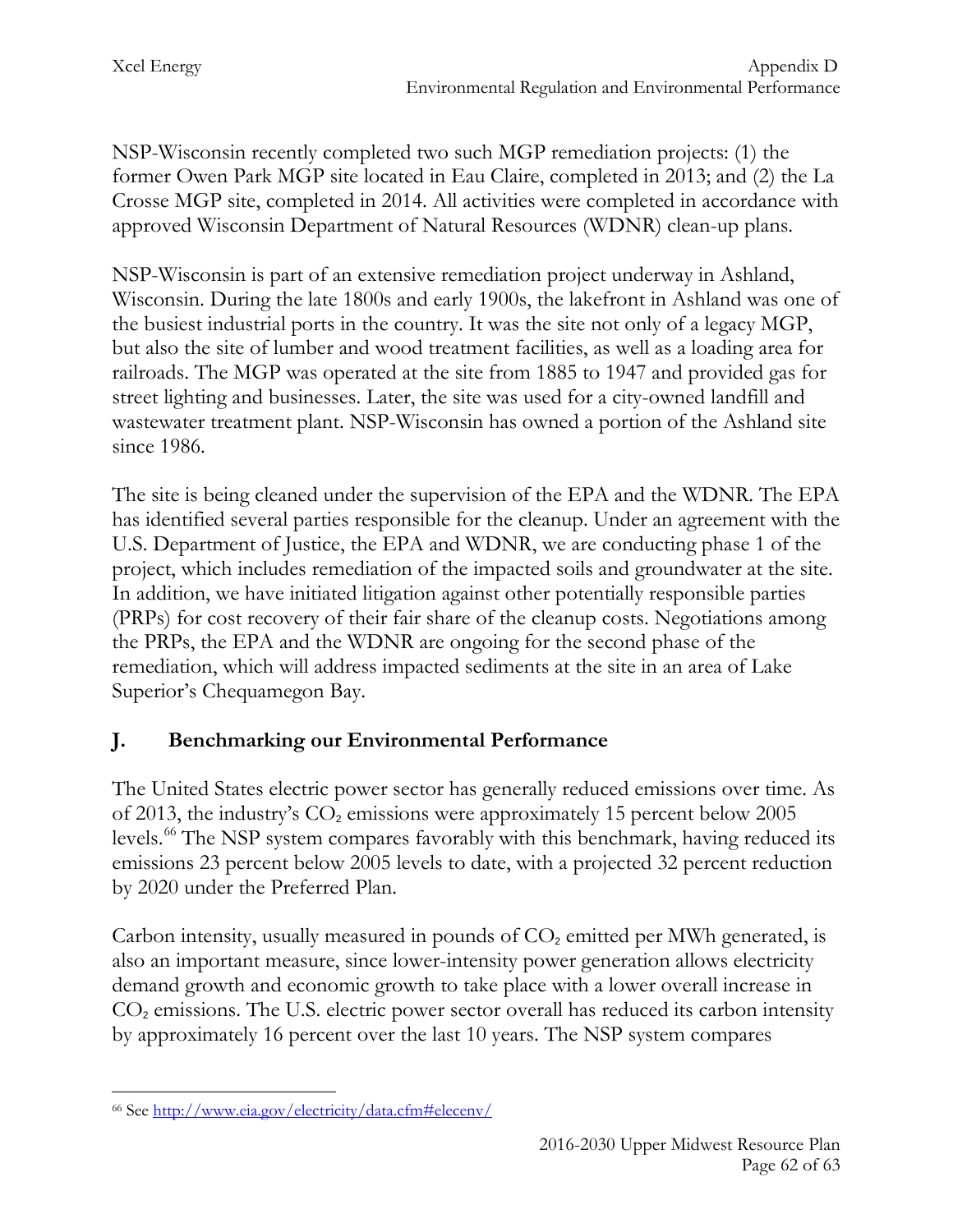NSP-Wisconsin recently completed two such MGP remediation projects: (1) the former Owen Park MGP site located in Eau Claire, completed in 2013; and (2) the La Crosse MGP site, completed in 2014. All activities were completed in accordance with approved Wisconsin Department of Natural Resources (WDNR) clean-up plans.

NSP-Wisconsin is part of an extensive remediation project underway in Ashland, Wisconsin. During the late 1800s and early 1900s, the lakefront in Ashland was one of the busiest industrial ports in the country. It was the site not only of a legacy MGP, but also the site of lumber and wood treatment facilities, as well as a loading area for railroads. The MGP was operated at the site from 1885 to 1947 and provided gas for street lighting and businesses. Later, the site was used for a city-owned landfill and wastewater treatment plant. NSP-Wisconsin has owned a portion of the Ashland site since 1986.

The site is being cleaned under the supervision of the EPA and the WDNR. The EPA has identified several parties responsible for the cleanup. Under an agreement with the U.S. Department of Justice, the EPA and WDNR, we are conducting phase 1 of the project, which includes remediation of the impacted soils and groundwater at the site. In addition, we have initiated litigation against other potentially responsible parties (PRPs) for cost recovery of their fair share of the cleanup costs. Negotiations among the PRPs, the EPA and the WDNR are ongoing for the second phase of the remediation, which will address impacted sediments at the site in an area of Lake Superior's Chequamegon Bay.

## J. Benchmarking our Environmental Performance

The United States electric power sector has generally reduced emissions over time. As of 2013, the industry's $CO_2$ emissions were approximately 15 percent below 2005 levels.[66] The NSP system compares favorably with this benchmark, having reduced its emissions 23 percent below 2005 levels to date, with a projected 32 percent reduction by 2020 under the Preferred Plan.

Carbon intensity, usually measured in pounds of $CO_2$ emitted per MWh generated, is also an important measure, since lower-intensity power generation allows electricity demand growth and economic growth to take place with a lower overall increase in $CO_2$ emissions. The U.S. electric power sector overall has reduced its carbon intensity by approximately 16 percent over the last 10 years. The NSP system compares

---

[66] See http://www.eia.gov/electricity/data.cfm#elecenv/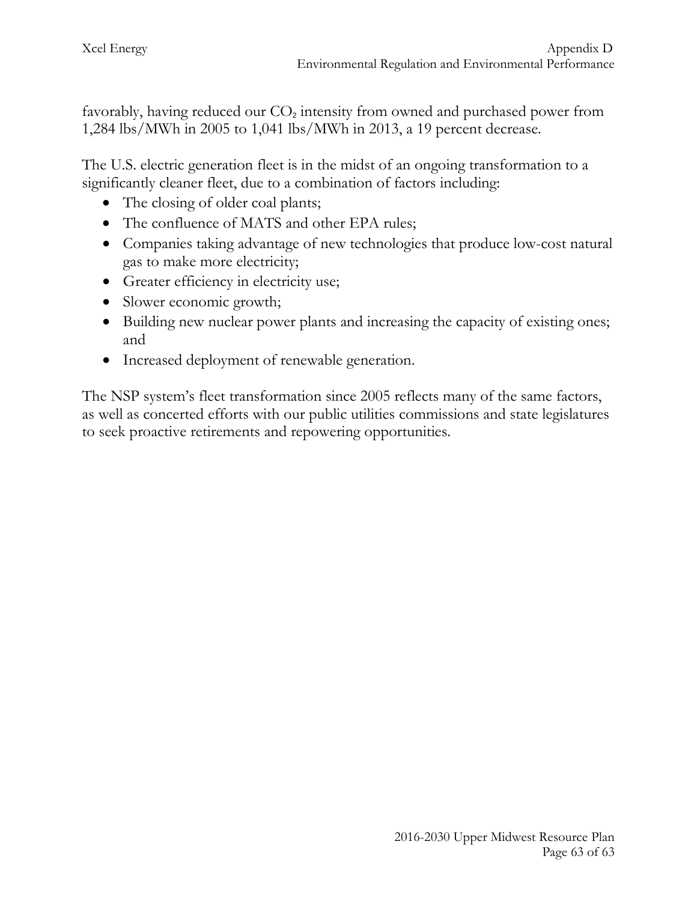favorably, having reduced our $CO_2$ intensity from owned and purchased power from 1,284 lbs/MWh in 2005 to 1,041 lbs/MWh in 2013, a 19 percent decrease.

The U.S. electric generation fleet is in the midst of an ongoing transformation to a significantly cleaner fleet, due to a combination of factors including:

- The closing of older coal plants;
- The confluence of MATS and other EPA rules;
- Companies taking advantage of new technologies that produce low-cost natural gas to make more electricity;
- Greater efficiency in electricity use;
- Slower economic growth;
- Building new nuclear power plants and increasing the capacity of existing ones; and
- Increased deployment of renewable generation.

The NSP system's fleet transformation since 2005 reflects many of the same factors, as well as concerted efforts with our public utilities commissions and state legislatures to seek proactive retirements and repowering opportunities.